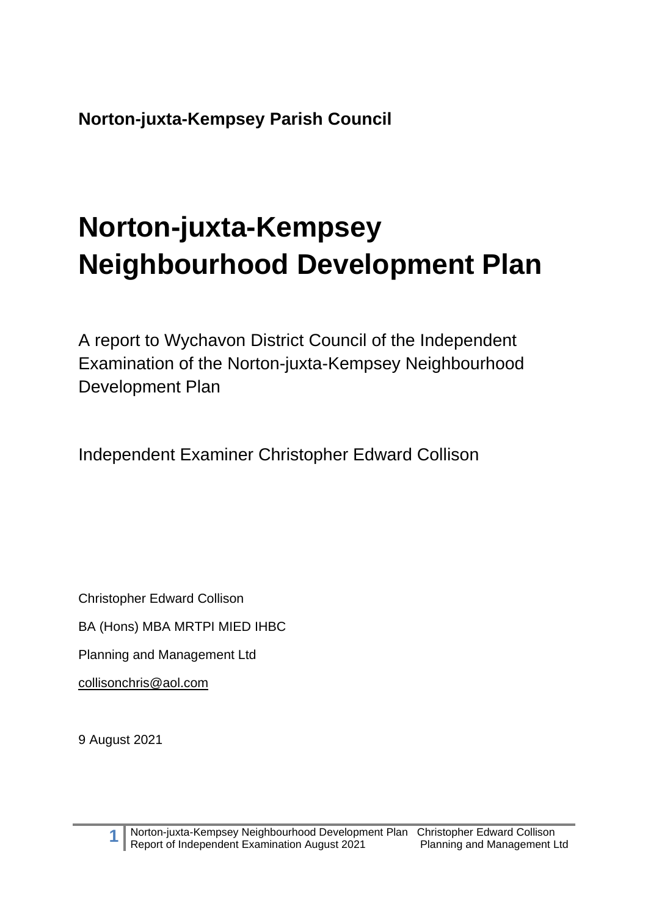**Norton-juxta-Kempsey Parish Council**

# Norton-juxta-Kempsey Neighbourhood Development Plan

A report to Wychavon District Council of the Independent Examination of the Norton-juxta-Kempsey Neighbourhood Development Plan

Independent Examiner Christopher Edward Collison

Christopher Edward Collison

BA (Hons) MBA MRTPI MIED IHBC

Planning and Management Ltd

collisonchris@aol.com

9 August 2021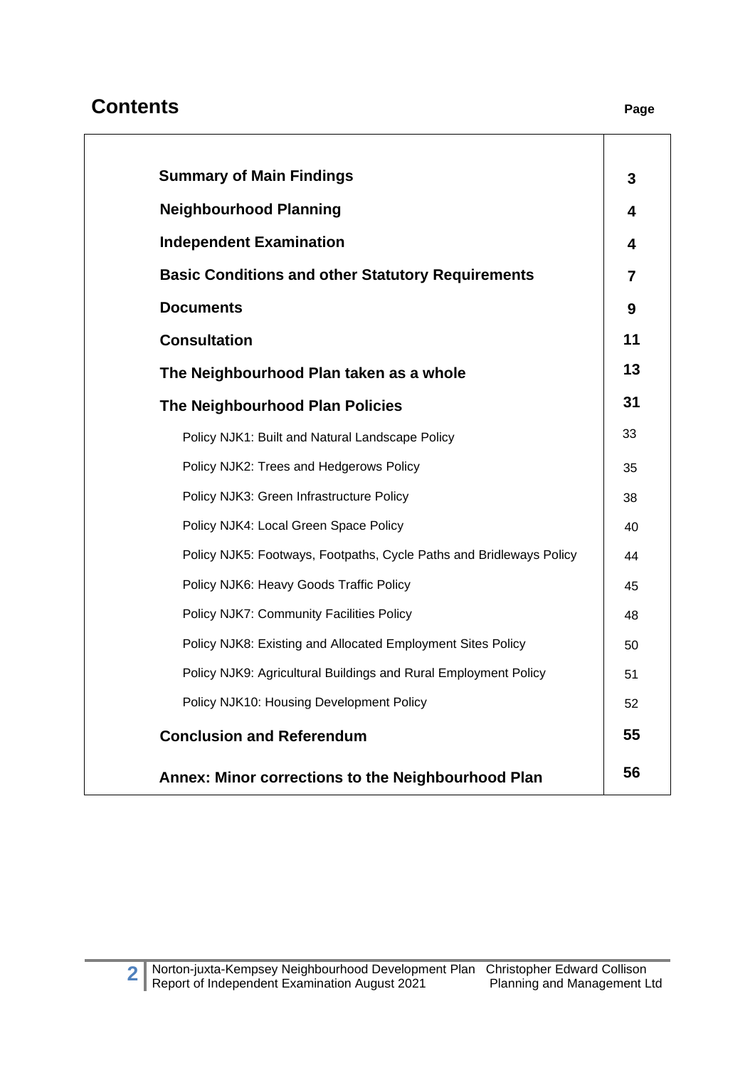# Contents

| | Page |
|---|---|
| **Summary of Main Findings** | **3** |
| **Neighbourhood Planning** | **4** |
| **Independent Examination** | **4** |
| **Basic Conditions and other Statutory Requirements** | **7** |
| **Documents** | **9** |
| **Consultation** | **11** |
| **The Neighbourhood Plan taken as a whole** | **13** |
| **The Neighbourhood Plan Policies** | **31** |
| Policy NJK1: Built and Natural Landscape Policy | 33 |
| Policy NJK2: Trees and Hedgerows Policy | 35 |
| Policy NJK3: Green Infrastructure Policy | 38 |
| Policy NJK4: Local Green Space Policy | 40 |
| Policy NJK5: Footways, Footpaths, Cycle Paths and Bridleways Policy | 44 |
| Policy NJK6: Heavy Goods Traffic Policy | 45 |
| Policy NJK7: Community Facilities Policy | 48 |
| Policy NJK8: Existing and Allocated Employment Sites Policy | 50 |
| Policy NJK9: Agricultural Buildings and Rural Employment Policy | 51 |
| Policy NJK10: Housing Development Policy | 52 |
| **Conclusion and Referendum** | **55** |
| **Annex: Minor corrections to the Neighbourhood Plan** | **56** |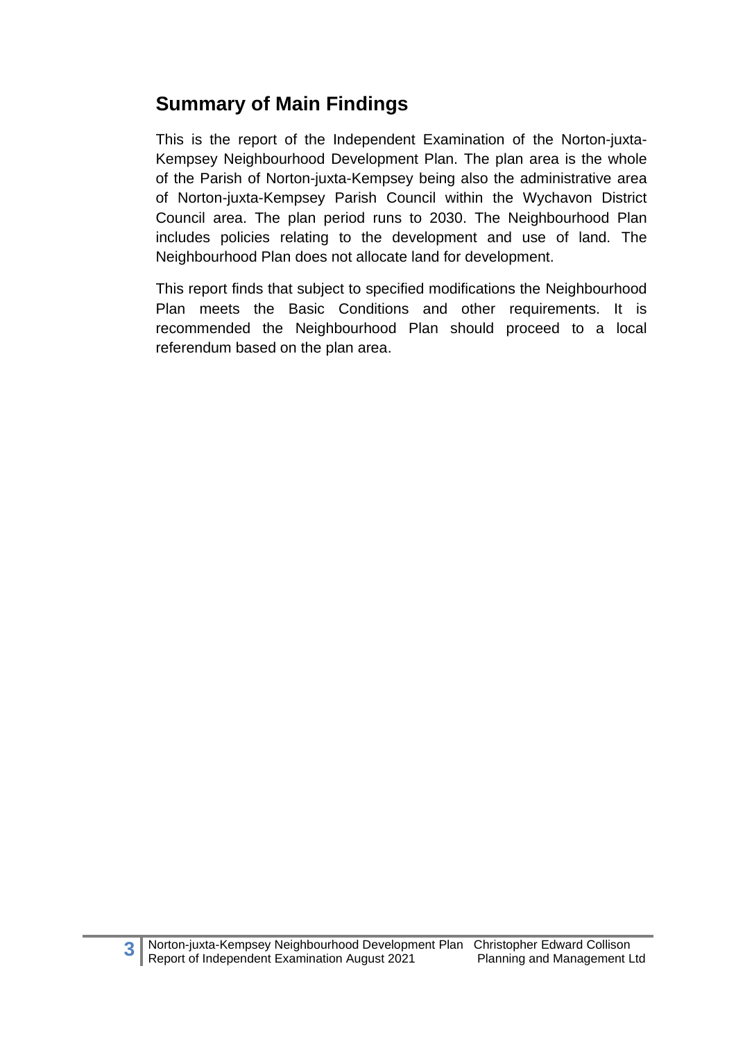## Summary of Main Findings

This is the report of the Independent Examination of the Norton-juxta-Kempsey Neighbourhood Development Plan. The plan area is the whole of the Parish of Norton-juxta-Kempsey being also the administrative area of Norton-juxta-Kempsey Parish Council within the Wychavon District Council area. The plan period runs to 2030. The Neighbourhood Plan includes policies relating to the development and use of land. The Neighbourhood Plan does not allocate land for development.

This report finds that subject to specified modifications the Neighbourhood Plan meets the Basic Conditions and other requirements. It is recommended the Neighbourhood Plan should proceed to a local referendum based on the plan area.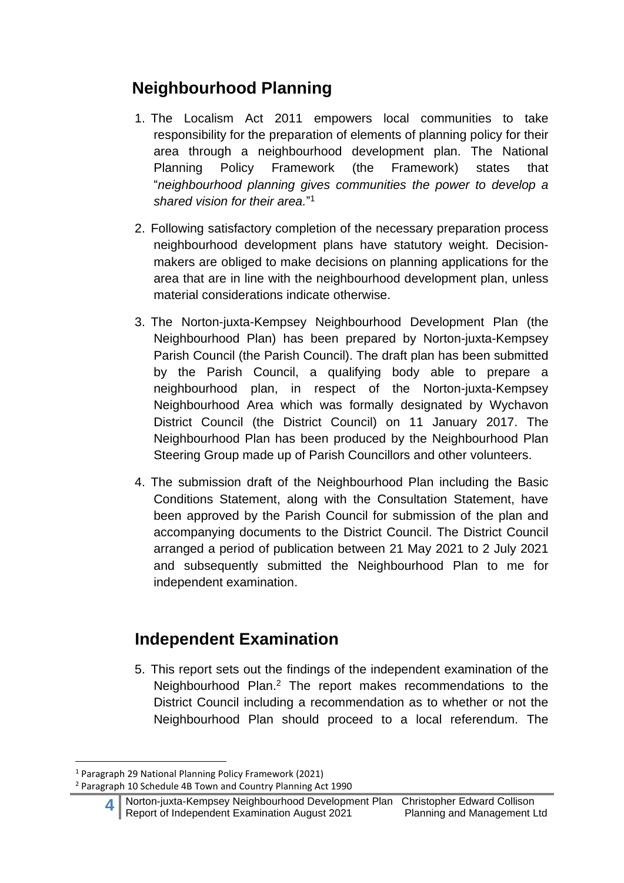## Neighbourhood Planning

1. The Localism Act 2011 empowers local communities to take responsibility for the preparation of elements of planning policy for their area through a neighbourhood development plan. The National Planning Policy Framework (the Framework) states that "*neighbourhood planning gives communities the power to develop a shared vision for their area.*"[1]

2. Following satisfactory completion of the necessary preparation process neighbourhood development plans have statutory weight. Decision-makers are obliged to make decisions on planning applications for the area that are in line with the neighbourhood development plan, unless material considerations indicate otherwise.

3. The Norton-juxta-Kempsey Neighbourhood Development Plan (the Neighbourhood Plan) has been prepared by Norton-juxta-Kempsey Parish Council (the Parish Council). The draft plan has been submitted by the Parish Council, a qualifying body able to prepare a neighbourhood plan, in respect of the Norton-juxta-Kempsey Neighbourhood Area which was formally designated by Wychavon District Council (the District Council) on 11 January 2017. The Neighbourhood Plan has been produced by the Neighbourhood Plan Steering Group made up of Parish Councillors and other volunteers.

4. The submission draft of the Neighbourhood Plan including the Basic Conditions Statement, along with the Consultation Statement, have been approved by the Parish Council for submission of the plan and accompanying documents to the District Council. The District Council arranged a period of publication between 21 May 2021 to 2 July 2021 and subsequently submitted the Neighbourhood Plan to me for independent examination.

## Independent Examination

5. This report sets out the findings of the independent examination of the Neighbourhood Plan.[2] The report makes recommendations to the District Council including a recommendation as to whether or not the Neighbourhood Plan should proceed to a local referendum. The

[1] Paragraph 29 National Planning Policy Framework (2021)

[2] Paragraph 10 Schedule 4B Town and Country Planning Act 1990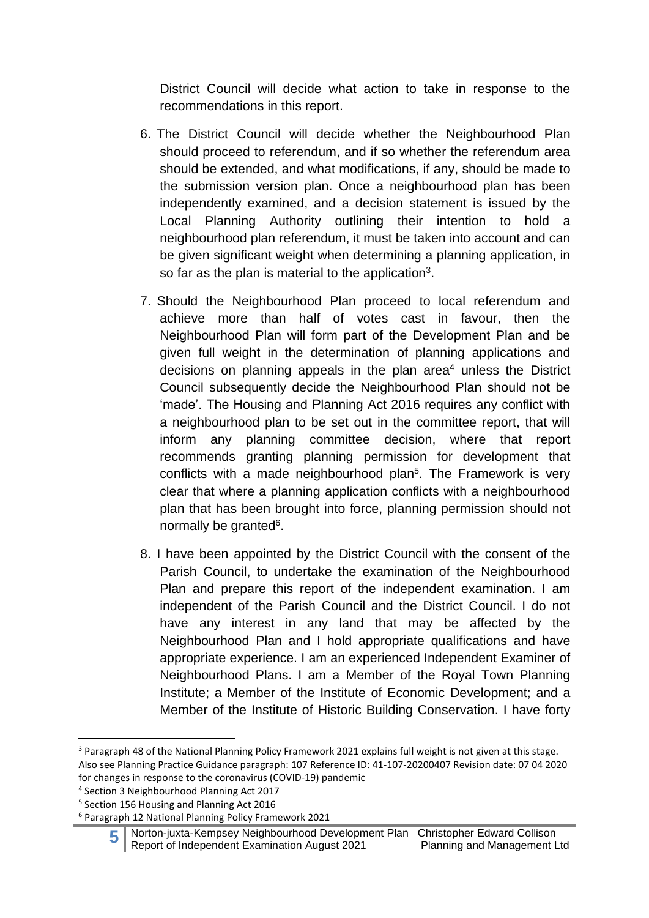District Council will decide what action to take in response to the recommendations in this report.

6. The District Council will decide whether the Neighbourhood Plan should proceed to referendum, and if so whether the referendum area should be extended, and what modifications, if any, should be made to the submission version plan. Once a neighbourhood plan has been independently examined, and a decision statement is issued by the Local Planning Authority outlining their intention to hold a neighbourhood plan referendum, it must be taken into account and can be given significant weight when determining a planning application, in so far as the plan is material to the application[3].

7. Should the Neighbourhood Plan proceed to local referendum and achieve more than half of votes cast in favour, then the Neighbourhood Plan will form part of the Development Plan and be given full weight in the determination of planning applications and decisions on planning appeals in the plan area[4] unless the District Council subsequently decide the Neighbourhood Plan should not be 'made'. The Housing and Planning Act 2016 requires any conflict with a neighbourhood plan to be set out in the committee report, that will inform any planning committee decision, where that report recommends granting planning permission for development that conflicts with a made neighbourhood plan[5]. The Framework is very clear that where a planning application conflicts with a neighbourhood plan that has been brought into force, planning permission should not normally be granted[6].

8. I have been appointed by the District Council with the consent of the Parish Council, to undertake the examination of the Neighbourhood Plan and prepare this report of the independent examination. I am independent of the Parish Council and the District Council. I do not have any interest in any land that may be affected by the Neighbourhood Plan and I hold appropriate qualifications and have appropriate experience. I am an experienced Independent Examiner of Neighbourhood Plans. I am a Member of the Royal Town Planning Institute; a Member of the Institute of Economic Development; and a Member of the Institute of Historic Building Conservation. I have forty

---

[3] Paragraph 48 of the National Planning Policy Framework 2021 explains full weight is not given at this stage. Also see Planning Practice Guidance paragraph: 107 Reference ID: 41-107-20200407 Revision date: 07 04 2020 for changes in response to the coronavirus (COVID-19) pandemic

[4] Section 3 Neighbourhood Planning Act 2017

[5] Section 156 Housing and Planning Act 2016

[6] Paragraph 12 National Planning Policy Framework 2021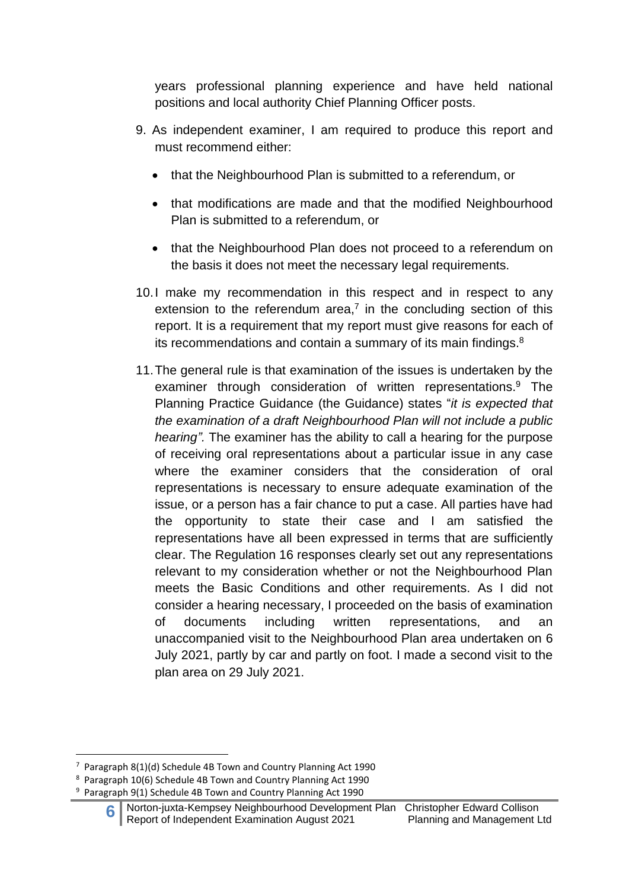years professional planning experience and have held national positions and local authority Chief Planning Officer posts.

9. As independent examiner, I am required to produce this report and must recommend either:

   - that the Neighbourhood Plan is submitted to a referendum, or
   - that modifications are made and that the modified Neighbourhood Plan is submitted to a referendum, or
   - that the Neighbourhood Plan does not proceed to a referendum on the basis it does not meet the necessary legal requirements.

10. I make my recommendation in this respect and in respect to any extension to the referendum area,[7] in the concluding section of this report. It is a requirement that my report must give reasons for each of its recommendations and contain a summary of its main findings.[8]

11. The general rule is that examination of the issues is undertaken by the examiner through consideration of written representations.[9] The Planning Practice Guidance (the Guidance) states "*it is expected that the examination of a draft Neighbourhood Plan will not include a public hearing".* The examiner has the ability to call a hearing for the purpose of receiving oral representations about a particular issue in any case where the examiner considers that the consideration of oral representations is necessary to ensure adequate examination of the issue, or a person has a fair chance to put a case. All parties have had the opportunity to state their case and I am satisfied the representations have all been expressed in terms that are sufficiently clear. The Regulation 16 responses clearly set out any representations relevant to my consideration whether or not the Neighbourhood Plan meets the Basic Conditions and other requirements. As I did not consider a hearing necessary, I proceeded on the basis of examination of documents including written representations, and an unaccompanied visit to the Neighbourhood Plan area undertaken on 6 July 2021, partly by car and partly on foot. I made a second visit to the plan area on 29 July 2021.

---

[7] Paragraph 8(1)(d) Schedule 4B Town and Country Planning Act 1990

[8] Paragraph 10(6) Schedule 4B Town and Country Planning Act 1990

[9] Paragraph 9(1) Schedule 4B Town and Country Planning Act 1990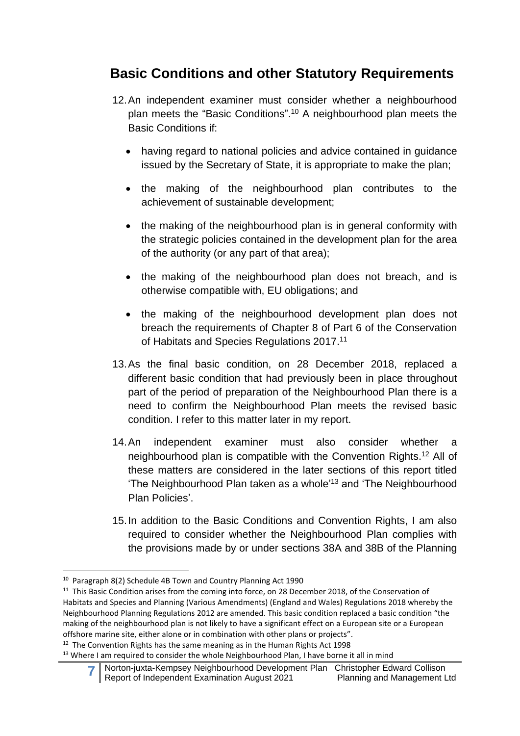## Basic Conditions and other Statutory Requirements

12. An independent examiner must consider whether a neighbourhood plan meets the "Basic Conditions".[10] A neighbourhood plan meets the Basic Conditions if:

    - having regard to national policies and advice contained in guidance issued by the Secretary of State, it is appropriate to make the plan;
    - the making of the neighbourhood plan contributes to the achievement of sustainable development;
    - the making of the neighbourhood plan is in general conformity with the strategic policies contained in the development plan for the area of the authority (or any part of that area);
    - the making of the neighbourhood plan does not breach, and is otherwise compatible with, EU obligations; and
    - the making of the neighbourhood development plan does not breach the requirements of Chapter 8 of Part 6 of the Conservation of Habitats and Species Regulations 2017.[11]

13. As the final basic condition, on 28 December 2018, replaced a different basic condition that had previously been in place throughout part of the period of preparation of the Neighbourhood Plan there is a need to confirm the Neighbourhood Plan meets the revised basic condition. I refer to this matter later in my report.

14. An independent examiner must also consider whether a neighbourhood plan is compatible with the Convention Rights.[12] All of these matters are considered in the later sections of this report titled 'The Neighbourhood Plan taken as a whole'[13] and 'The Neighbourhood Plan Policies'.

15. In addition to the Basic Conditions and Convention Rights, I am also required to consider whether the Neighbourhood Plan complies with the provisions made by or under sections 38A and 38B of the Planning

---

[10] Paragraph 8(2) Schedule 4B Town and Country Planning Act 1990

[11] This Basic Condition arises from the coming into force, on 28 December 2018, of the Conservation of Habitats and Species and Planning (Various Amendments) (England and Wales) Regulations 2018 whereby the Neighbourhood Planning Regulations 2012 are amended. This basic condition replaced a basic condition "the making of the neighbourhood plan is not likely to have a significant effect on a European site or a European offshore marine site, either alone or in combination with other plans or projects".

[12] The Convention Rights has the same meaning as in the Human Rights Act 1998

[13] Where I am required to consider the whole Neighbourhood Plan, I have borne it all in mind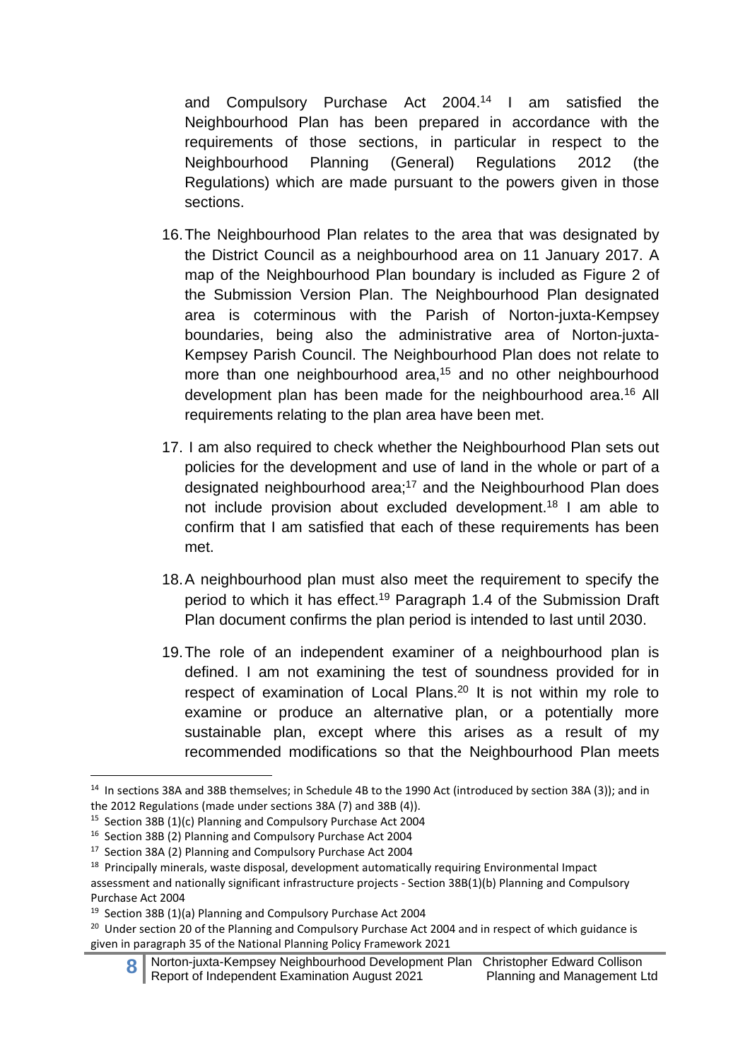and Compulsory Purchase Act 2004.[14] I am satisfied the Neighbourhood Plan has been prepared in accordance with the requirements of those sections, in particular in respect to the Neighbourhood Planning (General) Regulations 2012 (the Regulations) which are made pursuant to the powers given in those sections.

16. The Neighbourhood Plan relates to the area that was designated by the District Council as a neighbourhood area on 11 January 2017. A map of the Neighbourhood Plan boundary is included as Figure 2 of the Submission Version Plan. The Neighbourhood Plan designated area is coterminous with the Parish of Norton-juxta-Kempsey boundaries, being also the administrative area of Norton-juxta-Kempsey Parish Council. The Neighbourhood Plan does not relate to more than one neighbourhood area,[15] and no other neighbourhood development plan has been made for the neighbourhood area.[16] All requirements relating to the plan area have been met.

17. I am also required to check whether the Neighbourhood Plan sets out policies for the development and use of land in the whole or part of a designated neighbourhood area;[17] and the Neighbourhood Plan does not include provision about excluded development.[18] I am able to confirm that I am satisfied that each of these requirements has been met.

18. A neighbourhood plan must also meet the requirement to specify the period to which it has effect.[19] Paragraph 1.4 of the Submission Draft Plan document confirms the plan period is intended to last until 2030.

19. The role of an independent examiner of a neighbourhood plan is defined. I am not examining the test of soundness provided for in respect of examination of Local Plans.[20] It is not within my role to examine or produce an alternative plan, or a potentially more sustainable plan, except where this arises as a result of my recommended modifications so that the Neighbourhood Plan meets

---

[14] In sections 38A and 38B themselves; in Schedule 4B to the 1990 Act (introduced by section 38A (3)); and in the 2012 Regulations (made under sections 38A (7) and 38B (4)).

[15] Section 38B (1)(c) Planning and Compulsory Purchase Act 2004

[16] Section 38B (2) Planning and Compulsory Purchase Act 2004

[17] Section 38A (2) Planning and Compulsory Purchase Act 2004

[18] Principally minerals, waste disposal, development automatically requiring Environmental Impact assessment and nationally significant infrastructure projects - Section 38B(1)(b) Planning and Compulsory Purchase Act 2004

[19] Section 38B (1)(a) Planning and Compulsory Purchase Act 2004

[20] Under section 20 of the Planning and Compulsory Purchase Act 2004 and in respect of which guidance is given in paragraph 35 of the National Planning Policy Framework 2021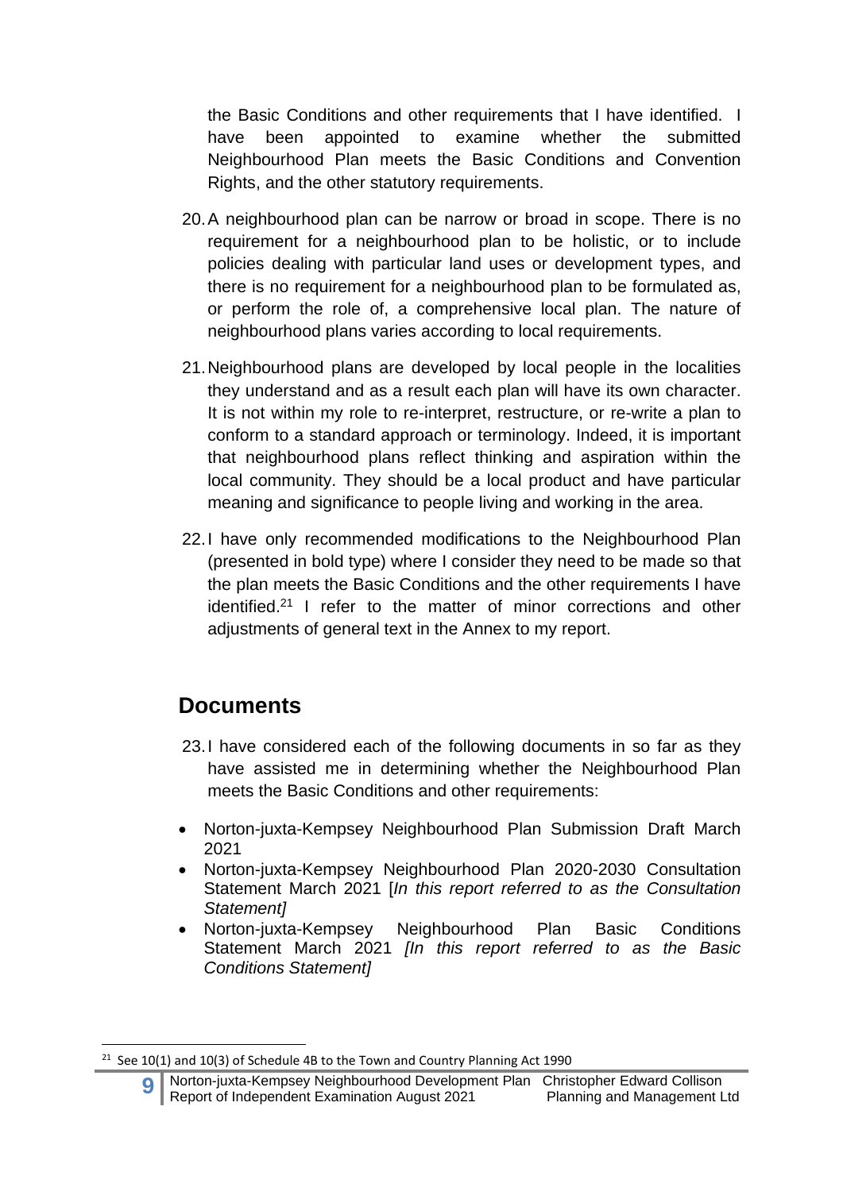the Basic Conditions and other requirements that I have identified. I have been appointed to examine whether the submitted Neighbourhood Plan meets the Basic Conditions and Convention Rights, and the other statutory requirements.

20. A neighbourhood plan can be narrow or broad in scope. There is no requirement for a neighbourhood plan to be holistic, or to include policies dealing with particular land uses or development types, and there is no requirement for a neighbourhood plan to be formulated as, or perform the role of, a comprehensive local plan. The nature of neighbourhood plans varies according to local requirements.

21. Neighbourhood plans are developed by local people in the localities they understand and as a result each plan will have its own character. It is not within my role to re-interpret, restructure, or re-write a plan to conform to a standard approach or terminology. Indeed, it is important that neighbourhood plans reflect thinking and aspiration within the local community. They should be a local product and have particular meaning and significance to people living and working in the area.

22. I have only recommended modifications to the Neighbourhood Plan (presented in bold type) where I consider they need to be made so that the plan meets the Basic Conditions and the other requirements I have identified.[21] I refer to the matter of minor corrections and other adjustments of general text in the Annex to my report.

## Documents

23. I have considered each of the following documents in so far as they have assisted me in determining whether the Neighbourhood Plan meets the Basic Conditions and other requirements:

- Norton-juxta-Kempsey Neighbourhood Plan Submission Draft March 2021
- Norton-juxta-Kempsey Neighbourhood Plan 2020-2030 Consultation Statement March 2021 [*In this report referred to as the Consultation Statement]*
- Norton-juxta-Kempsey Neighbourhood Plan Basic Conditions Statement March 2021 *[In this report referred to as the Basic Conditions Statement]*

[21] See 10(1) and 10(3) of Schedule 4B to the Town and Country Planning Act 1990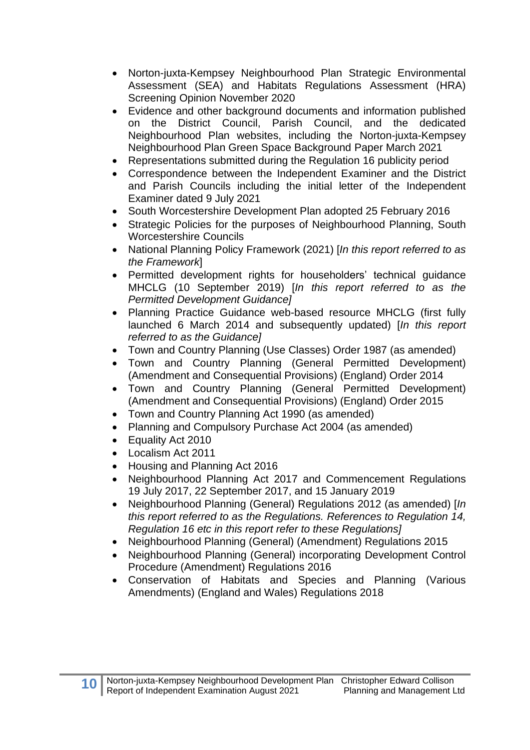- Norton-juxta-Kempsey Neighbourhood Plan Strategic Environmental Assessment (SEA) and Habitats Regulations Assessment (HRA) Screening Opinion November 2020
- Evidence and other background documents and information published on the District Council, Parish Council, and the dedicated Neighbourhood Plan websites, including the Norton-juxta-Kempsey Neighbourhood Plan Green Space Background Paper March 2021
- Representations submitted during the Regulation 16 publicity period
- Correspondence between the Independent Examiner and the District and Parish Councils including the initial letter of the Independent Examiner dated 9 July 2021
- South Worcestershire Development Plan adopted 25 February 2016
- Strategic Policies for the purposes of Neighbourhood Planning, South Worcestershire Councils
- National Planning Policy Framework (2021) [*In this report referred to as the Framework*]
- Permitted development rights for householders' technical guidance MHCLG (10 September 2019) [*In this report referred to as the Permitted Development Guidance]*
- Planning Practice Guidance web-based resource MHCLG (first fully launched 6 March 2014 and subsequently updated) [*In this report referred to as the Guidance]*
- Town and Country Planning (Use Classes) Order 1987 (as amended)
- Town and Country Planning (General Permitted Development) (Amendment and Consequential Provisions) (England) Order 2014
- Town and Country Planning (General Permitted Development) (Amendment and Consequential Provisions) (England) Order 2015
- Town and Country Planning Act 1990 (as amended)
- Planning and Compulsory Purchase Act 2004 (as amended)
- Equality Act 2010
- Localism Act 2011
- Housing and Planning Act 2016
- Neighbourhood Planning Act 2017 and Commencement Regulations 19 July 2017, 22 September 2017, and 15 January 2019
- Neighbourhood Planning (General) Regulations 2012 (as amended) [*In this report referred to as the Regulations. References to Regulation 14, Regulation 16 etc in this report refer to these Regulations]*
- Neighbourhood Planning (General) (Amendment) Regulations 2015
- Neighbourhood Planning (General) incorporating Development Control Procedure (Amendment) Regulations 2016
- Conservation of Habitats and Species and Planning (Various Amendments) (England and Wales) Regulations 2018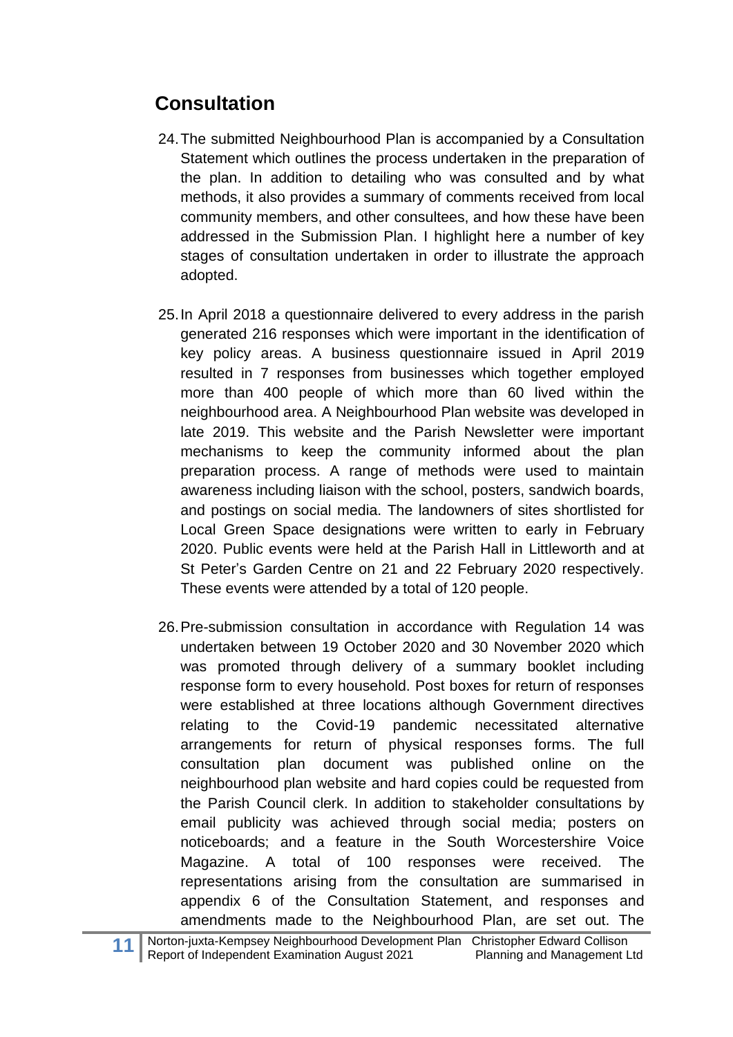## Consultation

24. The submitted Neighbourhood Plan is accompanied by a Consultation Statement which outlines the process undertaken in the preparation of the plan. In addition to detailing who was consulted and by what methods, it also provides a summary of comments received from local community members, and other consultees, and how these have been addressed in the Submission Plan. I highlight here a number of key stages of consultation undertaken in order to illustrate the approach adopted.

25. In April 2018 a questionnaire delivered to every address in the parish generated 216 responses which were important in the identification of key policy areas. A business questionnaire issued in April 2019 resulted in 7 responses from businesses which together employed more than 400 people of which more than 60 lived within the neighbourhood area. A Neighbourhood Plan website was developed in late 2019. This website and the Parish Newsletter were important mechanisms to keep the community informed about the plan preparation process. A range of methods were used to maintain awareness including liaison with the school, posters, sandwich boards, and postings on social media. The landowners of sites shortlisted for Local Green Space designations were written to early in February 2020. Public events were held at the Parish Hall in Littleworth and at St Peter's Garden Centre on 21 and 22 February 2020 respectively. These events were attended by a total of 120 people.

26. Pre-submission consultation in accordance with Regulation 14 was undertaken between 19 October 2020 and 30 November 2020 which was promoted through delivery of a summary booklet including response form to every household. Post boxes for return of responses were established at three locations although Government directives relating to the Covid-19 pandemic necessitated alternative arrangements for return of physical responses forms. The full consultation plan document was published online on the neighbourhood plan website and hard copies could be requested from the Parish Council clerk. In addition to stakeholder consultations by email publicity was achieved through social media; posters on noticeboards; and a feature in the South Worcestershire Voice Magazine. A total of 100 responses were received. The representations arising from the consultation are summarised in appendix 6 of the Consultation Statement, and responses and amendments made to the Neighbourhood Plan, are set out. The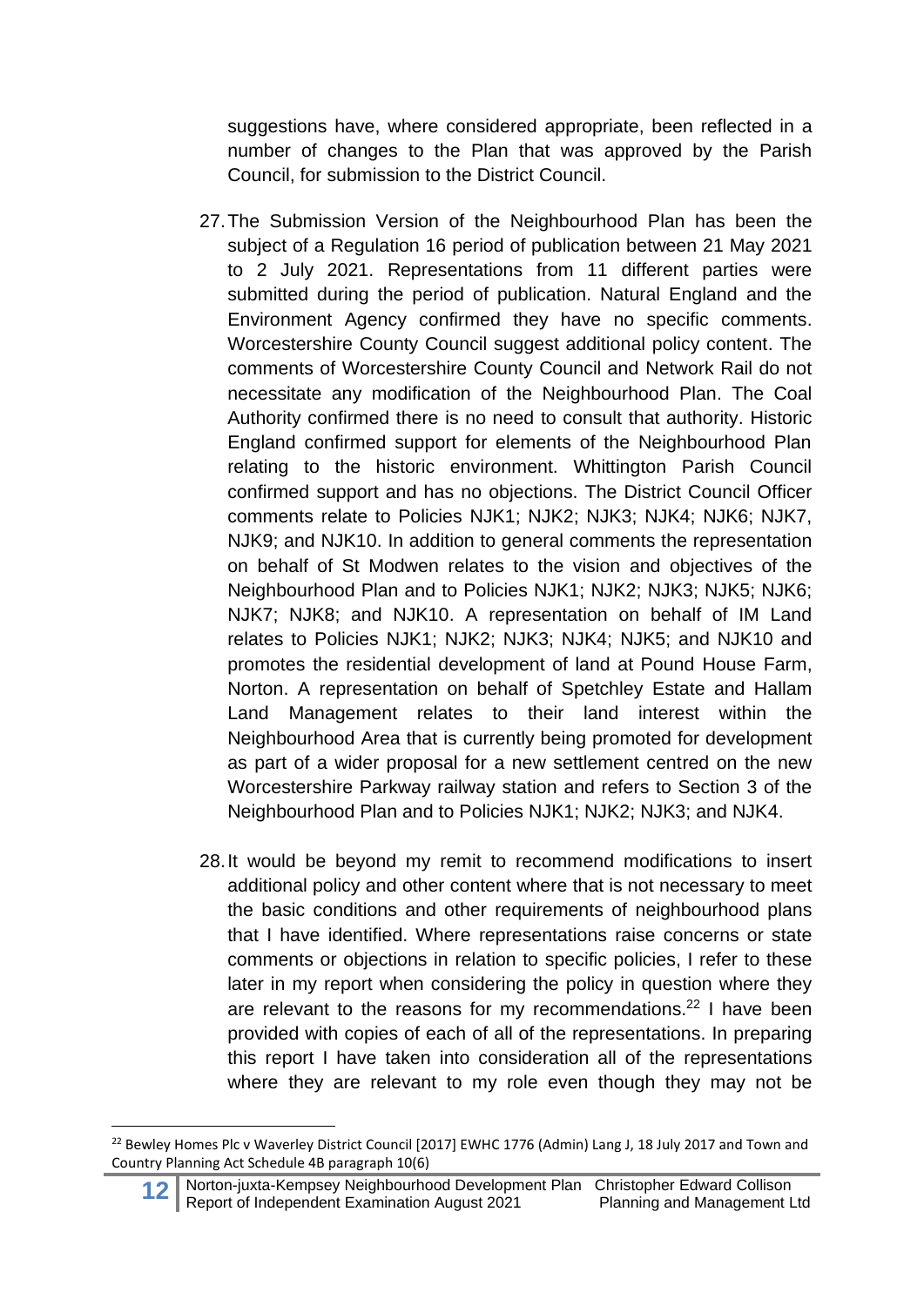suggestions have, where considered appropriate, been reflected in a number of changes to the Plan that was approved by the Parish Council, for submission to the District Council.

27. The Submission Version of the Neighbourhood Plan has been the subject of a Regulation 16 period of publication between 21 May 2021 to 2 July 2021. Representations from 11 different parties were submitted during the period of publication. Natural England and the Environment Agency confirmed they have no specific comments. Worcestershire County Council suggest additional policy content. The comments of Worcestershire County Council and Network Rail do not necessitate any modification of the Neighbourhood Plan. The Coal Authority confirmed there is no need to consult that authority. Historic England confirmed support for elements of the Neighbourhood Plan relating to the historic environment. Whittington Parish Council confirmed support and has no objections. The District Council Officer comments relate to Policies NJK1; NJK2; NJK3; NJK4; NJK6; NJK7, NJK9; and NJK10. In addition to general comments the representation on behalf of St Modwen relates to the vision and objectives of the Neighbourhood Plan and to Policies NJK1; NJK2; NJK3; NJK5; NJK6; NJK7; NJK8; and NJK10. A representation on behalf of IM Land relates to Policies NJK1; NJK2; NJK3; NJK4; NJK5; and NJK10 and promotes the residential development of land at Pound House Farm, Norton. A representation on behalf of Spetchley Estate and Hallam Land Management relates to their land interest within the Neighbourhood Area that is currently being promoted for development as part of a wider proposal for a new settlement centred on the new Worcestershire Parkway railway station and refers to Section 3 of the Neighbourhood Plan and to Policies NJK1; NJK2; NJK3; and NJK4.

28. It would be beyond my remit to recommend modifications to insert additional policy and other content where that is not necessary to meet the basic conditions and other requirements of neighbourhood plans that I have identified. Where representations raise concerns or state comments or objections in relation to specific policies, I refer to these later in my report when considering the policy in question where they are relevant to the reasons for my recommendations.[22] I have been provided with copies of each of all of the representations. In preparing this report I have taken into consideration all of the representations where they are relevant to my role even though they may not be

[22] Bewley Homes Plc v Waverley District Council [2017] EWHC 1776 (Admin) Lang J, 18 July 2017 and Town and Country Planning Act Schedule 4B paragraph 10(6)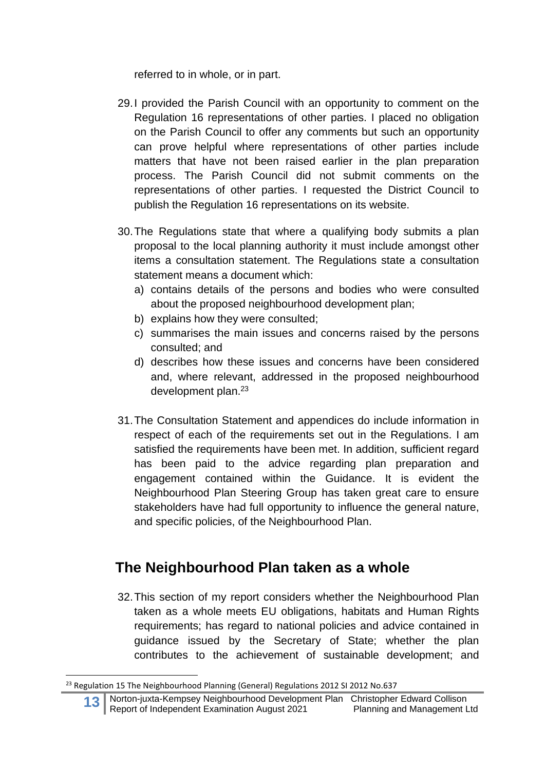referred to in whole, or in part.

29. I provided the Parish Council with an opportunity to comment on the Regulation 16 representations of other parties. I placed no obligation on the Parish Council to offer any comments but such an opportunity can prove helpful where representations of other parties include matters that have not been raised earlier in the plan preparation process. The Parish Council did not submit comments on the representations of other parties. I requested the District Council to publish the Regulation 16 representations on its website.

30. The Regulations state that where a qualifying body submits a plan proposal to the local planning authority it must include amongst other items a consultation statement. The Regulations state a consultation statement means a document which:
    a) contains details of the persons and bodies who were consulted about the proposed neighbourhood development plan;
    b) explains how they were consulted;
    c) summarises the main issues and concerns raised by the persons consulted; and
    d) describes how these issues and concerns have been considered and, where relevant, addressed in the proposed neighbourhood development plan.[23]

31. The Consultation Statement and appendices do include information in respect of each of the requirements set out in the Regulations. I am satisfied the requirements have been met. In addition, sufficient regard has been paid to the advice regarding plan preparation and engagement contained within the Guidance. It is evident the Neighbourhood Plan Steering Group has taken great care to ensure stakeholders have had full opportunity to influence the general nature, and specific policies, of the Neighbourhood Plan.

## The Neighbourhood Plan taken as a whole

32. This section of my report considers whether the Neighbourhood Plan taken as a whole meets EU obligations, habitats and Human Rights requirements; has regard to national policies and advice contained in guidance issued by the Secretary of State; whether the plan contributes to the achievement of sustainable development; and

[23] Regulation 15 The Neighbourhood Planning (General) Regulations 2012 SI 2012 No.637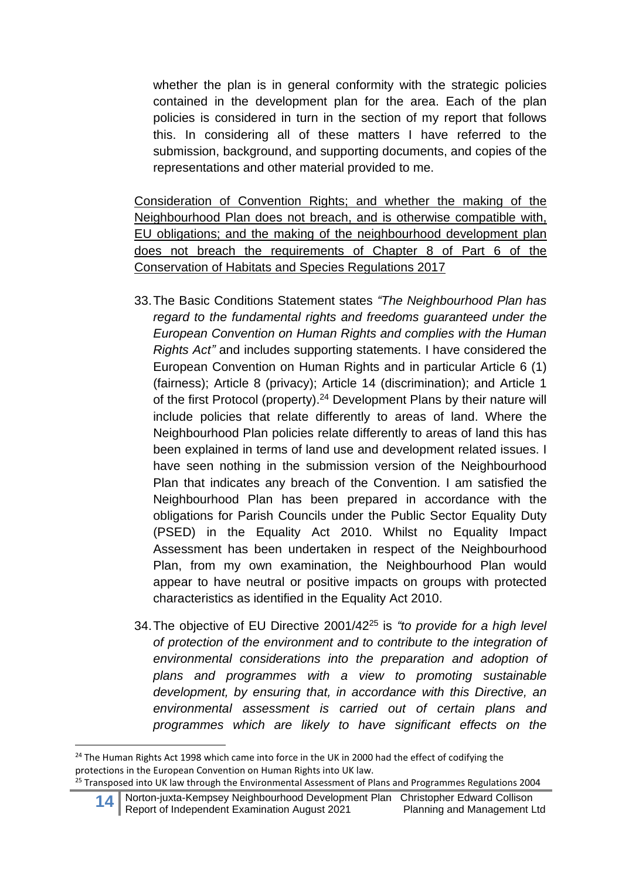whether the plan is in general conformity with the strategic policies contained in the development plan for the area. Each of the plan policies is considered in turn in the section of my report that follows this. In considering all of these matters I have referred to the submission, background, and supporting documents, and copies of the representations and other material provided to me.

<u>Consideration of Convention Rights; and whether the making of the Neighbourhood Plan does not breach, and is otherwise compatible with, EU obligations; and the making of the neighbourhood development plan does not breach the requirements of Chapter 8 of Part 6 of the Conservation of Habitats and Species Regulations 2017</u>

33. The Basic Conditions Statement states *"The Neighbourhood Plan has regard to the fundamental rights and freedoms guaranteed under the European Convention on Human Rights and complies with the Human Rights Act"* and includes supporting statements. I have considered the European Convention on Human Rights and in particular Article 6 (1) (fairness); Article 8 (privacy); Article 14 (discrimination); and Article 1 of the first Protocol (property).[24] Development Plans by their nature will include policies that relate differently to areas of land. Where the Neighbourhood Plan policies relate differently to areas of land this has been explained in terms of land use and development related issues. I have seen nothing in the submission version of the Neighbourhood Plan that indicates any breach of the Convention. I am satisfied the Neighbourhood Plan has been prepared in accordance with the obligations for Parish Councils under the Public Sector Equality Duty (PSED) in the Equality Act 2010. Whilst no Equality Impact Assessment has been undertaken in respect of the Neighbourhood Plan, from my own examination, the Neighbourhood Plan would appear to have neutral or positive impacts on groups with protected characteristics as identified in the Equality Act 2010.

34. The objective of EU Directive 2001/42[25] is *"to provide for a high level of protection of the environment and to contribute to the integration of environmental considerations into the preparation and adoption of plans and programmes with a view to promoting sustainable development, by ensuring that, in accordance with this Directive, an environmental assessment is carried out of certain plans and programmes which are likely to have significant effects on the*

[24] The Human Rights Act 1998 which came into force in the UK in 2000 had the effect of codifying the protections in the European Convention on Human Rights into UK law.

[25] Transposed into UK law through the Environmental Assessment of Plans and Programmes Regulations 2004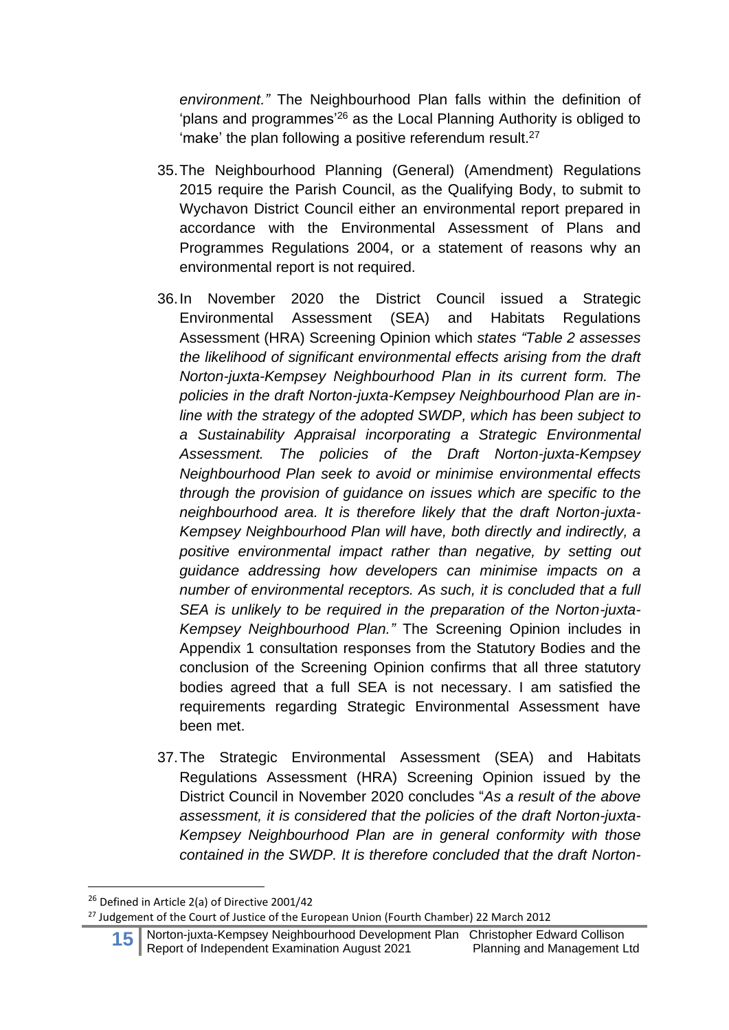*environment."* The Neighbourhood Plan falls within the definition of 'plans and programmes'[26] as the Local Planning Authority is obliged to 'make' the plan following a positive referendum result.[27]

35. The Neighbourhood Planning (General) (Amendment) Regulations 2015 require the Parish Council, as the Qualifying Body, to submit to Wychavon District Council either an environmental report prepared in accordance with the Environmental Assessment of Plans and Programmes Regulations 2004, or a statement of reasons why an environmental report is not required.

36. In November 2020 the District Council issued a Strategic Environmental Assessment (SEA) and Habitats Regulations Assessment (HRA) Screening Opinion which *states "Table 2 assesses the likelihood of significant environmental effects arising from the draft Norton-juxta-Kempsey Neighbourhood Plan in its current form. The policies in the draft Norton-juxta-Kempsey Neighbourhood Plan are in-line with the strategy of the adopted SWDP, which has been subject to a Sustainability Appraisal incorporating a Strategic Environmental Assessment. The policies of the Draft Norton-juxta-Kempsey Neighbourhood Plan seek to avoid or minimise environmental effects through the provision of guidance on issues which are specific to the neighbourhood area. It is therefore likely that the draft Norton-juxta-Kempsey Neighbourhood Plan will have, both directly and indirectly, a positive environmental impact rather than negative, by setting out guidance addressing how developers can minimise impacts on a number of environmental receptors. As such, it is concluded that a full SEA is unlikely to be required in the preparation of the Norton-juxta-Kempsey Neighbourhood Plan."* The Screening Opinion includes in Appendix 1 consultation responses from the Statutory Bodies and the conclusion of the Screening Opinion confirms that all three statutory bodies agreed that a full SEA is not necessary. I am satisfied the requirements regarding Strategic Environmental Assessment have been met.

37. The Strategic Environmental Assessment (SEA) and Habitats Regulations Assessment (HRA) Screening Opinion issued by the District Council in November 2020 concludes "*As a result of the above assessment, it is considered that the policies of the draft Norton-juxta-Kempsey Neighbourhood Plan are in general conformity with those contained in the SWDP. It is therefore concluded that the draft Norton-*

---

[26] Defined in Article 2(a) of Directive 2001/42

[27] Judgement of the Court of Justice of the European Union (Fourth Chamber) 22 March 2012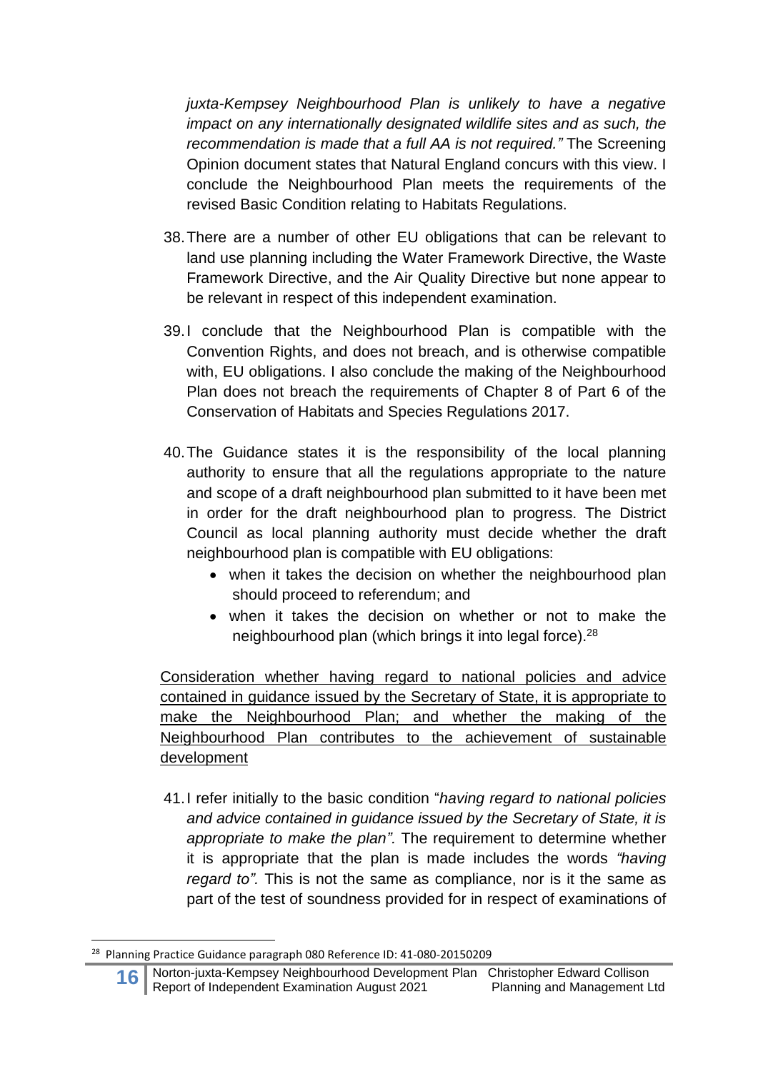*juxta-Kempsey Neighbourhood Plan is unlikely to have a negative impact on any internationally designated wildlife sites and as such, the recommendation is made that a full AA is not required."* The Screening Opinion document states that Natural England concurs with this view. I conclude the Neighbourhood Plan meets the requirements of the revised Basic Condition relating to Habitats Regulations.

38. There are a number of other EU obligations that can be relevant to land use planning including the Water Framework Directive, the Waste Framework Directive, and the Air Quality Directive but none appear to be relevant in respect of this independent examination.

39. I conclude that the Neighbourhood Plan is compatible with the Convention Rights, and does not breach, and is otherwise compatible with, EU obligations. I also conclude the making of the Neighbourhood Plan does not breach the requirements of Chapter 8 of Part 6 of the Conservation of Habitats and Species Regulations 2017.

40. The Guidance states it is the responsibility of the local planning authority to ensure that all the regulations appropriate to the nature and scope of a draft neighbourhood plan submitted to it have been met in order for the draft neighbourhood plan to progress. The District Council as local planning authority must decide whether the draft neighbourhood plan is compatible with EU obligations:
    - when it takes the decision on whether the neighbourhood plan should proceed to referendum; and
    - when it takes the decision on whether or not to make the neighbourhood plan (which brings it into legal force).[28]

<u>Consideration whether having regard to national policies and advice contained in guidance issued by the Secretary of State, it is appropriate to make the Neighbourhood Plan; and whether the making of the Neighbourhood Plan contributes to the achievement of sustainable development</u>

41. I refer initially to the basic condition "*having regard to national policies and advice contained in guidance issued by the Secretary of State, it is appropriate to make the plan".* The requirement to determine whether it is appropriate that the plan is made includes the words *"having regard to".* This is not the same as compliance, nor is it the same as part of the test of soundness provided for in respect of examinations of

[28] Planning Practice Guidance paragraph 080 Reference ID: 41-080-20150209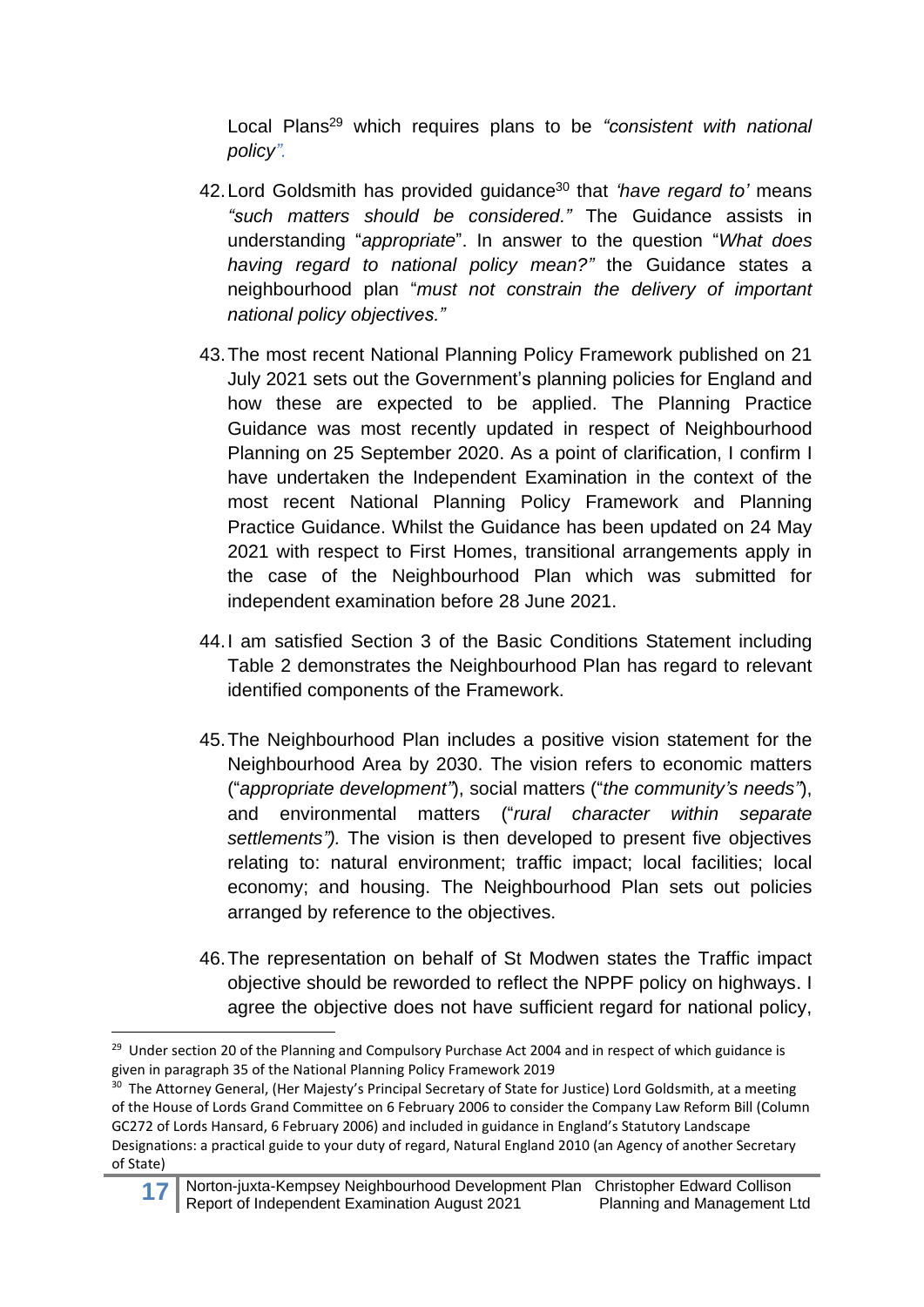Local Plans[29] which requires plans to be *"consistent with national policy".*

42. Lord Goldsmith has provided guidance[30] that *'have regard to'* means *"such matters should be considered."* The Guidance assists in understanding "*appropriate*". In answer to the question "*What does having regard to national policy mean?"* the Guidance states a neighbourhood plan "*must not constrain the delivery of important national policy objectives."*

43. The most recent National Planning Policy Framework published on 21 July 2021 sets out the Government's planning policies for England and how these are expected to be applied. The Planning Practice Guidance was most recently updated in respect of Neighbourhood Planning on 25 September 2020. As a point of clarification, I confirm I have undertaken the Independent Examination in the context of the most recent National Planning Policy Framework and Planning Practice Guidance. Whilst the Guidance has been updated on 24 May 2021 with respect to First Homes, transitional arrangements apply in the case of the Neighbourhood Plan which was submitted for independent examination before 28 June 2021.

44. I am satisfied Section 3 of the Basic Conditions Statement including Table 2 demonstrates the Neighbourhood Plan has regard to relevant identified components of the Framework.

45. The Neighbourhood Plan includes a positive vision statement for the Neighbourhood Area by 2030. The vision refers to economic matters ("*appropriate development"*), social matters ("*the community's needs"*), and environmental matters ("*rural character within separate settlements").* The vision is then developed to present five objectives relating to: natural environment; traffic impact; local facilities; local economy; and housing. The Neighbourhood Plan sets out policies arranged by reference to the objectives.

46. The representation on behalf of St Modwen states the Traffic impact objective should be reworded to reflect the NPPF policy on highways. I agree the objective does not have sufficient regard for national policy,

---

[29] Under section 20 of the Planning and Compulsory Purchase Act 2004 and in respect of which guidance is given in paragraph 35 of the National Planning Policy Framework 2019

[30] The Attorney General, (Her Majesty's Principal Secretary of State for Justice) Lord Goldsmith, at a meeting of the House of Lords Grand Committee on 6 February 2006 to consider the Company Law Reform Bill (Column GC272 of Lords Hansard, 6 February 2006) and included in guidance in England's Statutory Landscape Designations: a practical guide to your duty of regard, Natural England 2010 (an Agency of another Secretary of State)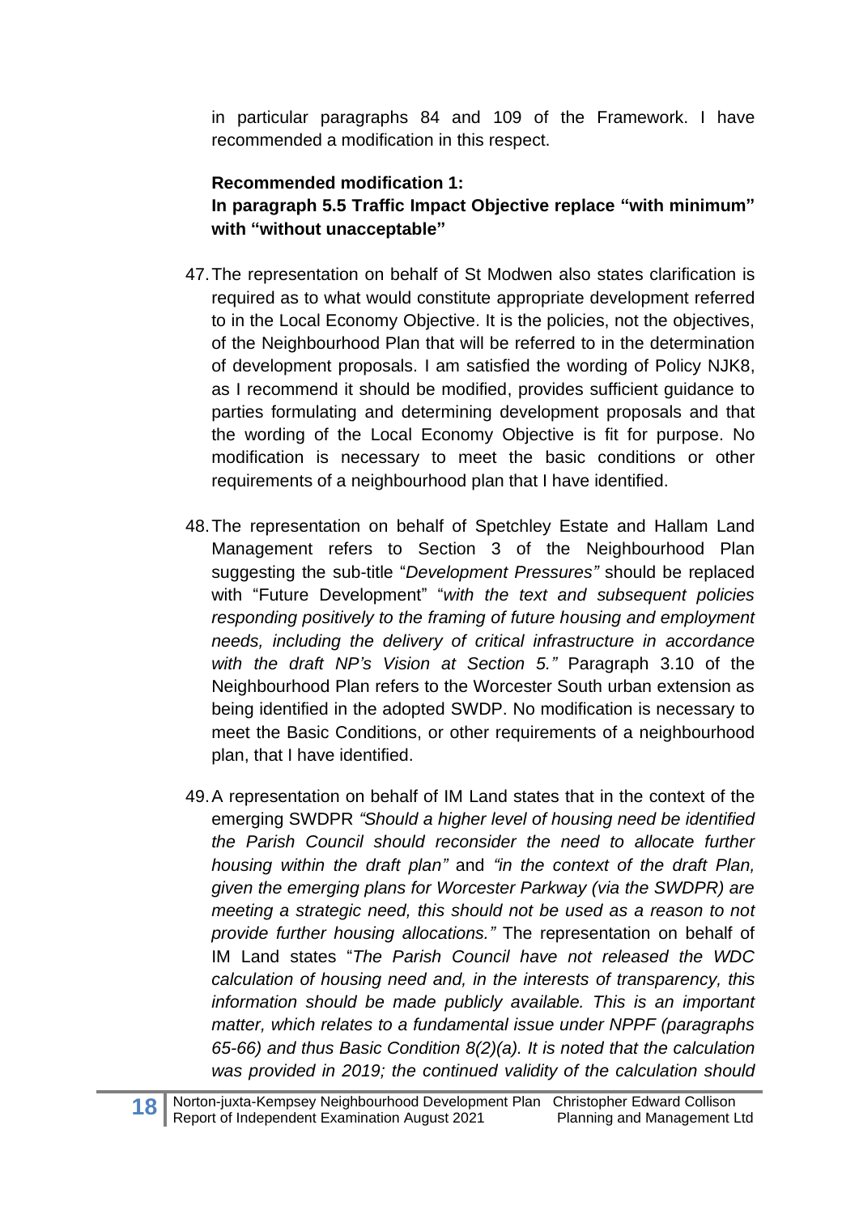in particular paragraphs 84 and 109 of the Framework. I have recommended a modification in this respect.

**Recommended modification 1:**
**In paragraph 5.5 Traffic Impact Objective replace "with minimum" with "without unacceptable"**

47. The representation on behalf of St Modwen also states clarification is required as to what would constitute appropriate development referred to in the Local Economy Objective. It is the policies, not the objectives, of the Neighbourhood Plan that will be referred to in the determination of development proposals. I am satisfied the wording of Policy NJK8, as I recommend it should be modified, provides sufficient guidance to parties formulating and determining development proposals and that the wording of the Local Economy Objective is fit for purpose. No modification is necessary to meet the basic conditions or other requirements of a neighbourhood plan that I have identified.

48. The representation on behalf of Spetchley Estate and Hallam Land Management refers to Section 3 of the Neighbourhood Plan suggesting the sub-title "*Development Pressures"* should be replaced with "Future Development" "*with the text and subsequent policies responding positively to the framing of future housing and employment needs, including the delivery of critical infrastructure in accordance with the draft NP's Vision at Section 5."* Paragraph 3.10 of the Neighbourhood Plan refers to the Worcester South urban extension as being identified in the adopted SWDP. No modification is necessary to meet the Basic Conditions, or other requirements of a neighbourhood plan, that I have identified.

49. A representation on behalf of IM Land states that in the context of the emerging SWDPR *"Should a higher level of housing need be identified the Parish Council should reconsider the need to allocate further housing within the draft plan"* and *"in the context of the draft Plan, given the emerging plans for Worcester Parkway (via the SWDPR) are meeting a strategic need, this should not be used as a reason to not provide further housing allocations."* The representation on behalf of IM Land states "*The Parish Council have not released the WDC calculation of housing need and, in the interests of transparency, this information should be made publicly available. This is an important matter, which relates to a fundamental issue under NPPF (paragraphs 65-66) and thus Basic Condition 8(2)(a). It is noted that the calculation was provided in 2019; the continued validity of the calculation should*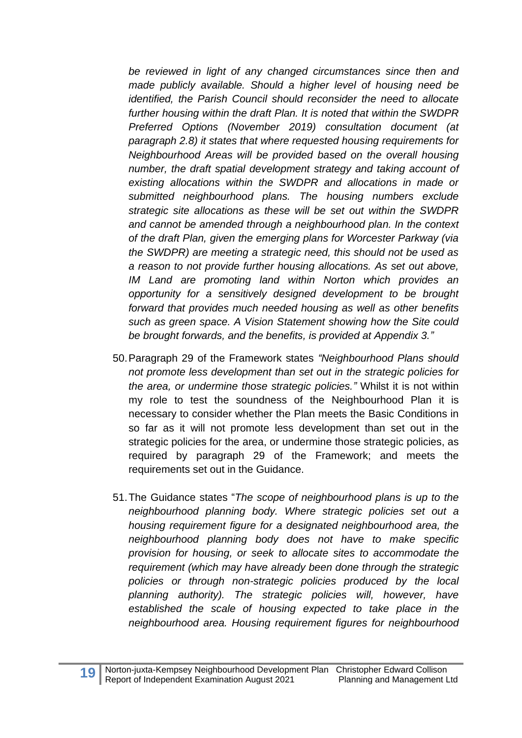*be reviewed in light of any changed circumstances since then and made publicly available. Should a higher level of housing need be identified, the Parish Council should reconsider the need to allocate further housing within the draft Plan. It is noted that within the SWDPR Preferred Options (November 2019) consultation document (at paragraph 2.8) it states that where requested housing requirements for Neighbourhood Areas will be provided based on the overall housing number, the draft spatial development strategy and taking account of existing allocations within the SWDPR and allocations in made or submitted neighbourhood plans. The housing numbers exclude strategic site allocations as these will be set out within the SWDPR and cannot be amended through a neighbourhood plan. In the context of the draft Plan, given the emerging plans for Worcester Parkway (via the SWDPR) are meeting a strategic need, this should not be used as a reason to not provide further housing allocations. As set out above, IM Land are promoting land within Norton which provides an opportunity for a sensitively designed development to be brought forward that provides much needed housing as well as other benefits such as green space. A Vision Statement showing how the Site could be brought forwards, and the benefits, is provided at Appendix 3."*

50. Paragraph 29 of the Framework states *"Neighbourhood Plans should not promote less development than set out in the strategic policies for the area, or undermine those strategic policies."* Whilst it is not within my role to test the soundness of the Neighbourhood Plan it is necessary to consider whether the Plan meets the Basic Conditions in so far as it will not promote less development than set out in the strategic policies for the area, or undermine those strategic policies, as required by paragraph 29 of the Framework; and meets the requirements set out in the Guidance.

51. The Guidance states "*The scope of neighbourhood plans is up to the neighbourhood planning body. Where strategic policies set out a housing requirement figure for a designated neighbourhood area, the neighbourhood planning body does not have to make specific provision for housing, or seek to allocate sites to accommodate the requirement (which may have already been done through the strategic policies or through non-strategic policies produced by the local planning authority). The strategic policies will, however, have established the scale of housing expected to take place in the neighbourhood area. Housing requirement figures for neighbourhood*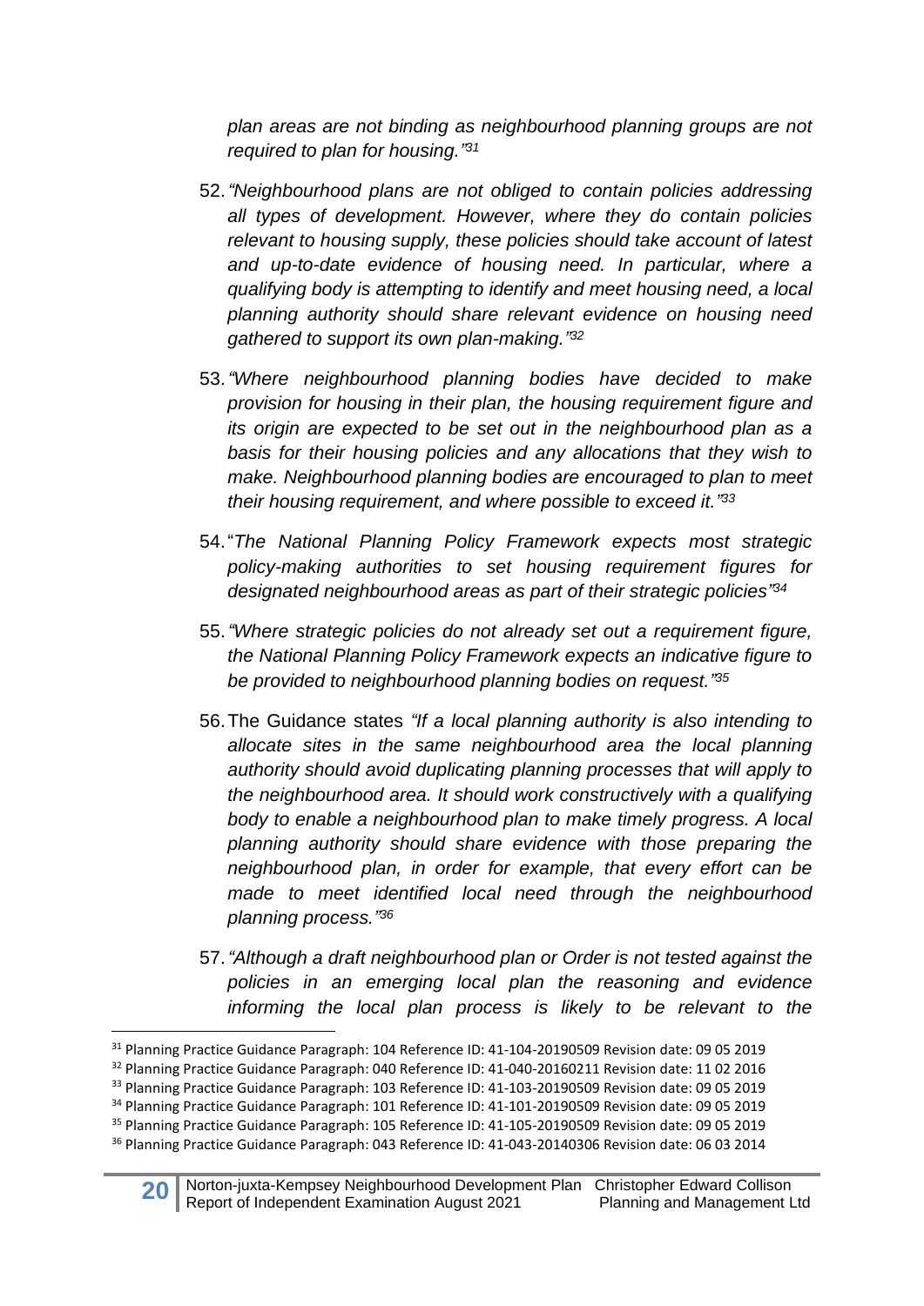*plan areas are not binding as neighbourhood planning groups are not required to plan for housing."*[31]

52. *"Neighbourhood plans are not obliged to contain policies addressing all types of development. However, where they do contain policies relevant to housing supply, these policies should take account of latest and up-to-date evidence of housing need. In particular, where a qualifying body is attempting to identify and meet housing need, a local planning authority should share relevant evidence on housing need gathered to support its own plan-making."*[32]

53. *"Where neighbourhood planning bodies have decided to make provision for housing in their plan, the housing requirement figure and its origin are expected to be set out in the neighbourhood plan as a basis for their housing policies and any allocations that they wish to make. Neighbourhood planning bodies are encouraged to plan to meet their housing requirement, and where possible to exceed it."*[33]

54. "*The National Planning Policy Framework expects most strategic policy-making authorities to set housing requirement figures for designated neighbourhood areas as part of their strategic policies"*[34]

55. *"Where strategic policies do not already set out a requirement figure, the National Planning Policy Framework expects an indicative figure to be provided to neighbourhood planning bodies on request."*[35]

56. The Guidance states *"If a local planning authority is also intending to allocate sites in the same neighbourhood area the local planning authority should avoid duplicating planning processes that will apply to the neighbourhood area. It should work constructively with a qualifying body to enable a neighbourhood plan to make timely progress. A local planning authority should share evidence with those preparing the neighbourhood plan, in order for example, that every effort can be made to meet identified local need through the neighbourhood planning process."*[36]

57. *"Although a draft neighbourhood plan or Order is not tested against the policies in an emerging local plan the reasoning and evidence informing the local plan process is likely to be relevant to the*

---

[31] Planning Practice Guidance Paragraph: 104 Reference ID: 41-104-20190509 Revision date: 09 05 2019

[32] Planning Practice Guidance Paragraph: 040 Reference ID: 41-040-20160211 Revision date: 11 02 2016

[33] Planning Practice Guidance Paragraph: 103 Reference ID: 41-103-20190509 Revision date: 09 05 2019

[34] Planning Practice Guidance Paragraph: 101 Reference ID: 41-101-20190509 Revision date: 09 05 2019

[35] Planning Practice Guidance Paragraph: 105 Reference ID: 41-105-20190509 Revision date: 09 05 2019

[36] Planning Practice Guidance Paragraph: 043 Reference ID: 41-043-20140306 Revision date: 06 03 2014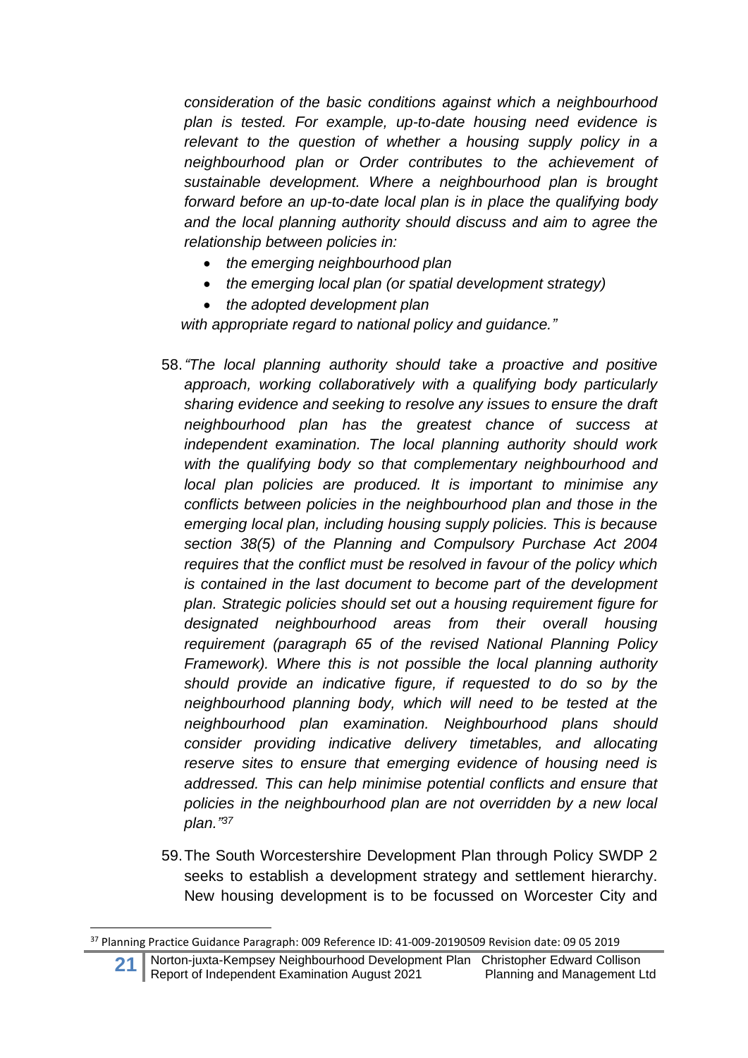*consideration of the basic conditions against which a neighbourhood plan is tested. For example, up-to-date housing need evidence is relevant to the question of whether a housing supply policy in a neighbourhood plan or Order contributes to the achievement of sustainable development. Where a neighbourhood plan is brought forward before an up-to-date local plan is in place the qualifying body and the local planning authority should discuss and aim to agree the relationship between policies in:*

- *the emerging neighbourhood plan*
- *the emerging local plan (or spatial development strategy)*
- *the adopted development plan*

*with appropriate regard to national policy and guidance."*

58. *"The local planning authority should take a proactive and positive approach, working collaboratively with a qualifying body particularly sharing evidence and seeking to resolve any issues to ensure the draft neighbourhood plan has the greatest chance of success at independent examination. The local planning authority should work with the qualifying body so that complementary neighbourhood and local plan policies are produced. It is important to minimise any conflicts between policies in the neighbourhood plan and those in the emerging local plan, including housing supply policies. This is because section 38(5) of the Planning and Compulsory Purchase Act 2004 requires that the conflict must be resolved in favour of the policy which is contained in the last document to become part of the development plan. Strategic policies should set out a housing requirement figure for designated neighbourhood areas from their overall housing requirement (paragraph 65 of the revised National Planning Policy Framework). Where this is not possible the local planning authority should provide an indicative figure, if requested to do so by the neighbourhood planning body, which will need to be tested at the neighbourhood plan examination. Neighbourhood plans should consider providing indicative delivery timetables, and allocating reserve sites to ensure that emerging evidence of housing need is addressed. This can help minimise potential conflicts and ensure that policies in the neighbourhood plan are not overridden by a new local plan."*[37]

59. The South Worcestershire Development Plan through Policy SWDP 2 seeks to establish a development strategy and settlement hierarchy. New housing development is to be focussed on Worcester City and

---

[37] Planning Practice Guidance Paragraph: 009 Reference ID: 41-009-20190509 Revision date: 09 05 2019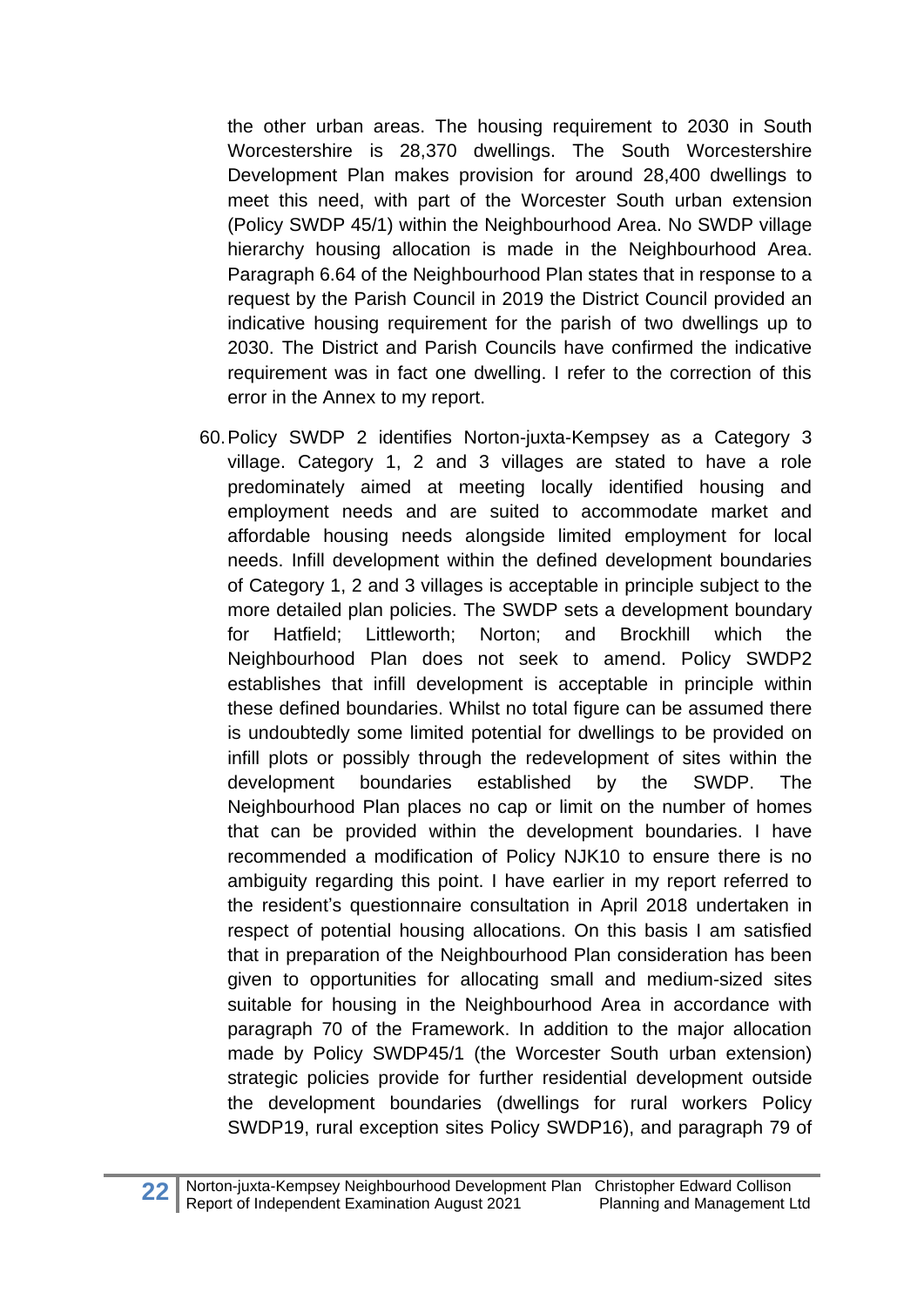the other urban areas. The housing requirement to 2030 in South Worcestershire is 28,370 dwellings. The South Worcestershire Development Plan makes provision for around 28,400 dwellings to meet this need, with part of the Worcester South urban extension (Policy SWDP 45/1) within the Neighbourhood Area. No SWDP village hierarchy housing allocation is made in the Neighbourhood Area. Paragraph 6.64 of the Neighbourhood Plan states that in response to a request by the Parish Council in 2019 the District Council provided an indicative housing requirement for the parish of two dwellings up to 2030. The District and Parish Councils have confirmed the indicative requirement was in fact one dwelling. I refer to the correction of this error in the Annex to my report.

60. Policy SWDP 2 identifies Norton-juxta-Kempsey as a Category 3 village. Category 1, 2 and 3 villages are stated to have a role predominately aimed at meeting locally identified housing and employment needs and are suited to accommodate market and affordable housing needs alongside limited employment for local needs. Infill development within the defined development boundaries of Category 1, 2 and 3 villages is acceptable in principle subject to the more detailed plan policies. The SWDP sets a development boundary for Hatfield; Littleworth; Norton; and Brockhill which the Neighbourhood Plan does not seek to amend. Policy SWDP2 establishes that infill development is acceptable in principle within these defined boundaries. Whilst no total figure can be assumed there is undoubtedly some limited potential for dwellings to be provided on infill plots or possibly through the redevelopment of sites within the development boundaries established by the SWDP. The Neighbourhood Plan places no cap or limit on the number of homes that can be provided within the development boundaries. I have recommended a modification of Policy NJK10 to ensure there is no ambiguity regarding this point. I have earlier in my report referred to the resident's questionnaire consultation in April 2018 undertaken in respect of potential housing allocations. On this basis I am satisfied that in preparation of the Neighbourhood Plan consideration has been given to opportunities for allocating small and medium-sized sites suitable for housing in the Neighbourhood Area in accordance with paragraph 70 of the Framework. In addition to the major allocation made by Policy SWDP45/1 (the Worcester South urban extension) strategic policies provide for further residential development outside the development boundaries (dwellings for rural workers Policy SWDP19, rural exception sites Policy SWDP16), and paragraph 79 of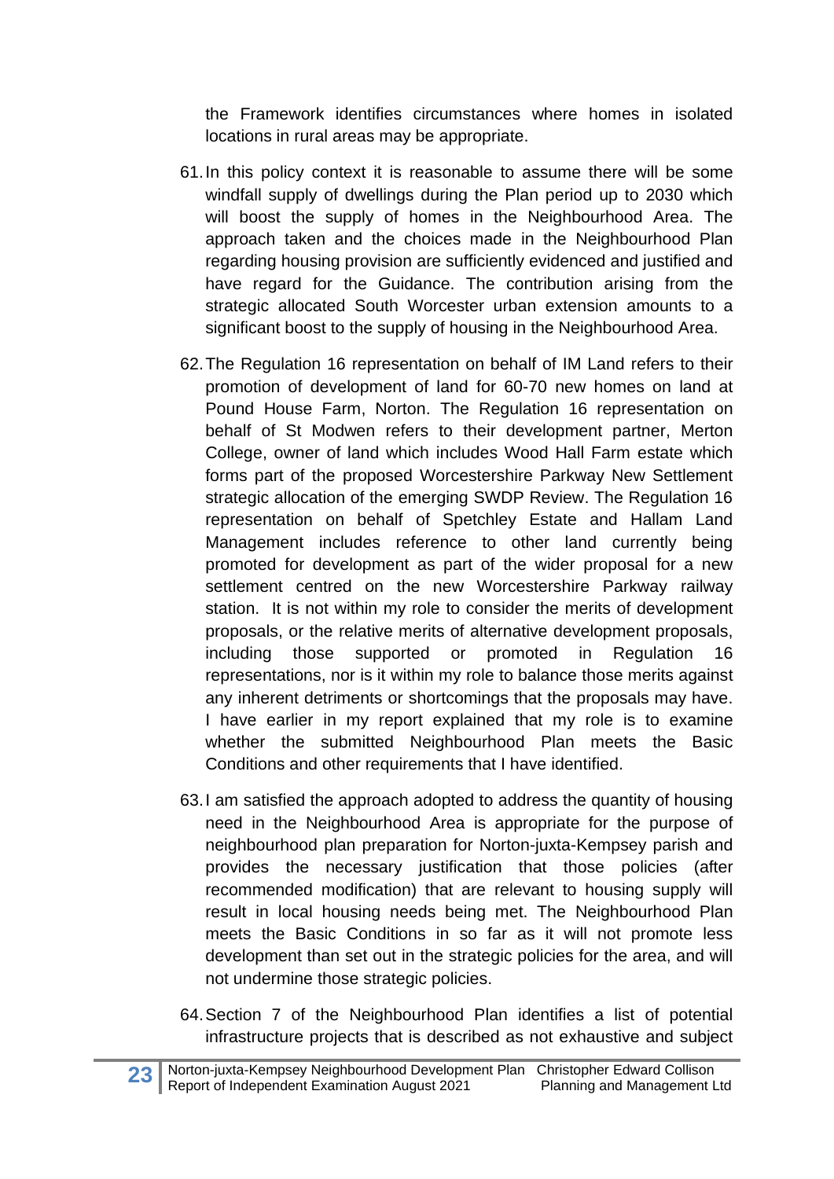the Framework identifies circumstances where homes in isolated locations in rural areas may be appropriate.

61. In this policy context it is reasonable to assume there will be some windfall supply of dwellings during the Plan period up to 2030 which will boost the supply of homes in the Neighbourhood Area. The approach taken and the choices made in the Neighbourhood Plan regarding housing provision are sufficiently evidenced and justified and have regard for the Guidance. The contribution arising from the strategic allocated South Worcester urban extension amounts to a significant boost to the supply of housing in the Neighbourhood Area.

62. The Regulation 16 representation on behalf of IM Land refers to their promotion of development of land for 60-70 new homes on land at Pound House Farm, Norton. The Regulation 16 representation on behalf of St Modwen refers to their development partner, Merton College, owner of land which includes Wood Hall Farm estate which forms part of the proposed Worcestershire Parkway New Settlement strategic allocation of the emerging SWDP Review. The Regulation 16 representation on behalf of Spetchley Estate and Hallam Land Management includes reference to other land currently being promoted for development as part of the wider proposal for a new settlement centred on the new Worcestershire Parkway railway station. It is not within my role to consider the merits of development proposals, or the relative merits of alternative development proposals, including those supported or promoted in Regulation 16 representations, nor is it within my role to balance those merits against any inherent detriments or shortcomings that the proposals may have. I have earlier in my report explained that my role is to examine whether the submitted Neighbourhood Plan meets the Basic Conditions and other requirements that I have identified.

63. I am satisfied the approach adopted to address the quantity of housing need in the Neighbourhood Area is appropriate for the purpose of neighbourhood plan preparation for Norton-juxta-Kempsey parish and provides the necessary justification that those policies (after recommended modification) that are relevant to housing supply will result in local housing needs being met. The Neighbourhood Plan meets the Basic Conditions in so far as it will not promote less development than set out in the strategic policies for the area, and will not undermine those strategic policies.

64. Section 7 of the Neighbourhood Plan identifies a list of potential infrastructure projects that is described as not exhaustive and subject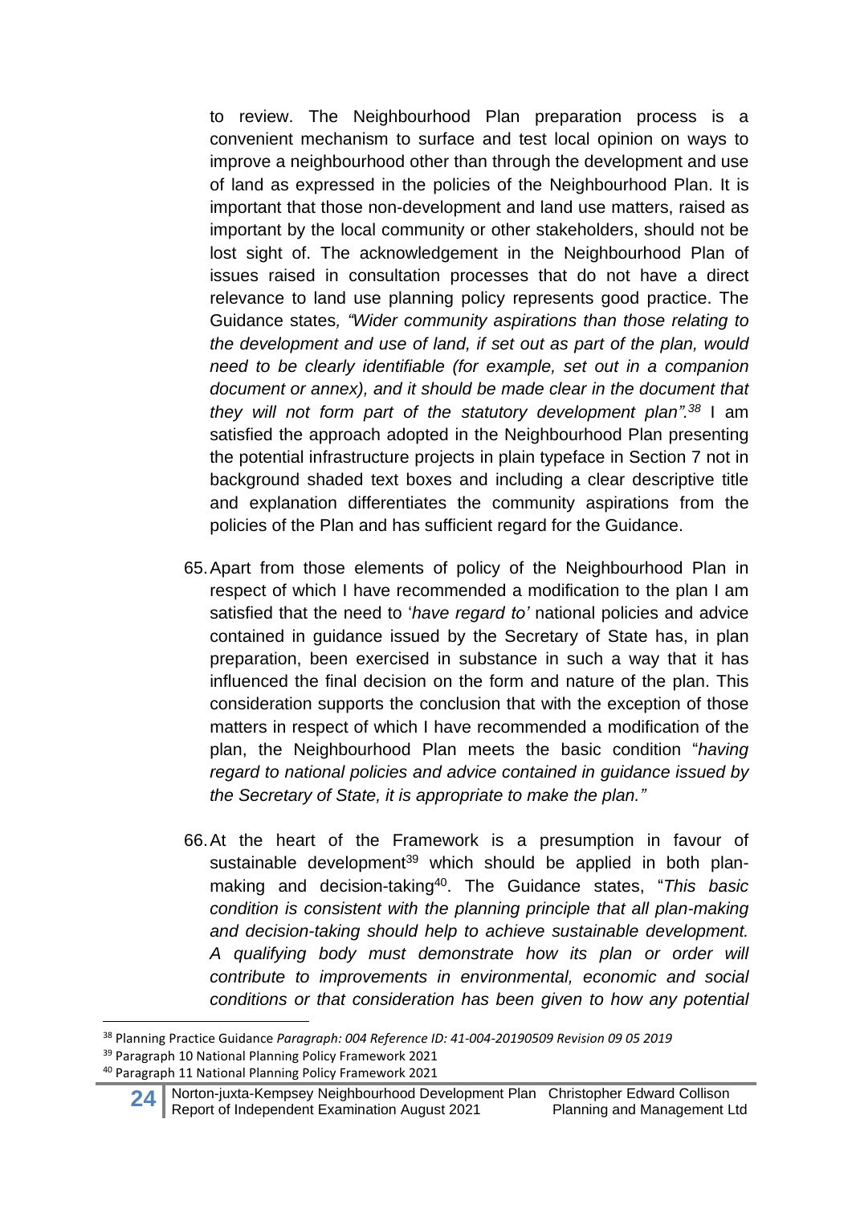to review. The Neighbourhood Plan preparation process is a convenient mechanism to surface and test local opinion on ways to improve a neighbourhood other than through the development and use of land as expressed in the policies of the Neighbourhood Plan. It is important that those non-development and land use matters, raised as important by the local community or other stakeholders, should not be lost sight of. The acknowledgement in the Neighbourhood Plan of issues raised in consultation processes that do not have a direct relevance to land use planning policy represents good practice. The Guidance states*, "Wider community aspirations than those relating to the development and use of land, if set out as part of the plan, would need to be clearly identifiable (for example, set out in a companion document or annex), and it should be made clear in the document that they will not form part of the statutory development plan".*[38] I am satisfied the approach adopted in the Neighbourhood Plan presenting the potential infrastructure projects in plain typeface in Section 7 not in background shaded text boxes and including a clear descriptive title and explanation differentiates the community aspirations from the policies of the Plan and has sufficient regard for the Guidance.

65. Apart from those elements of policy of the Neighbourhood Plan in respect of which I have recommended a modification to the plan I am satisfied that the need to '*have regard to'* national policies and advice contained in guidance issued by the Secretary of State has, in plan preparation, been exercised in substance in such a way that it has influenced the final decision on the form and nature of the plan. This consideration supports the conclusion that with the exception of those matters in respect of which I have recommended a modification of the plan, the Neighbourhood Plan meets the basic condition "*having regard to national policies and advice contained in guidance issued by the Secretary of State, it is appropriate to make the plan."*

66. At the heart of the Framework is a presumption in favour of sustainable development[39] which should be applied in both plan-making and decision-taking[40]. The Guidance states, "*This basic condition is consistent with the planning principle that all plan-making and decision-taking should help to achieve sustainable development. A qualifying body must demonstrate how its plan or order will contribute to improvements in environmental, economic and social conditions or that consideration has been given to how any potential*

---

[38] Planning Practice Guidance *Paragraph: 004 Reference ID: 41-004-20190509 Revision 09 05 2019*

[39] Paragraph 10 National Planning Policy Framework 2021

[40] Paragraph 11 National Planning Policy Framework 2021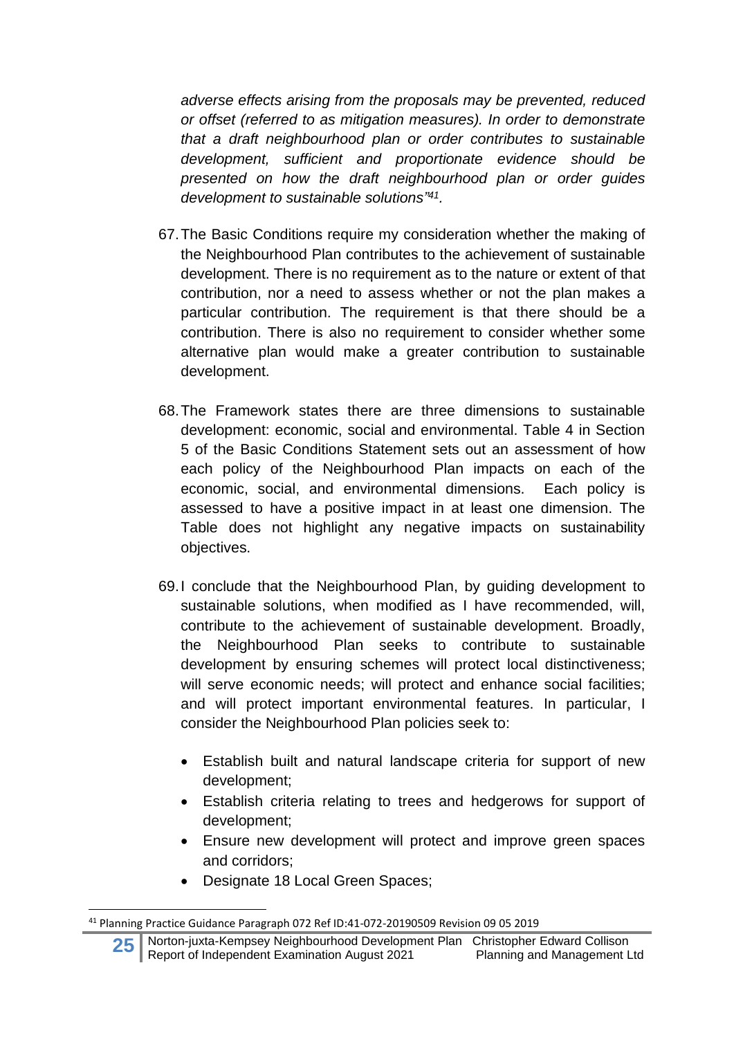*adverse effects arising from the proposals may be prevented, reduced or offset (referred to as mitigation measures). In order to demonstrate that a draft neighbourhood plan or order contributes to sustainable development, sufficient and proportionate evidence should be presented on how the draft neighbourhood plan or order guides development to sustainable solutions"*[41].

67. The Basic Conditions require my consideration whether the making of the Neighbourhood Plan contributes to the achievement of sustainable development. There is no requirement as to the nature or extent of that contribution, nor a need to assess whether or not the plan makes a particular contribution. The requirement is that there should be a contribution. There is also no requirement to consider whether some alternative plan would make a greater contribution to sustainable development.

68. The Framework states there are three dimensions to sustainable development: economic, social and environmental. Table 4 in Section 5 of the Basic Conditions Statement sets out an assessment of how each policy of the Neighbourhood Plan impacts on each of the economic, social, and environmental dimensions. Each policy is assessed to have a positive impact in at least one dimension. The Table does not highlight any negative impacts on sustainability objectives.

69. I conclude that the Neighbourhood Plan, by guiding development to sustainable solutions, when modified as I have recommended, will, contribute to the achievement of sustainable development. Broadly, the Neighbourhood Plan seeks to contribute to sustainable development by ensuring schemes will protect local distinctiveness; will serve economic needs; will protect and enhance social facilities; and will protect important environmental features. In particular, I consider the Neighbourhood Plan policies seek to:

    - Establish built and natural landscape criteria for support of new development;
    - Establish criteria relating to trees and hedgerows for support of development;
    - Ensure new development will protect and improve green spaces and corridors;
    - Designate 18 Local Green Spaces;

[41] Planning Practice Guidance Paragraph 072 Ref ID:41-072-20190509 Revision 09 05 2019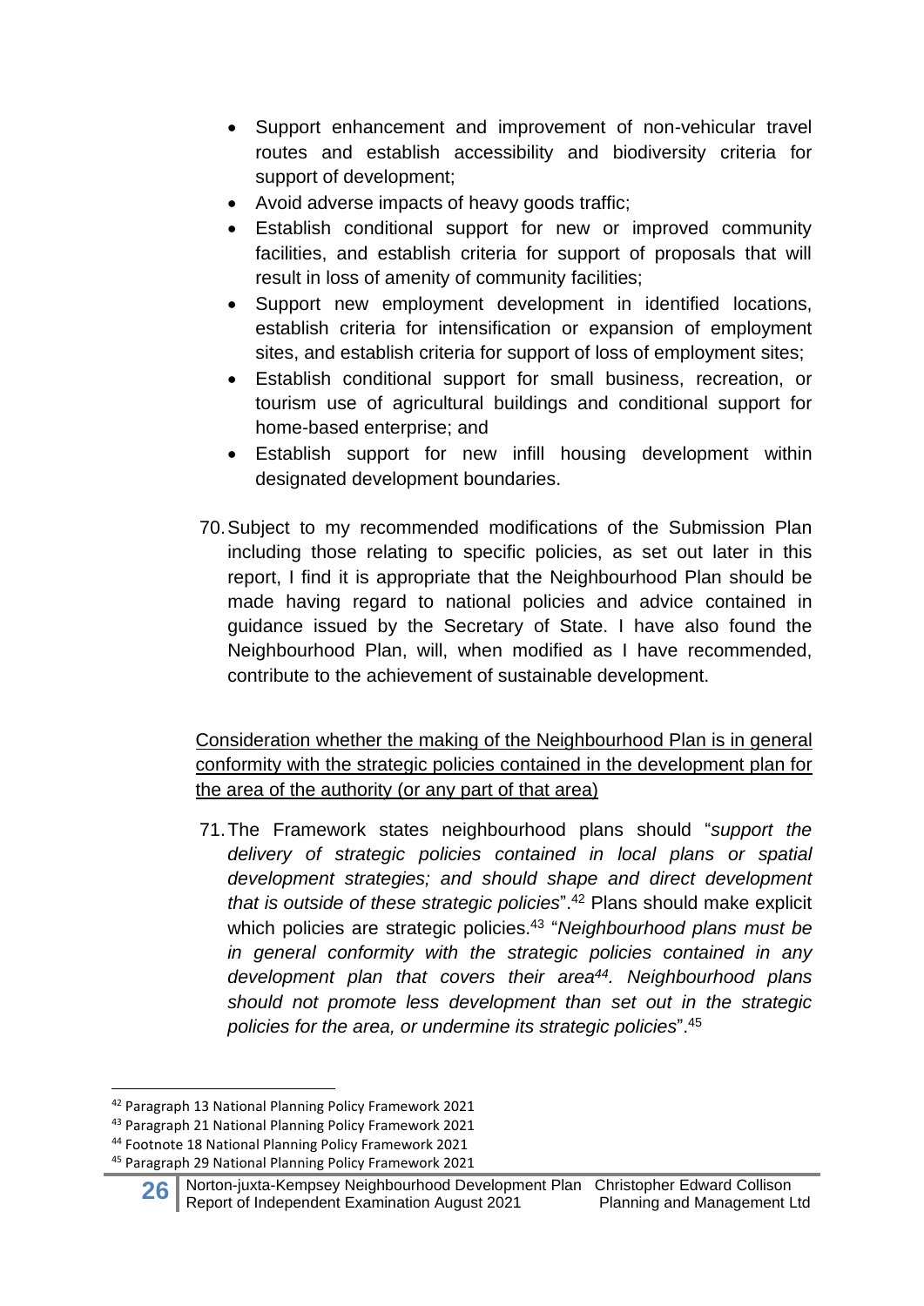- Support enhancement and improvement of non-vehicular travel routes and establish accessibility and biodiversity criteria for support of development;
- Avoid adverse impacts of heavy goods traffic;
- Establish conditional support for new or improved community facilities, and establish criteria for support of proposals that will result in loss of amenity of community facilities;
- Support new employment development in identified locations, establish criteria for intensification or expansion of employment sites, and establish criteria for support of loss of employment sites;
- Establish conditional support for small business, recreation, or tourism use of agricultural buildings and conditional support for home-based enterprise; and
- Establish support for new infill housing development within designated development boundaries.

70. Subject to my recommended modifications of the Submission Plan including those relating to specific policies, as set out later in this report, I find it is appropriate that the Neighbourhood Plan should be made having regard to national policies and advice contained in guidance issued by the Secretary of State. I have also found the Neighbourhood Plan, will, when modified as I have recommended, contribute to the achievement of sustainable development.

<u>Consideration whether the making of the Neighbourhood Plan is in general conformity with the strategic policies contained in the development plan for the area of the authority (or any part of that area)</u>

71. The Framework states neighbourhood plans should "*support the delivery of strategic policies contained in local plans or spatial development strategies; and should shape and direct development that is outside of these strategic policies*".[42] Plans should make explicit which policies are strategic policies.[43] "*Neighbourhood plans must be in general conformity with the strategic policies contained in any development plan that covers their area[44]. Neighbourhood plans should not promote less development than set out in the strategic policies for the area, or undermine its strategic policies*".[45]

[42] Paragraph 13 National Planning Policy Framework 2021
[43] Paragraph 21 National Planning Policy Framework 2021
[44] Footnote 18 National Planning Policy Framework 2021
[45] Paragraph 29 National Planning Policy Framework 2021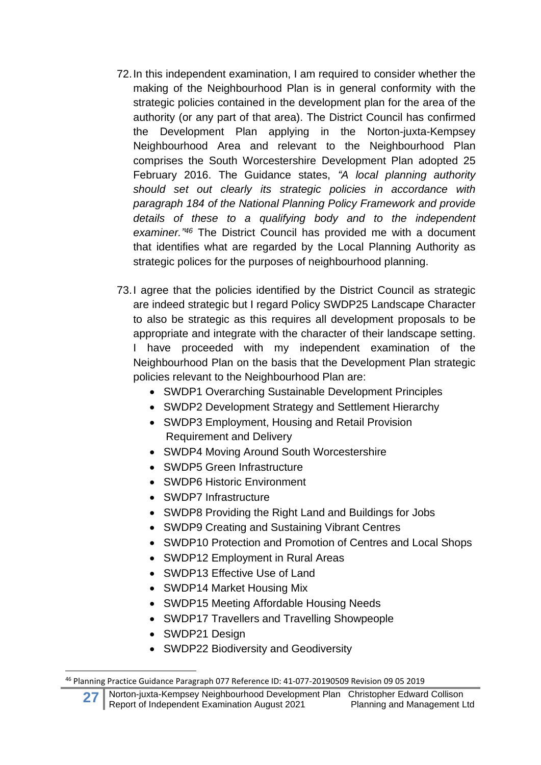72. In this independent examination, I am required to consider whether the making of the Neighbourhood Plan is in general conformity with the strategic policies contained in the development plan for the area of the authority (or any part of that area). The District Council has confirmed the Development Plan applying in the Norton-juxta-Kempsey Neighbourhood Area and relevant to the Neighbourhood Plan comprises the South Worcestershire Development Plan adopted 25 February 2016. The Guidance states, *"A local planning authority should set out clearly its strategic policies in accordance with paragraph 184 of the National Planning Policy Framework and provide details of these to a qualifying body and to the independent examiner."*[46] The District Council has provided me with a document that identifies what are regarded by the Local Planning Authority as strategic polices for the purposes of neighbourhood planning.

73. I agree that the policies identified by the District Council as strategic are indeed strategic but I regard Policy SWDP25 Landscape Character to also be strategic as this requires all development proposals to be appropriate and integrate with the character of their landscape setting. I have proceeded with my independent examination of the Neighbourhood Plan on the basis that the Development Plan strategic policies relevant to the Neighbourhood Plan are:
    - SWDP1 Overarching Sustainable Development Principles
    - SWDP2 Development Strategy and Settlement Hierarchy
    - SWDP3 Employment, Housing and Retail Provision Requirement and Delivery
    - SWDP4 Moving Around South Worcestershire
    - SWDP5 Green Infrastructure
    - SWDP6 Historic Environment
    - SWDP7 Infrastructure
    - SWDP8 Providing the Right Land and Buildings for Jobs
    - SWDP9 Creating and Sustaining Vibrant Centres
    - SWDP10 Protection and Promotion of Centres and Local Shops
    - SWDP12 Employment in Rural Areas
    - SWDP13 Effective Use of Land
    - SWDP14 Market Housing Mix
    - SWDP15 Meeting Affordable Housing Needs
    - SWDP17 Travellers and Travelling Showpeople
    - SWDP21 Design
    - SWDP22 Biodiversity and Geodiversity

[46] Planning Practice Guidance Paragraph 077 Reference ID: 41-077-20190509 Revision 09 05 2019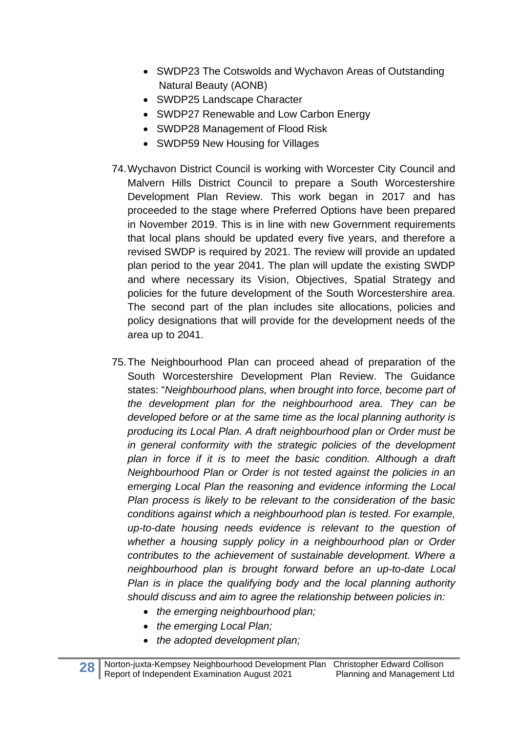- SWDP23 The Cotswolds and Wychavon Areas of Outstanding Natural Beauty (AONB)
- SWDP25 Landscape Character
- SWDP27 Renewable and Low Carbon Energy
- SWDP28 Management of Flood Risk
- SWDP59 New Housing for Villages

74. Wychavon District Council is working with Worcester City Council and Malvern Hills District Council to prepare a South Worcestershire Development Plan Review. This work began in 2017 and has proceeded to the stage where Preferred Options have been prepared in November 2019. This is in line with new Government requirements that local plans should be updated every five years, and therefore a revised SWDP is required by 2021. The review will provide an updated plan period to the year 2041. The plan will update the existing SWDP and where necessary its Vision, Objectives, Spatial Strategy and policies for the future development of the South Worcestershire area. The second part of the plan includes site allocations, policies and policy designations that will provide for the development needs of the area up to 2041.

75. The Neighbourhood Plan can proceed ahead of preparation of the South Worcestershire Development Plan Review. The Guidance states: "*Neighbourhood plans, when brought into force, become part of the development plan for the neighbourhood area. They can be developed before or at the same time as the local planning authority is producing its Local Plan. A draft neighbourhood plan or Order must be in general conformity with the strategic policies of the development plan in force if it is to meet the basic condition. Although a draft Neighbourhood Plan or Order is not tested against the policies in an emerging Local Plan the reasoning and evidence informing the Local Plan process is likely to be relevant to the consideration of the basic conditions against which a neighbourhood plan is tested. For example, up-to-date housing needs evidence is relevant to the question of whether a housing supply policy in a neighbourhood plan or Order contributes to the achievement of sustainable development. Where a neighbourhood plan is brought forward before an up-to-date Local Plan is in place the qualifying body and the local planning authority should discuss and aim to agree the relationship between policies in:*
    - *the emerging neighbourhood plan;*
    - *the emerging Local Plan;*
    - *the adopted development plan;*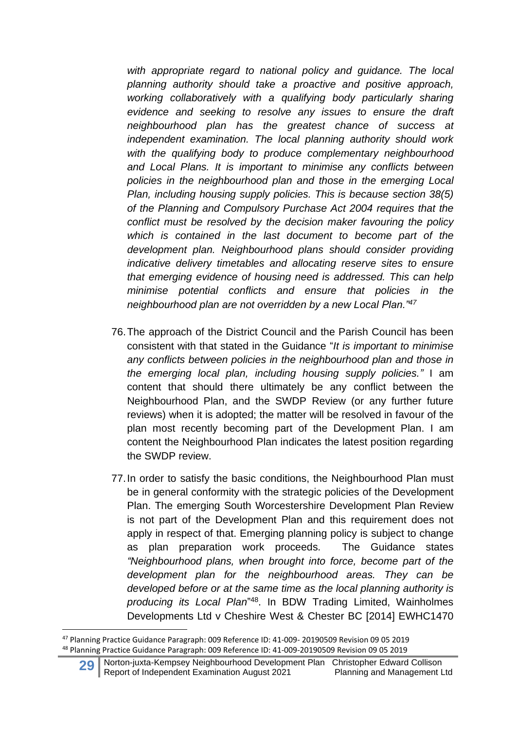*with appropriate regard to national policy and guidance. The local planning authority should take a proactive and positive approach, working collaboratively with a qualifying body particularly sharing evidence and seeking to resolve any issues to ensure the draft neighbourhood plan has the greatest chance of success at independent examination. The local planning authority should work with the qualifying body to produce complementary neighbourhood and Local Plans. It is important to minimise any conflicts between policies in the neighbourhood plan and those in the emerging Local Plan, including housing supply policies. This is because section 38(5) of the Planning and Compulsory Purchase Act 2004 requires that the conflict must be resolved by the decision maker favouring the policy which is contained in the last document to become part of the development plan. Neighbourhood plans should consider providing indicative delivery timetables and allocating reserve sites to ensure that emerging evidence of housing need is addressed. This can help minimise potential conflicts and ensure that policies in the neighbourhood plan are not overridden by a new Local Plan."*[47]

76. The approach of the District Council and the Parish Council has been consistent with that stated in the Guidance "*It is important to minimise any conflicts between policies in the neighbourhood plan and those in the emerging local plan, including housing supply policies."* I am content that should there ultimately be any conflict between the Neighbourhood Plan, and the SWDP Review (or any further future reviews) when it is adopted; the matter will be resolved in favour of the plan most recently becoming part of the Development Plan. I am content the Neighbourhood Plan indicates the latest position regarding the SWDP review.

77. In order to satisfy the basic conditions, the Neighbourhood Plan must be in general conformity with the strategic policies of the Development Plan. The emerging South Worcestershire Development Plan Review is not part of the Development Plan and this requirement does not apply in respect of that. Emerging planning policy is subject to change as plan preparation work proceeds. The Guidance states *"Neighbourhood plans, when brought into force, become part of the development plan for the neighbourhood areas. They can be developed before or at the same time as the local planning authority is producing its Local Plan*"[48]. In BDW Trading Limited, Wainholmes Developments Ltd v Cheshire West & Chester BC [2014] EWHC1470

---

[47] Planning Practice Guidance Paragraph: 009 Reference ID: 41-009- 20190509 Revision 09 05 2019

[48] Planning Practice Guidance Paragraph: 009 Reference ID: 41-009-20190509 Revision 09 05 2019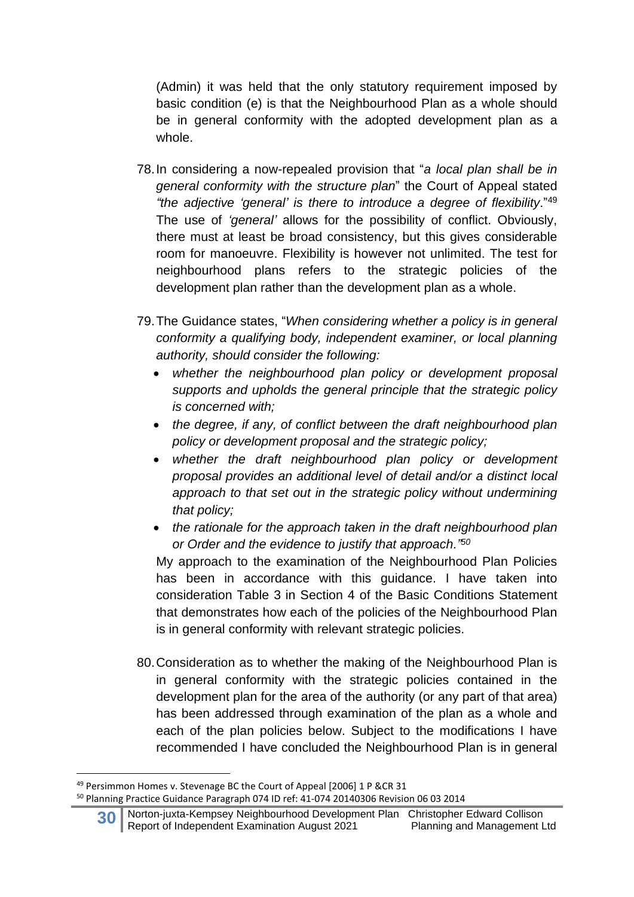(Admin) it was held that the only statutory requirement imposed by basic condition (e) is that the Neighbourhood Plan as a whole should be in general conformity with the adopted development plan as a whole.

78. In considering a now-repealed provision that "*a local plan shall be in general conformity with the structure plan*" the Court of Appeal stated *"the adjective 'general' is there to introduce a degree of flexibility*."[49] The use of *'general'* allows for the possibility of conflict. Obviously, there must at least be broad consistency, but this gives considerable room for manoeuvre. Flexibility is however not unlimited. The test for neighbourhood plans refers to the strategic policies of the development plan rather than the development plan as a whole.

79. The Guidance states, "*When considering whether a policy is in general conformity a qualifying body, independent examiner, or local planning authority, should consider the following:*
   - *whether the neighbourhood plan policy or development proposal supports and upholds the general principle that the strategic policy is concerned with;*
   - *the degree, if any, of conflict between the draft neighbourhood plan policy or development proposal and the strategic policy;*
   - *whether the draft neighbourhood plan policy or development proposal provides an additional level of detail and/or a distinct local approach to that set out in the strategic policy without undermining that policy;*
   - *the rationale for the approach taken in the draft neighbourhood plan or Order and the evidence to justify that approach."*[50]

   My approach to the examination of the Neighbourhood Plan Policies has been in accordance with this guidance. I have taken into consideration Table 3 in Section 4 of the Basic Conditions Statement that demonstrates how each of the policies of the Neighbourhood Plan is in general conformity with relevant strategic policies.

80. Consideration as to whether the making of the Neighbourhood Plan is in general conformity with the strategic policies contained in the development plan for the area of the authority (or any part of that area) has been addressed through examination of the plan as a whole and each of the plan policies below. Subject to the modifications I have recommended I have concluded the Neighbourhood Plan is in general

---

[49] Persimmon Homes v. Stevenage BC the Court of Appeal [2006] 1 P &CR 31

[50] Planning Practice Guidance Paragraph 074 ID ref: 41-074 20140306 Revision 06 03 2014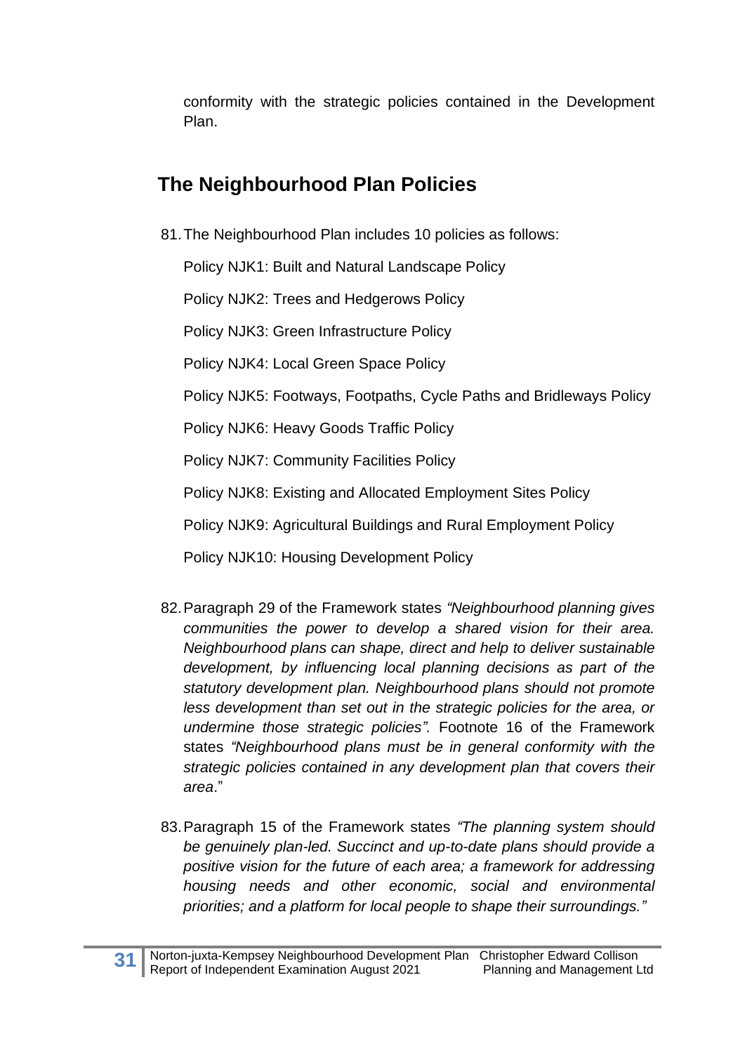conformity with the strategic policies contained in the Development Plan.

## The Neighbourhood Plan Policies

81. The Neighbourhood Plan includes 10 policies as follows:

    Policy NJK1: Built and Natural Landscape Policy

    Policy NJK2: Trees and Hedgerows Policy

    Policy NJK3: Green Infrastructure Policy

    Policy NJK4: Local Green Space Policy

    Policy NJK5: Footways, Footpaths, Cycle Paths and Bridleways Policy

    Policy NJK6: Heavy Goods Traffic Policy

    Policy NJK7: Community Facilities Policy

    Policy NJK8: Existing and Allocated Employment Sites Policy

    Policy NJK9: Agricultural Buildings and Rural Employment Policy

    Policy NJK10: Housing Development Policy

82. Paragraph 29 of the Framework states *"Neighbourhood planning gives communities the power to develop a shared vision for their area. Neighbourhood plans can shape, direct and help to deliver sustainable development, by influencing local planning decisions as part of the statutory development plan. Neighbourhood plans should not promote less development than set out in the strategic policies for the area, or undermine those strategic policies".* Footnote 16 of the Framework states *"Neighbourhood plans must be in general conformity with the strategic policies contained in any development plan that covers their area*."

83. Paragraph 15 of the Framework states *"The planning system should be genuinely plan-led. Succinct and up-to-date plans should provide a positive vision for the future of each area; a framework for addressing housing needs and other economic, social and environmental priorities; and a platform for local people to shape their surroundings."*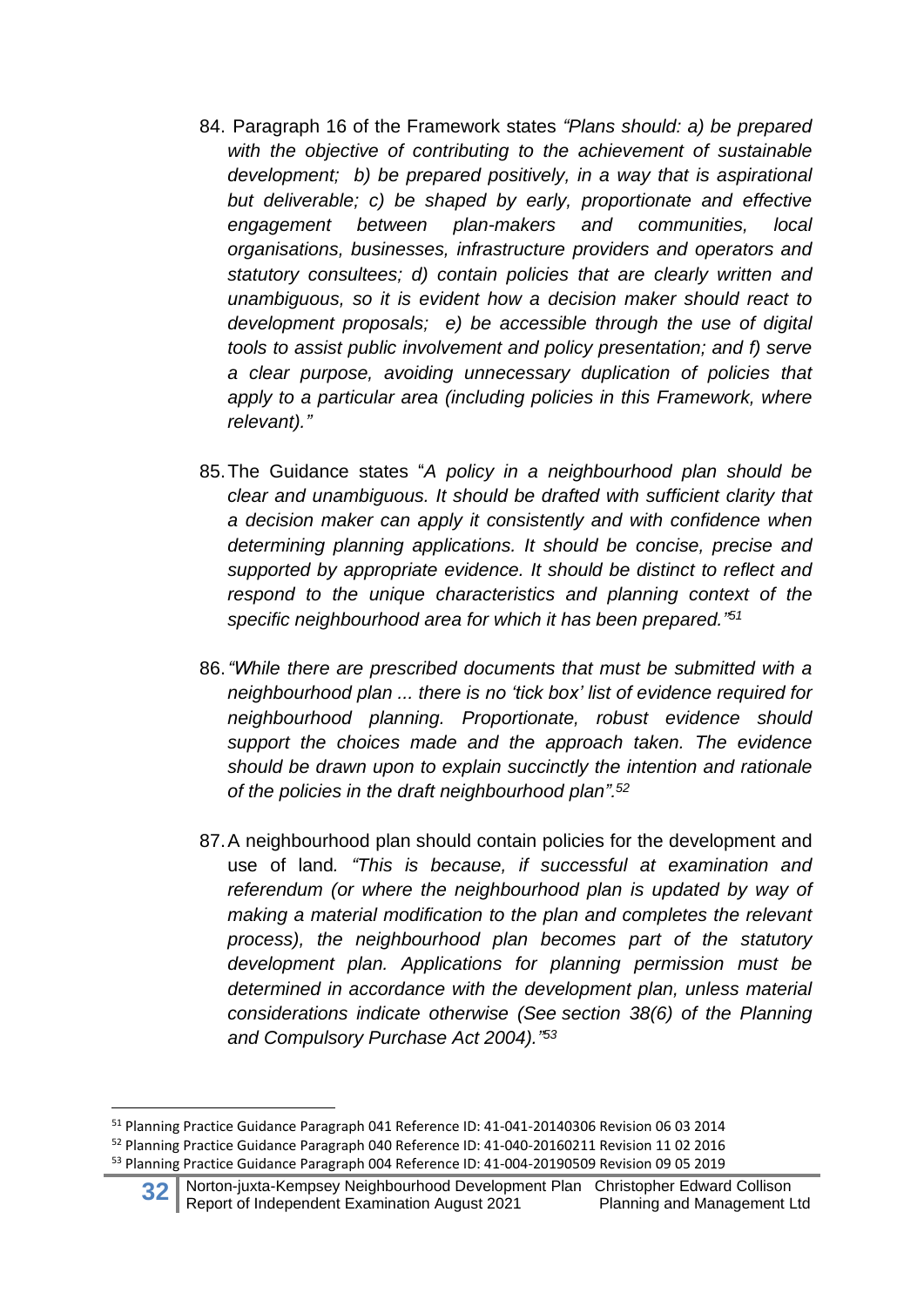84. Paragraph 16 of the Framework states *"Plans should: a) be prepared with the objective of contributing to the achievement of sustainable development; b) be prepared positively, in a way that is aspirational but deliverable; c) be shaped by early, proportionate and effective engagement between plan-makers and communities, local organisations, businesses, infrastructure providers and operators and statutory consultees; d) contain policies that are clearly written and unambiguous, so it is evident how a decision maker should react to development proposals; e) be accessible through the use of digital tools to assist public involvement and policy presentation; and f) serve a clear purpose, avoiding unnecessary duplication of policies that apply to a particular area (including policies in this Framework, where relevant)."*

85. The Guidance states "*A policy in a neighbourhood plan should be clear and unambiguous. It should be drafted with sufficient clarity that a decision maker can apply it consistently and with confidence when determining planning applications. It should be concise, precise and supported by appropriate evidence. It should be distinct to reflect and respond to the unique characteristics and planning context of the specific neighbourhood area for which it has been prepared."*[51]

86. *"While there are prescribed documents that must be submitted with a neighbourhood plan ... there is no 'tick box' list of evidence required for neighbourhood planning. Proportionate, robust evidence should support the choices made and the approach taken. The evidence should be drawn upon to explain succinctly the intention and rationale of the policies in the draft neighbourhood plan".*[52]

87. A neighbourhood plan should contain policies for the development and use of land*. "This is because, if successful at examination and referendum (or where the neighbourhood plan is updated by way of making a material modification to the plan and completes the relevant process), the neighbourhood plan becomes part of the statutory development plan. Applications for planning permission must be determined in accordance with the development plan, unless material considerations indicate otherwise (See section 38(6) of the Planning and Compulsory Purchase Act 2004)."*[53]

---

[51] Planning Practice Guidance Paragraph 041 Reference ID: 41-041-20140306 Revision 06 03 2014

[52] Planning Practice Guidance Paragraph 040 Reference ID: 41-040-20160211 Revision 11 02 2016

[53] Planning Practice Guidance Paragraph 004 Reference ID: 41-004-20190509 Revision 09 05 2019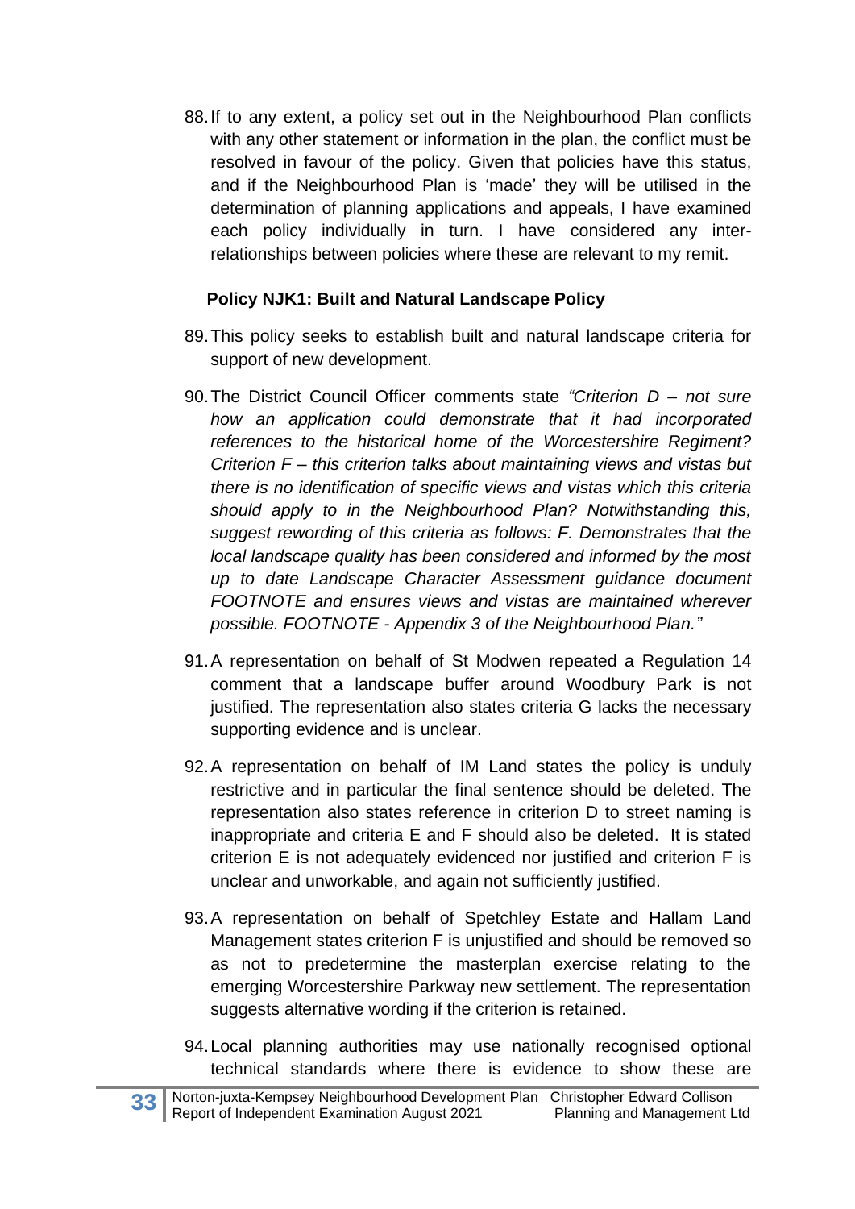88. If to any extent, a policy set out in the Neighbourhood Plan conflicts with any other statement or information in the plan, the conflict must be resolved in favour of the policy. Given that policies have this status, and if the Neighbourhood Plan is 'made' they will be utilised in the determination of planning applications and appeals, I have examined each policy individually in turn. I have considered any inter-relationships between policies where these are relevant to my remit.

**Policy NJK1: Built and Natural Landscape Policy**

89. This policy seeks to establish built and natural landscape criteria for support of new development.

90. The District Council Officer comments state *"Criterion D – not sure how an application could demonstrate that it had incorporated references to the historical home of the Worcestershire Regiment? Criterion F – this criterion talks about maintaining views and vistas but there is no identification of specific views and vistas which this criteria should apply to in the Neighbourhood Plan? Notwithstanding this, suggest rewording of this criteria as follows: F. Demonstrates that the local landscape quality has been considered and informed by the most up to date Landscape Character Assessment guidance document FOOTNOTE and ensures views and vistas are maintained wherever possible. FOOTNOTE - Appendix 3 of the Neighbourhood Plan."*

91. A representation on behalf of St Modwen repeated a Regulation 14 comment that a landscape buffer around Woodbury Park is not justified. The representation also states criteria G lacks the necessary supporting evidence and is unclear.

92. A representation on behalf of IM Land states the policy is unduly restrictive and in particular the final sentence should be deleted. The representation also states reference in criterion D to street naming is inappropriate and criteria E and F should also be deleted. It is stated criterion E is not adequately evidenced nor justified and criterion F is unclear and unworkable, and again not sufficiently justified.

93. A representation on behalf of Spetchley Estate and Hallam Land Management states criterion F is unjustified and should be removed so as not to predetermine the masterplan exercise relating to the emerging Worcestershire Parkway new settlement. The representation suggests alternative wording if the criterion is retained.

94. Local planning authorities may use nationally recognised optional technical standards where there is evidence to show these are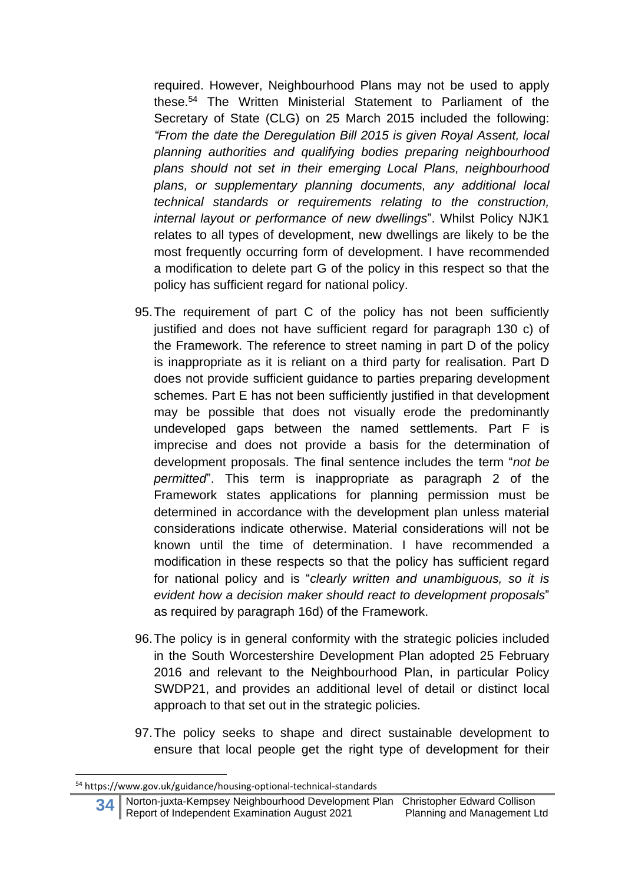required. However, Neighbourhood Plans may not be used to apply these.[54] The Written Ministerial Statement to Parliament of the Secretary of State (CLG) on 25 March 2015 included the following: *"From the date the Deregulation Bill 2015 is given Royal Assent, local planning authorities and qualifying bodies preparing neighbourhood plans should not set in their emerging Local Plans, neighbourhood plans, or supplementary planning documents, any additional local technical standards or requirements relating to the construction, internal layout or performance of new dwellings*". Whilst Policy NJK1 relates to all types of development, new dwellings are likely to be the most frequently occurring form of development. I have recommended a modification to delete part G of the policy in this respect so that the policy has sufficient regard for national policy.

95. The requirement of part C of the policy has not been sufficiently justified and does not have sufficient regard for paragraph 130 c) of the Framework. The reference to street naming in part D of the policy is inappropriate as it is reliant on a third party for realisation. Part D does not provide sufficient guidance to parties preparing development schemes. Part E has not been sufficiently justified in that development may be possible that does not visually erode the predominantly undeveloped gaps between the named settlements. Part F is imprecise and does not provide a basis for the determination of development proposals. The final sentence includes the term "*not be permitted*". This term is inappropriate as paragraph 2 of the Framework states applications for planning permission must be determined in accordance with the development plan unless material considerations indicate otherwise. Material considerations will not be known until the time of determination. I have recommended a modification in these respects so that the policy has sufficient regard for national policy and is "*clearly written and unambiguous, so it is evident how a decision maker should react to development proposals*" as required by paragraph 16d) of the Framework.

96. The policy is in general conformity with the strategic policies included in the South Worcestershire Development Plan adopted 25 February 2016 and relevant to the Neighbourhood Plan, in particular Policy SWDP21, and provides an additional level of detail or distinct local approach to that set out in the strategic policies.

97. The policy seeks to shape and direct sustainable development to ensure that local people get the right type of development for their

[54] https://www.gov.uk/guidance/housing-optional-technical-standards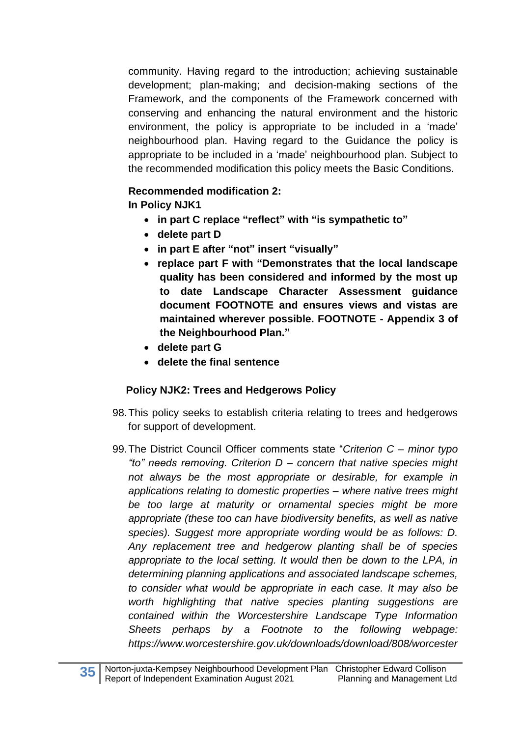community. Having regard to the introduction; achieving sustainable development; plan-making; and decision-making sections of the Framework, and the components of the Framework concerned with conserving and enhancing the natural environment and the historic environment, the policy is appropriate to be included in a 'made' neighbourhood plan. Having regard to the Guidance the policy is appropriate to be included in a 'made' neighbourhood plan. Subject to the recommended modification this policy meets the Basic Conditions.

**Recommended modification 2:**
**In Policy NJK1**

- **in part C replace "reflect" with "is sympathetic to"**
- **delete part D**
- **in part E after "not" insert "visually"**
- **replace part F with "Demonstrates that the local landscape quality has been considered and informed by the most up to date Landscape Character Assessment guidance document FOOTNOTE and ensures views and vistas are maintained wherever possible. FOOTNOTE - Appendix 3 of the Neighbourhood Plan."**
- **delete part G**
- **delete the final sentence**

**Policy NJK2: Trees and Hedgerows Policy**

98. This policy seeks to establish criteria relating to trees and hedgerows for support of development.

99. The District Council Officer comments state "*Criterion C – minor typo "to" needs removing. Criterion D – concern that native species might not always be the most appropriate or desirable, for example in applications relating to domestic properties – where native trees might be too large at maturity or ornamental species might be more appropriate (these too can have biodiversity benefits, as well as native species). Suggest more appropriate wording would be as follows: D. Any replacement tree and hedgerow planting shall be of species appropriate to the local setting. It would then be down to the LPA, in determining planning applications and associated landscape schemes, to consider what would be appropriate in each case. It may also be worth highlighting that native species planting suggestions are contained within the Worcestershire Landscape Type Information Sheets perhaps by a Footnote to the following webpage: https://www.worcestershire.gov.uk/downloads/download/808/worcester*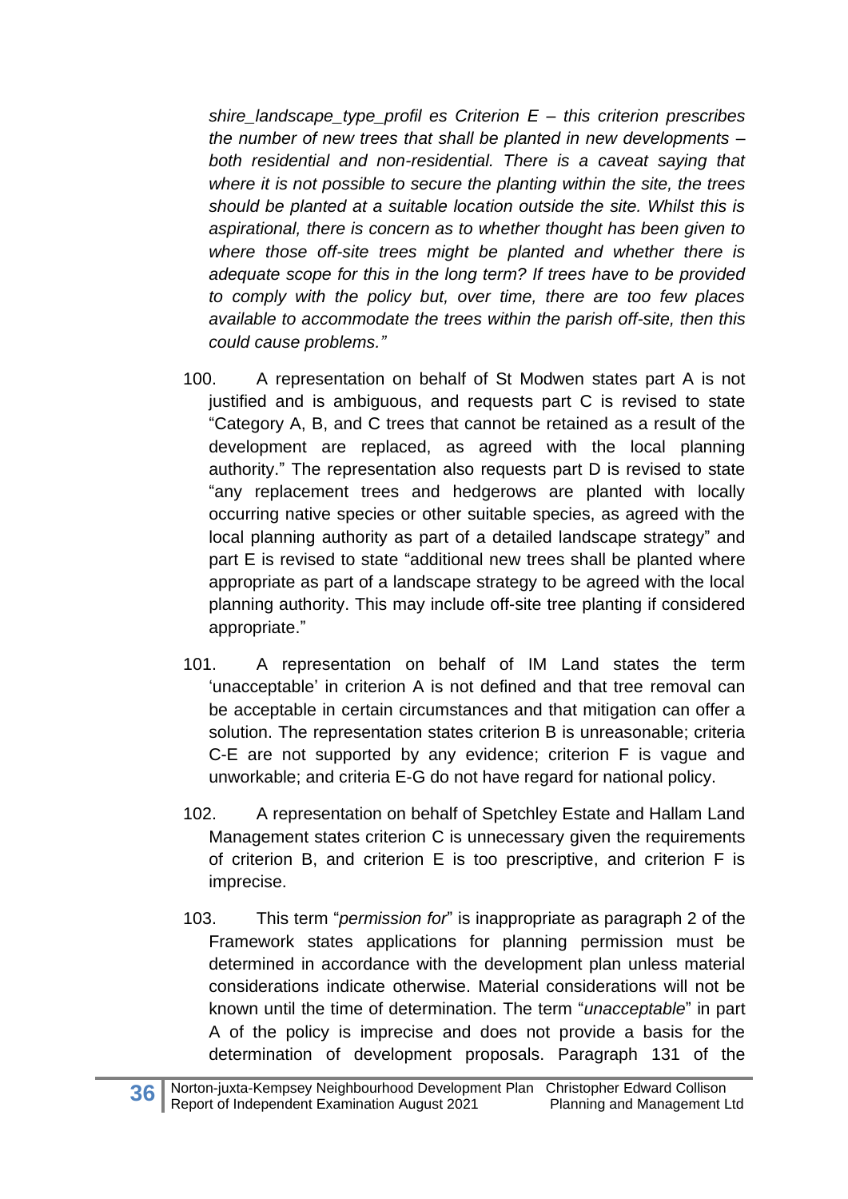*shire_landscape_type_profil es Criterion E – this criterion prescribes the number of new trees that shall be planted in new developments – both residential and non-residential. There is a caveat saying that where it is not possible to secure the planting within the site, the trees should be planted at a suitable location outside the site. Whilst this is aspirational, there is concern as to whether thought has been given to where those off-site trees might be planted and whether there is adequate scope for this in the long term? If trees have to be provided to comply with the policy but, over time, there are too few places available to accommodate the trees within the parish off-site, then this could cause problems."*

100. A representation on behalf of St Modwen states part A is not justified and is ambiguous, and requests part C is revised to state "Category A, B, and C trees that cannot be retained as a result of the development are replaced, as agreed with the local planning authority." The representation also requests part D is revised to state "any replacement trees and hedgerows are planted with locally occurring native species or other suitable species, as agreed with the local planning authority as part of a detailed landscape strategy" and part E is revised to state "additional new trees shall be planted where appropriate as part of a landscape strategy to be agreed with the local planning authority. This may include off-site tree planting if considered appropriate."

101. A representation on behalf of IM Land states the term 'unacceptable' in criterion A is not defined and that tree removal can be acceptable in certain circumstances and that mitigation can offer a solution. The representation states criterion B is unreasonable; criteria C-E are not supported by any evidence; criterion F is vague and unworkable; and criteria E-G do not have regard for national policy.

102. A representation on behalf of Spetchley Estate and Hallam Land Management states criterion C is unnecessary given the requirements of criterion B, and criterion E is too prescriptive, and criterion F is imprecise.

103. This term "*permission for*" is inappropriate as paragraph 2 of the Framework states applications for planning permission must be determined in accordance with the development plan unless material considerations indicate otherwise. Material considerations will not be known until the time of determination. The term "*unacceptable*" in part A of the policy is imprecise and does not provide a basis for the determination of development proposals. Paragraph 131 of the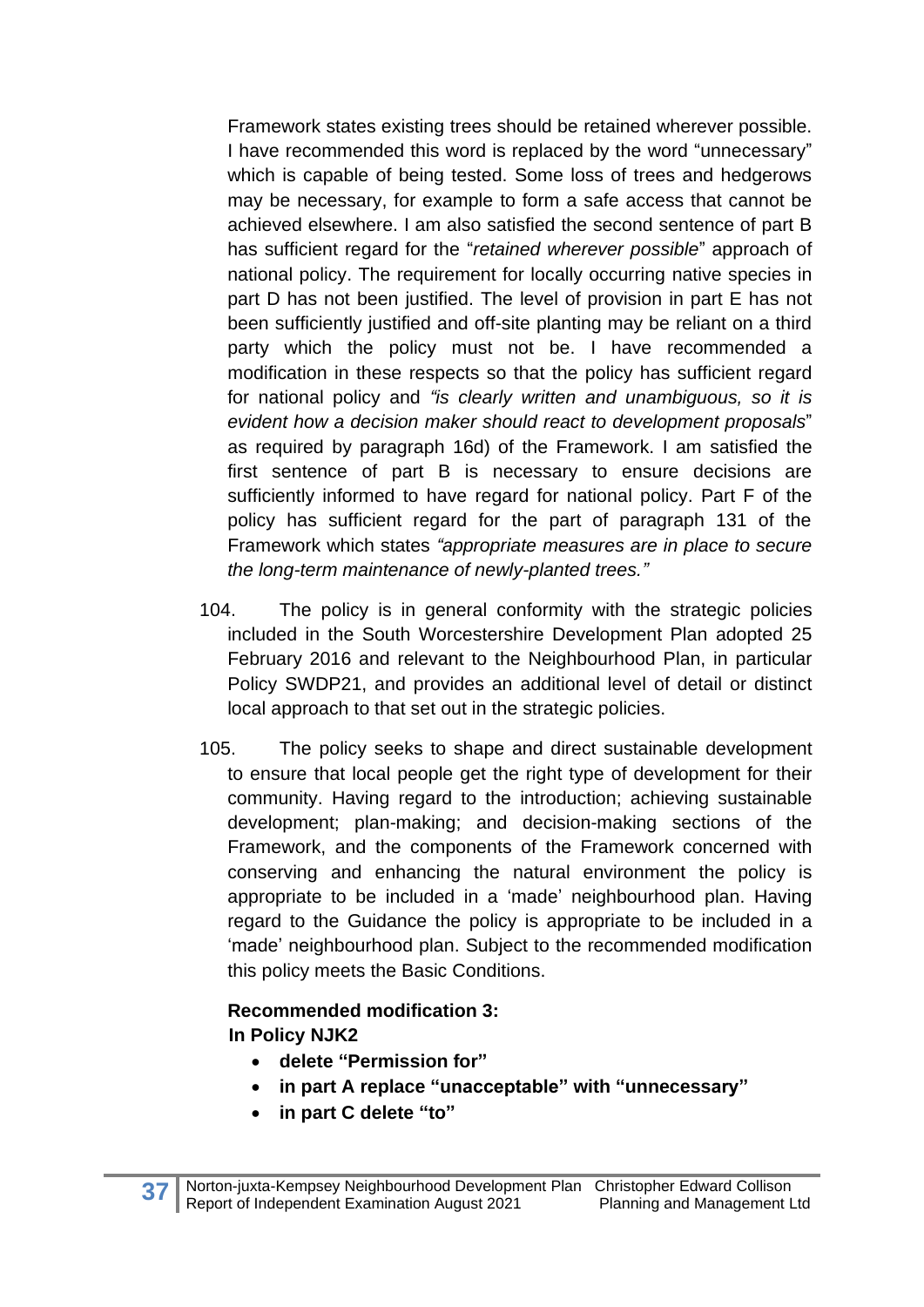Framework states existing trees should be retained wherever possible. I have recommended this word is replaced by the word "unnecessary" which is capable of being tested. Some loss of trees and hedgerows may be necessary, for example to form a safe access that cannot be achieved elsewhere. I am also satisfied the second sentence of part B has sufficient regard for the "*retained wherever possible*" approach of national policy. The requirement for locally occurring native species in part D has not been justified. The level of provision in part E has not been sufficiently justified and off-site planting may be reliant on a third party which the policy must not be. I have recommended a modification in these respects so that the policy has sufficient regard for national policy and *"is clearly written and unambiguous, so it is evident how a decision maker should react to development proposals*" as required by paragraph 16d) of the Framework. I am satisfied the first sentence of part B is necessary to ensure decisions are sufficiently informed to have regard for national policy. Part F of the policy has sufficient regard for the part of paragraph 131 of the Framework which states *"appropriate measures are in place to secure the long-term maintenance of newly-planted trees."*

104. The policy is in general conformity with the strategic policies included in the South Worcestershire Development Plan adopted 25 February 2016 and relevant to the Neighbourhood Plan, in particular Policy SWDP21, and provides an additional level of detail or distinct local approach to that set out in the strategic policies.

105. The policy seeks to shape and direct sustainable development to ensure that local people get the right type of development for their community. Having regard to the introduction; achieving sustainable development; plan-making; and decision-making sections of the Framework, and the components of the Framework concerned with conserving and enhancing the natural environment the policy is appropriate to be included in a 'made' neighbourhood plan. Having regard to the Guidance the policy is appropriate to be included in a 'made' neighbourhood plan. Subject to the recommended modification this policy meets the Basic Conditions.

**Recommended modification 3:**
**In Policy NJK2**

- **delete "Permission for"**
- **in part A replace "unacceptable" with "unnecessary"**
- **in part C delete "to"**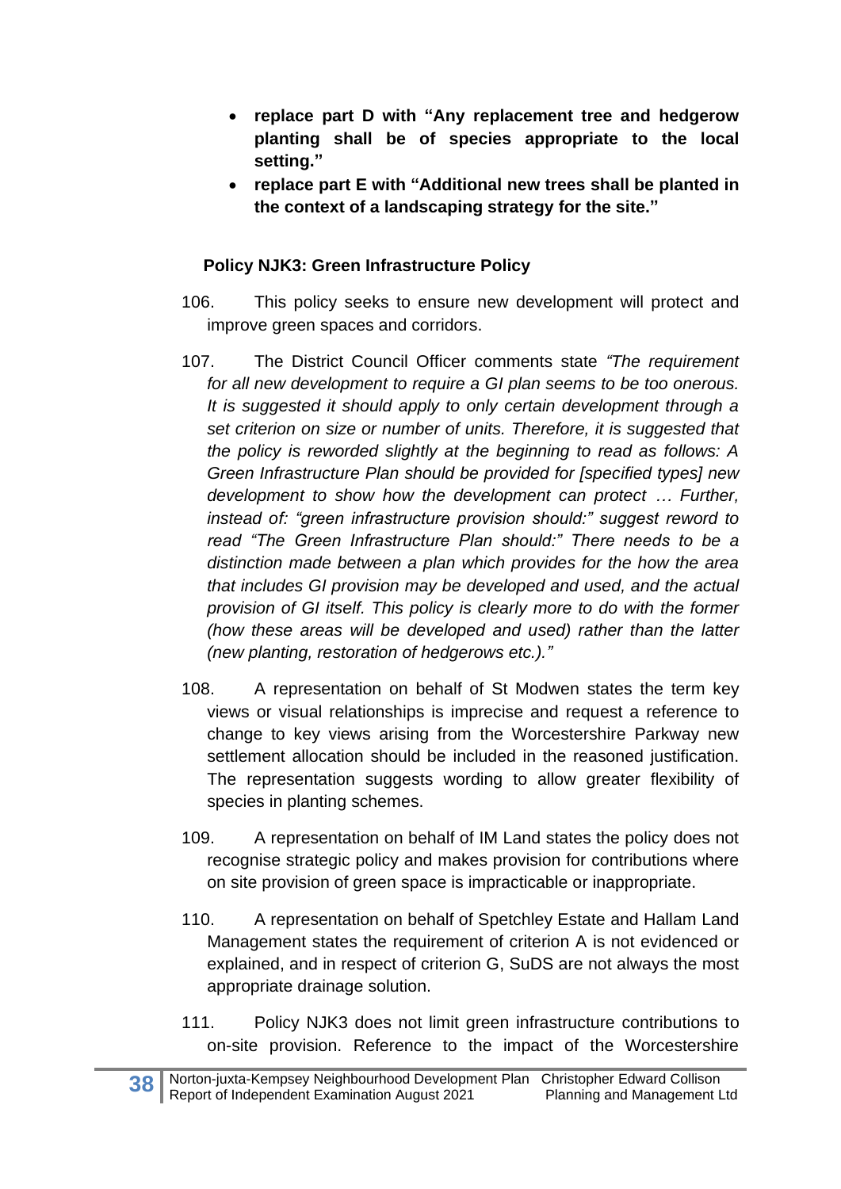- **replace part D with "Any replacement tree and hedgerow planting shall be of species appropriate to the local setting."**
- **replace part E with "Additional new trees shall be planted in the context of a landscaping strategy for the site."**

**Policy NJK3: Green Infrastructure Policy**

106. This policy seeks to ensure new development will protect and improve green spaces and corridors.

107. The District Council Officer comments state *"The requirement for all new development to require a GI plan seems to be too onerous. It is suggested it should apply to only certain development through a set criterion on size or number of units. Therefore, it is suggested that the policy is reworded slightly at the beginning to read as follows: A Green Infrastructure Plan should be provided for [specified types] new development to show how the development can protect … Further, instead of: "green infrastructure provision should:" suggest reword to read "The Green Infrastructure Plan should:" There needs to be a distinction made between a plan which provides for the how the area that includes GI provision may be developed and used, and the actual provision of GI itself. This policy is clearly more to do with the former (how these areas will be developed and used) rather than the latter (new planting, restoration of hedgerows etc.)."*

108. A representation on behalf of St Modwen states the term key views or visual relationships is imprecise and request a reference to change to key views arising from the Worcestershire Parkway new settlement allocation should be included in the reasoned justification. The representation suggests wording to allow greater flexibility of species in planting schemes.

109. A representation on behalf of IM Land states the policy does not recognise strategic policy and makes provision for contributions where on site provision of green space is impracticable or inappropriate.

110. A representation on behalf of Spetchley Estate and Hallam Land Management states the requirement of criterion A is not evidenced or explained, and in respect of criterion G, SuDS are not always the most appropriate drainage solution.

111. Policy NJK3 does not limit green infrastructure contributions to on-site provision. Reference to the impact of the Worcestershire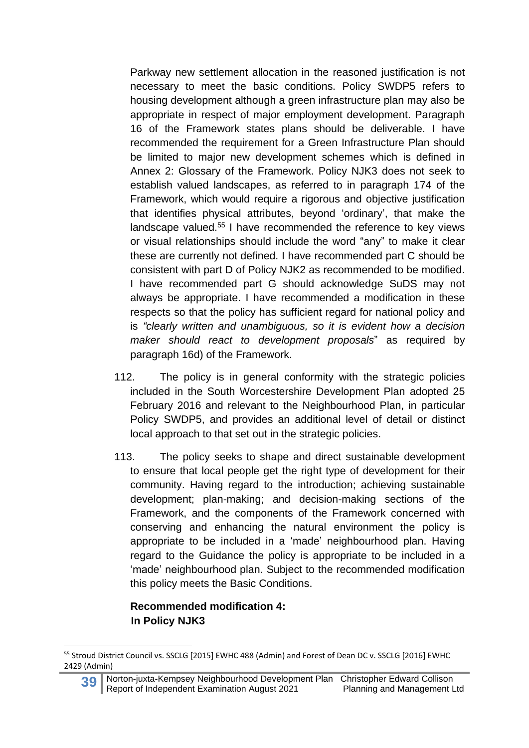Parkway new settlement allocation in the reasoned justification is not necessary to meet the basic conditions. Policy SWDP5 refers to housing development although a green infrastructure plan may also be appropriate in respect of major employment development. Paragraph 16 of the Framework states plans should be deliverable. I have recommended the requirement for a Green Infrastructure Plan should be limited to major new development schemes which is defined in Annex 2: Glossary of the Framework. Policy NJK3 does not seek to establish valued landscapes, as referred to in paragraph 174 of the Framework, which would require a rigorous and objective justification that identifies physical attributes, beyond 'ordinary', that make the landscape valued.[55] I have recommended the reference to key views or visual relationships should include the word "any" to make it clear these are currently not defined. I have recommended part C should be consistent with part D of Policy NJK2 as recommended to be modified. I have recommended part G should acknowledge SuDS may not always be appropriate. I have recommended a modification in these respects so that the policy has sufficient regard for national policy and is *"clearly written and unambiguous, so it is evident how a decision maker should react to development proposals*" as required by paragraph 16d) of the Framework.

112. The policy is in general conformity with the strategic policies included in the South Worcestershire Development Plan adopted 25 February 2016 and relevant to the Neighbourhood Plan, in particular Policy SWDP5, and provides an additional level of detail or distinct local approach to that set out in the strategic policies.

113. The policy seeks to shape and direct sustainable development to ensure that local people get the right type of development for their community. Having regard to the introduction; achieving sustainable development; plan-making; and decision-making sections of the Framework, and the components of the Framework concerned with conserving and enhancing the natural environment the policy is appropriate to be included in a 'made' neighbourhood plan. Having regard to the Guidance the policy is appropriate to be included in a 'made' neighbourhood plan. Subject to the recommended modification this policy meets the Basic Conditions.

**Recommended modification 4:**
**In Policy NJK3**

---

[55] Stroud District Council vs. SSCLG [2015] EWHC 488 (Admin) and Forest of Dean DC v. SSCLG [2016] EWHC 2429 (Admin)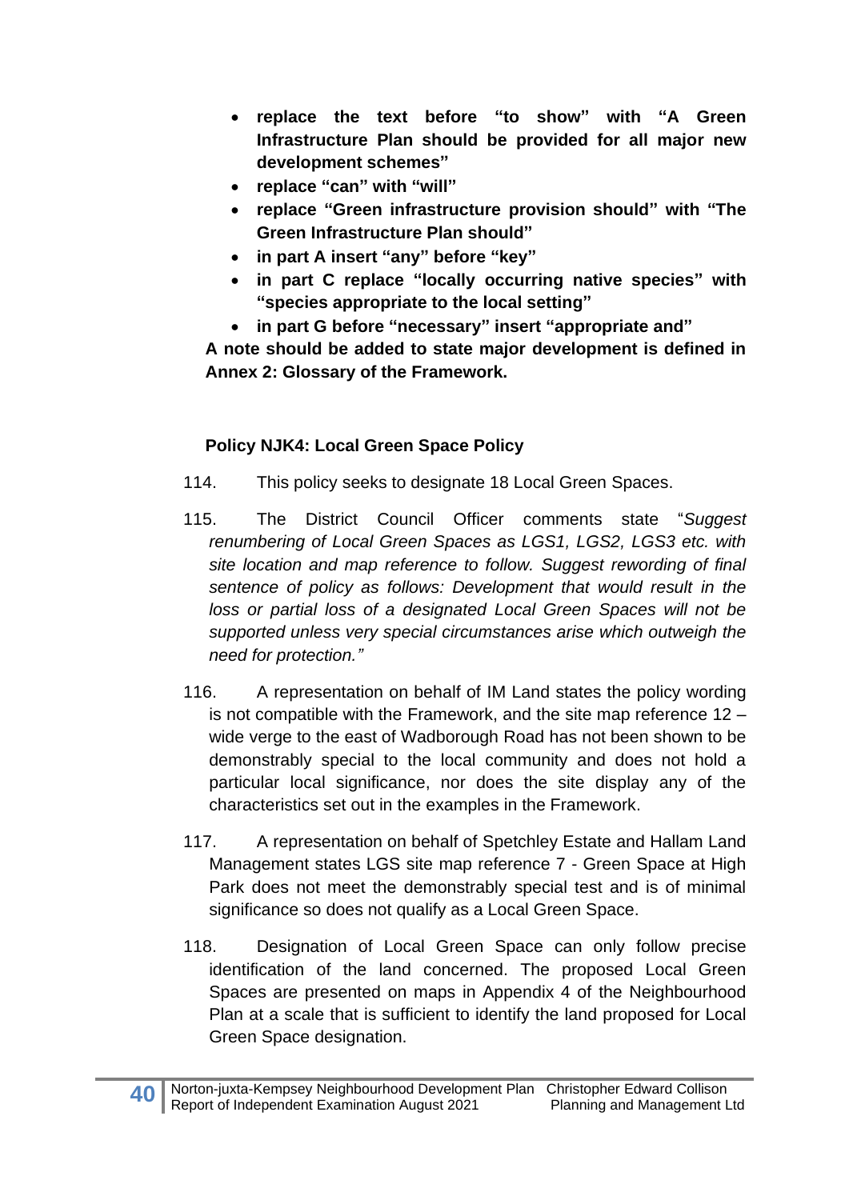- **replace the text before "to show" with "A Green Infrastructure Plan should be provided for all major new development schemes"**
- **replace "can" with "will"**
- **replace "Green infrastructure provision should" with "The Green Infrastructure Plan should"**
- **in part A insert "any" before "key"**
- **in part C replace "locally occurring native species" with "species appropriate to the local setting"**
- **in part G before "necessary" insert "appropriate and"**

**A note should be added to state major development is defined in Annex 2: Glossary of the Framework.**

**Policy NJK4: Local Green Space Policy**

114. This policy seeks to designate 18 Local Green Spaces.

115. The District Council Officer comments state "*Suggest renumbering of Local Green Spaces as LGS1, LGS2, LGS3 etc. with site location and map reference to follow. Suggest rewording of final sentence of policy as follows: Development that would result in the loss or partial loss of a designated Local Green Spaces will not be supported unless very special circumstances arise which outweigh the need for protection.*"

116. A representation on behalf of IM Land states the policy wording is not compatible with the Framework, and the site map reference 12 – wide verge to the east of Wadborough Road has not been shown to be demonstrably special to the local community and does not hold a particular local significance, nor does the site display any of the characteristics set out in the examples in the Framework.

117. A representation on behalf of Spetchley Estate and Hallam Land Management states LGS site map reference 7 - Green Space at High Park does not meet the demonstrably special test and is of minimal significance so does not qualify as a Local Green Space.

118. Designation of Local Green Space can only follow precise identification of the land concerned. The proposed Local Green Spaces are presented on maps in Appendix 4 of the Neighbourhood Plan at a scale that is sufficient to identify the land proposed for Local Green Space designation.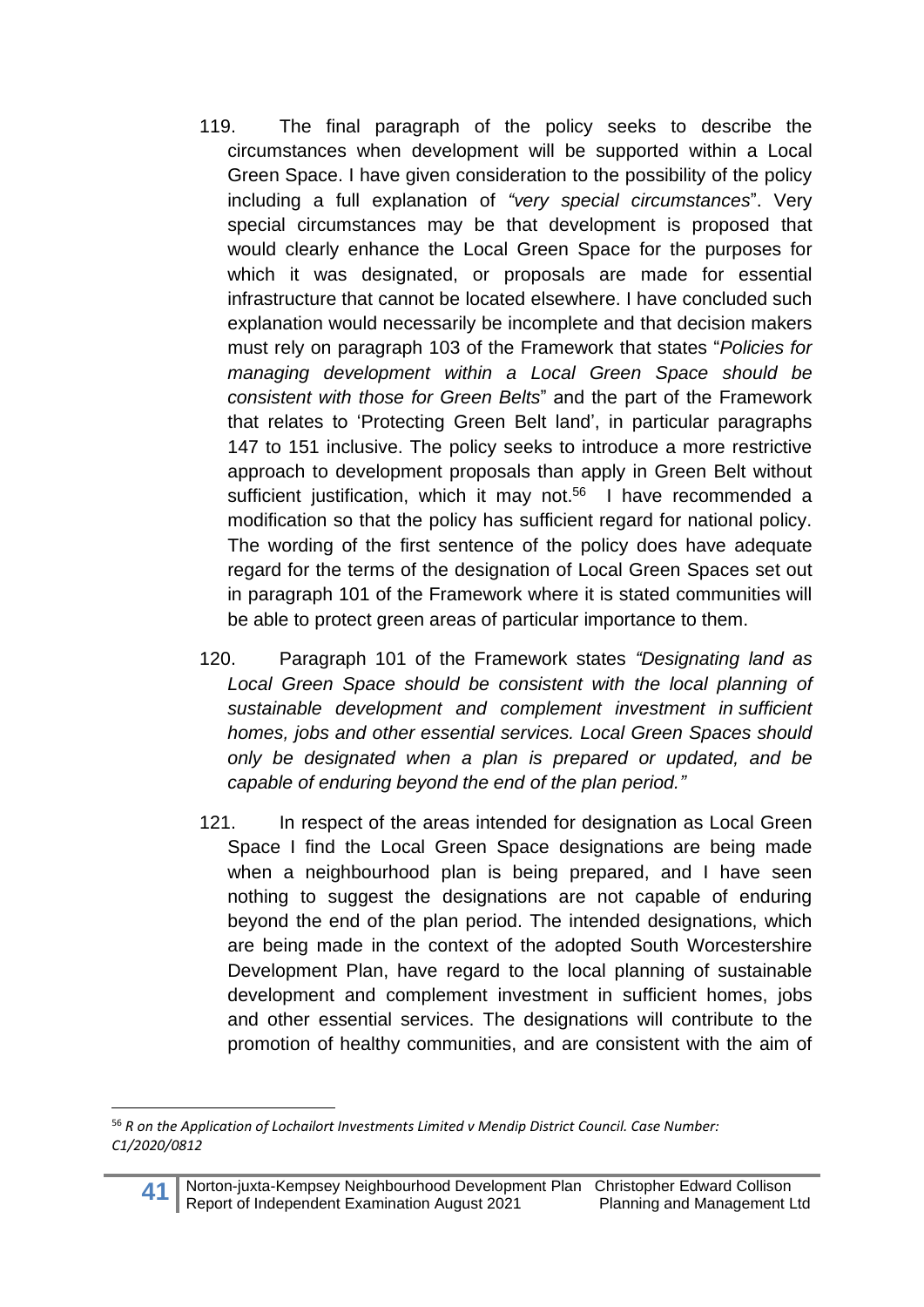119. The final paragraph of the policy seeks to describe the circumstances when development will be supported within a Local Green Space. I have given consideration to the possibility of the policy including a full explanation of *"very special circumstances*". Very special circumstances may be that development is proposed that would clearly enhance the Local Green Space for the purposes for which it was designated, or proposals are made for essential infrastructure that cannot be located elsewhere. I have concluded such explanation would necessarily be incomplete and that decision makers must rely on paragraph 103 of the Framework that states "*Policies for managing development within a Local Green Space should be consistent with those for Green Belts*" and the part of the Framework that relates to 'Protecting Green Belt land', in particular paragraphs 147 to 151 inclusive. The policy seeks to introduce a more restrictive approach to development proposals than apply in Green Belt without sufficient justification, which it may not.[56] I have recommended a modification so that the policy has sufficient regard for national policy. The wording of the first sentence of the policy does have adequate regard for the terms of the designation of Local Green Spaces set out in paragraph 101 of the Framework where it is stated communities will be able to protect green areas of particular importance to them.

120. Paragraph 101 of the Framework states *"Designating land as Local Green Space should be consistent with the local planning of sustainable development and complement investment in sufficient homes, jobs and other essential services. Local Green Spaces should only be designated when a plan is prepared or updated, and be capable of enduring beyond the end of the plan period."*

121. In respect of the areas intended for designation as Local Green Space I find the Local Green Space designations are being made when a neighbourhood plan is being prepared, and I have seen nothing to suggest the designations are not capable of enduring beyond the end of the plan period. The intended designations, which are being made in the context of the adopted South Worcestershire Development Plan, have regard to the local planning of sustainable development and complement investment in sufficient homes, jobs and other essential services. The designations will contribute to the promotion of healthy communities, and are consistent with the aim of

---

[56] *R on the Application of Lochailort Investments Limited v Mendip District Council. Case Number: C1/2020/0812*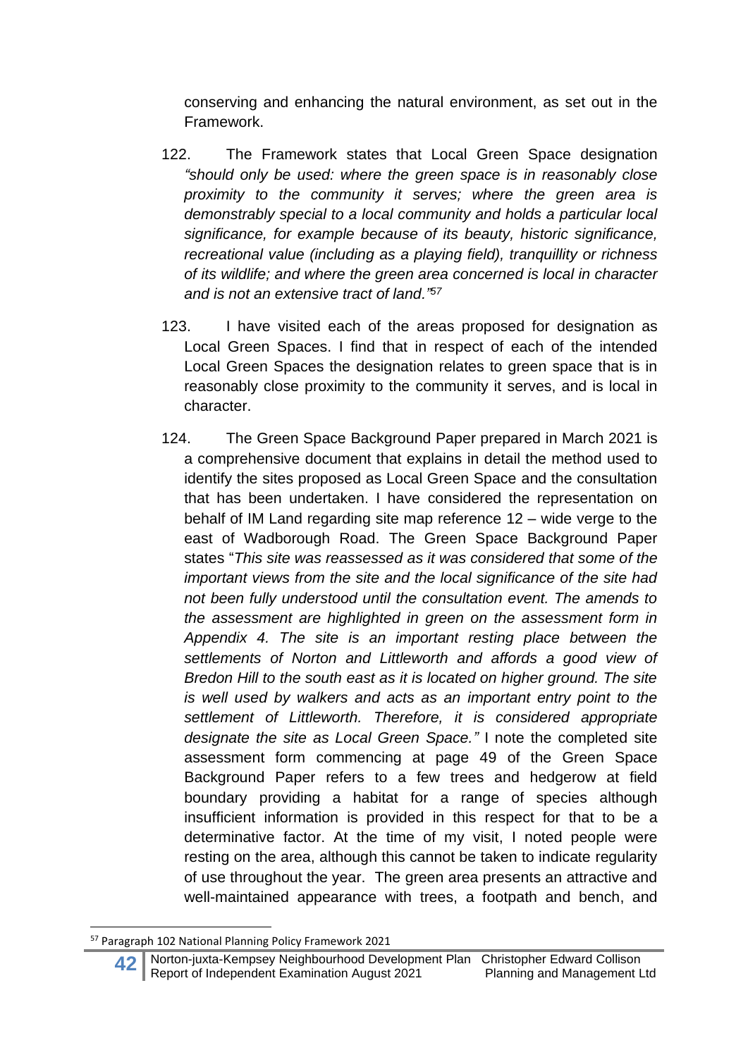conserving and enhancing the natural environment, as set out in the Framework.

122. The Framework states that Local Green Space designation *"should only be used: where the green space is in reasonably close proximity to the community it serves; where the green area is demonstrably special to a local community and holds a particular local significance, for example because of its beauty, historic significance, recreational value (including as a playing field), tranquillity or richness of its wildlife; and where the green area concerned is local in character and is not an extensive tract of land."*[57]

123. I have visited each of the areas proposed for designation as Local Green Spaces. I find that in respect of each of the intended Local Green Spaces the designation relates to green space that is in reasonably close proximity to the community it serves, and is local in character.

124. The Green Space Background Paper prepared in March 2021 is a comprehensive document that explains in detail the method used to identify the sites proposed as Local Green Space and the consultation that has been undertaken. I have considered the representation on behalf of IM Land regarding site map reference 12 – wide verge to the east of Wadborough Road. The Green Space Background Paper states "*This site was reassessed as it was considered that some of the important views from the site and the local significance of the site had not been fully understood until the consultation event. The amends to the assessment are highlighted in green on the assessment form in Appendix 4. The site is an important resting place between the settlements of Norton and Littleworth and affords a good view of Bredon Hill to the south east as it is located on higher ground. The site is well used by walkers and acts as an important entry point to the settlement of Littleworth. Therefore, it is considered appropriate designate the site as Local Green Space."* I note the completed site assessment form commencing at page 49 of the Green Space Background Paper refers to a few trees and hedgerow at field boundary providing a habitat for a range of species although insufficient information is provided in this respect for that to be a determinative factor. At the time of my visit, I noted people were resting on the area, although this cannot be taken to indicate regularity of use throughout the year. The green area presents an attractive and well-maintained appearance with trees, a footpath and bench, and

[57] Paragraph 102 National Planning Policy Framework 2021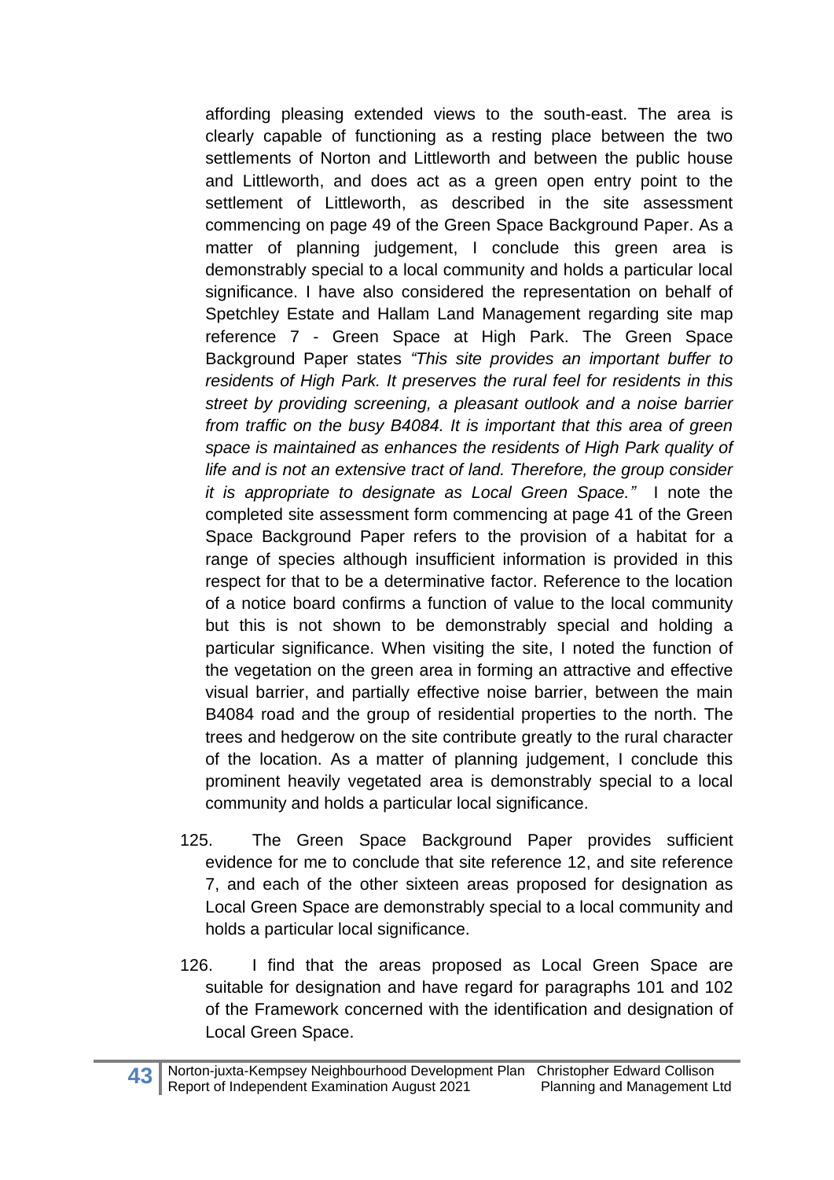affording pleasing extended views to the south-east. The area is clearly capable of functioning as a resting place between the two settlements of Norton and Littleworth and between the public house and Littleworth, and does act as a green open entry point to the settlement of Littleworth, as described in the site assessment commencing on page 49 of the Green Space Background Paper. As a matter of planning judgement, I conclude this green area is demonstrably special to a local community and holds a particular local significance. I have also considered the representation on behalf of Spetchley Estate and Hallam Land Management regarding site map reference 7 - Green Space at High Park. The Green Space Background Paper states *"This site provides an important buffer to residents of High Park. It preserves the rural feel for residents in this street by providing screening, a pleasant outlook and a noise barrier from traffic on the busy B4084. It is important that this area of green space is maintained as enhances the residents of High Park quality of life and is not an extensive tract of land. Therefore, the group consider it is appropriate to designate as Local Green Space."* I note the completed site assessment form commencing at page 41 of the Green Space Background Paper refers to the provision of a habitat for a range of species although insufficient information is provided in this respect for that to be a determinative factor. Reference to the location of a notice board confirms a function of value to the local community but this is not shown to be demonstrably special and holding a particular significance. When visiting the site, I noted the function of the vegetation on the green area in forming an attractive and effective visual barrier, and partially effective noise barrier, between the main B4084 road and the group of residential properties to the north. The trees and hedgerow on the site contribute greatly to the rural character of the location. As a matter of planning judgement, I conclude this prominent heavily vegetated area is demonstrably special to a local community and holds a particular local significance.

125. The Green Space Background Paper provides sufficient evidence for me to conclude that site reference 12, and site reference 7, and each of the other sixteen areas proposed for designation as Local Green Space are demonstrably special to a local community and holds a particular local significance.

126. I find that the areas proposed as Local Green Space are suitable for designation and have regard for paragraphs 101 and 102 of the Framework concerned with the identification and designation of Local Green Space.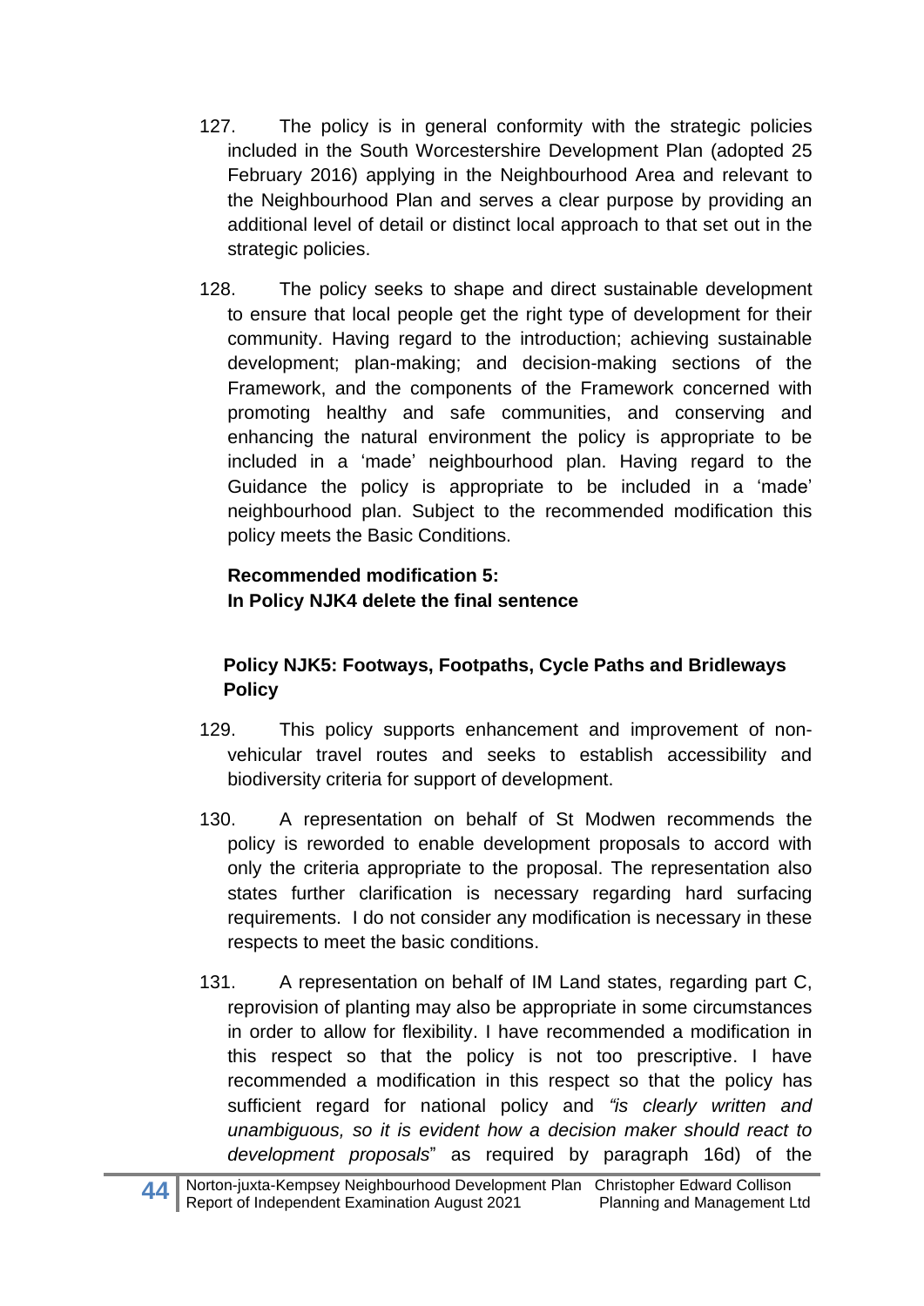127. The policy is in general conformity with the strategic policies included in the South Worcestershire Development Plan (adopted 25 February 2016) applying in the Neighbourhood Area and relevant to the Neighbourhood Plan and serves a clear purpose by providing an additional level of detail or distinct local approach to that set out in the strategic policies.

128. The policy seeks to shape and direct sustainable development to ensure that local people get the right type of development for their community. Having regard to the introduction; achieving sustainable development; plan-making; and decision-making sections of the Framework, and the components of the Framework concerned with promoting healthy and safe communities, and conserving and enhancing the natural environment the policy is appropriate to be included in a 'made' neighbourhood plan. Having regard to the Guidance the policy is appropriate to be included in a 'made' neighbourhood plan. Subject to the recommended modification this policy meets the Basic Conditions.

**Recommended modification 5:**
**In Policy NJK4 delete the final sentence**

### Policy NJK5: Footways, Footpaths, Cycle Paths and Bridleways Policy

129. This policy supports enhancement and improvement of non-vehicular travel routes and seeks to establish accessibility and biodiversity criteria for support of development.

130. A representation on behalf of St Modwen recommends the policy is reworded to enable development proposals to accord with only the criteria appropriate to the proposal. The representation also states further clarification is necessary regarding hard surfacing requirements. I do not consider any modification is necessary in these respects to meet the basic conditions.

131. A representation on behalf of IM Land states, regarding part C, reprovision of planting may also be appropriate in some circumstances in order to allow for flexibility. I have recommended a modification in this respect so that the policy is not too prescriptive. I have recommended a modification in this respect so that the policy has sufficient regard for national policy and *"is clearly written and unambiguous, so it is evident how a decision maker should react to development proposals*" as required by paragraph 16d) of the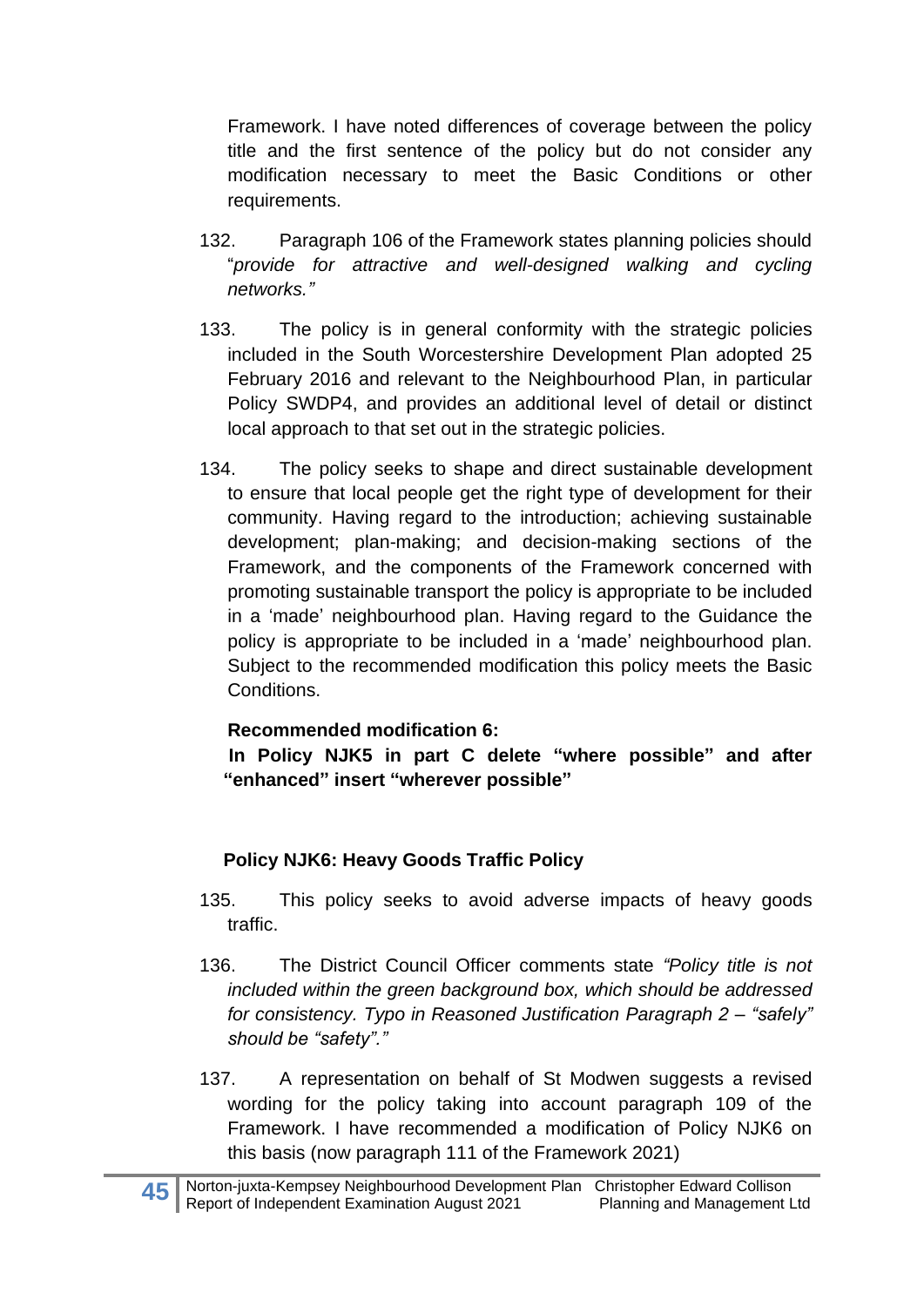Framework. I have noted differences of coverage between the policy title and the first sentence of the policy but do not consider any modification necessary to meet the Basic Conditions or other requirements.

132. Paragraph 106 of the Framework states planning policies should "*provide for attractive and well-designed walking and cycling networks.*"

133. The policy is in general conformity with the strategic policies included in the South Worcestershire Development Plan adopted 25 February 2016 and relevant to the Neighbourhood Plan, in particular Policy SWDP4, and provides an additional level of detail or distinct local approach to that set out in the strategic policies.

134. The policy seeks to shape and direct sustainable development to ensure that local people get the right type of development for their community. Having regard to the introduction; achieving sustainable development; plan-making; and decision-making sections of the Framework, and the components of the Framework concerned with promoting sustainable transport the policy is appropriate to be included in a 'made' neighbourhood plan. Having regard to the Guidance the policy is appropriate to be included in a 'made' neighbourhood plan. Subject to the recommended modification this policy meets the Basic Conditions.

**Recommended modification 6:**
**In Policy NJK5 in part C delete "where possible" and after "enhanced" insert "wherever possible"**

### Policy NJK6: Heavy Goods Traffic Policy

135. This policy seeks to avoid adverse impacts of heavy goods traffic.

136. The District Council Officer comments state *"Policy title is not included within the green background box, which should be addressed for consistency. Typo in Reasoned Justification Paragraph 2 – "safely" should be "safety"."*

137. A representation on behalf of St Modwen suggests a revised wording for the policy taking into account paragraph 109 of the Framework. I have recommended a modification of Policy NJK6 on this basis (now paragraph 111 of the Framework 2021)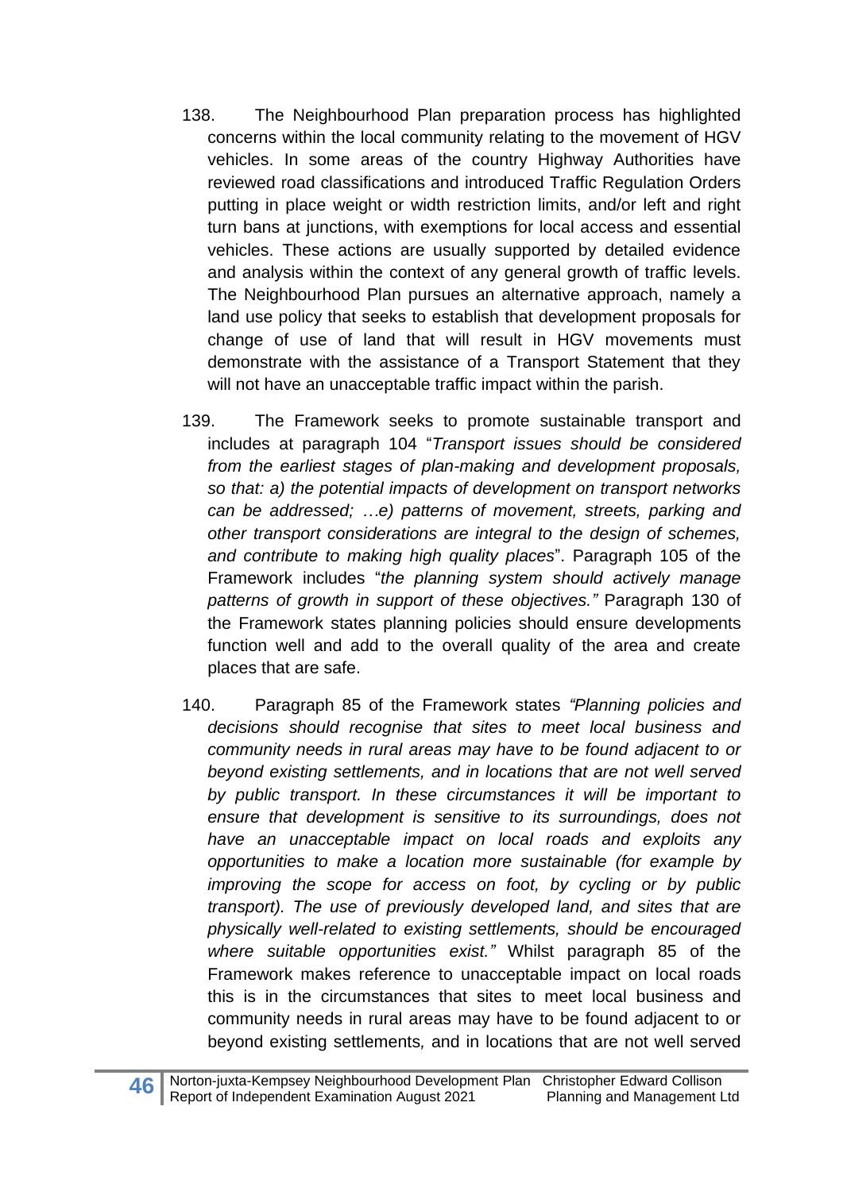138. The Neighbourhood Plan preparation process has highlighted concerns within the local community relating to the movement of HGV vehicles. In some areas of the country Highway Authorities have reviewed road classifications and introduced Traffic Regulation Orders putting in place weight or width restriction limits, and/or left and right turn bans at junctions, with exemptions for local access and essential vehicles. These actions are usually supported by detailed evidence and analysis within the context of any general growth of traffic levels. The Neighbourhood Plan pursues an alternative approach, namely a land use policy that seeks to establish that development proposals for change of use of land that will result in HGV movements must demonstrate with the assistance of a Transport Statement that they will not have an unacceptable traffic impact within the parish.

139. The Framework seeks to promote sustainable transport and includes at paragraph 104 "*Transport issues should be considered from the earliest stages of plan-making and development proposals, so that: a) the potential impacts of development on transport networks can be addressed; …e) patterns of movement, streets, parking and other transport considerations are integral to the design of schemes, and contribute to making high quality places*". Paragraph 105 of the Framework includes "*the planning system should actively manage patterns of growth in support of these objectives.*" Paragraph 130 of the Framework states planning policies should ensure developments function well and add to the overall quality of the area and create places that are safe.

140. Paragraph 85 of the Framework states *"Planning policies and decisions should recognise that sites to meet local business and community needs in rural areas may have to be found adjacent to or beyond existing settlements, and in locations that are not well served by public transport. In these circumstances it will be important to ensure that development is sensitive to its surroundings, does not have an unacceptable impact on local roads and exploits any opportunities to make a location more sustainable (for example by improving the scope for access on foot, by cycling or by public transport). The use of previously developed land, and sites that are physically well-related to existing settlements, should be encouraged where suitable opportunities exist."* Whilst paragraph 85 of the Framework makes reference to unacceptable impact on local roads this is in the circumstances that sites to meet local business and community needs in rural areas may have to be found adjacent to or beyond existing settlements, and in locations that are not well served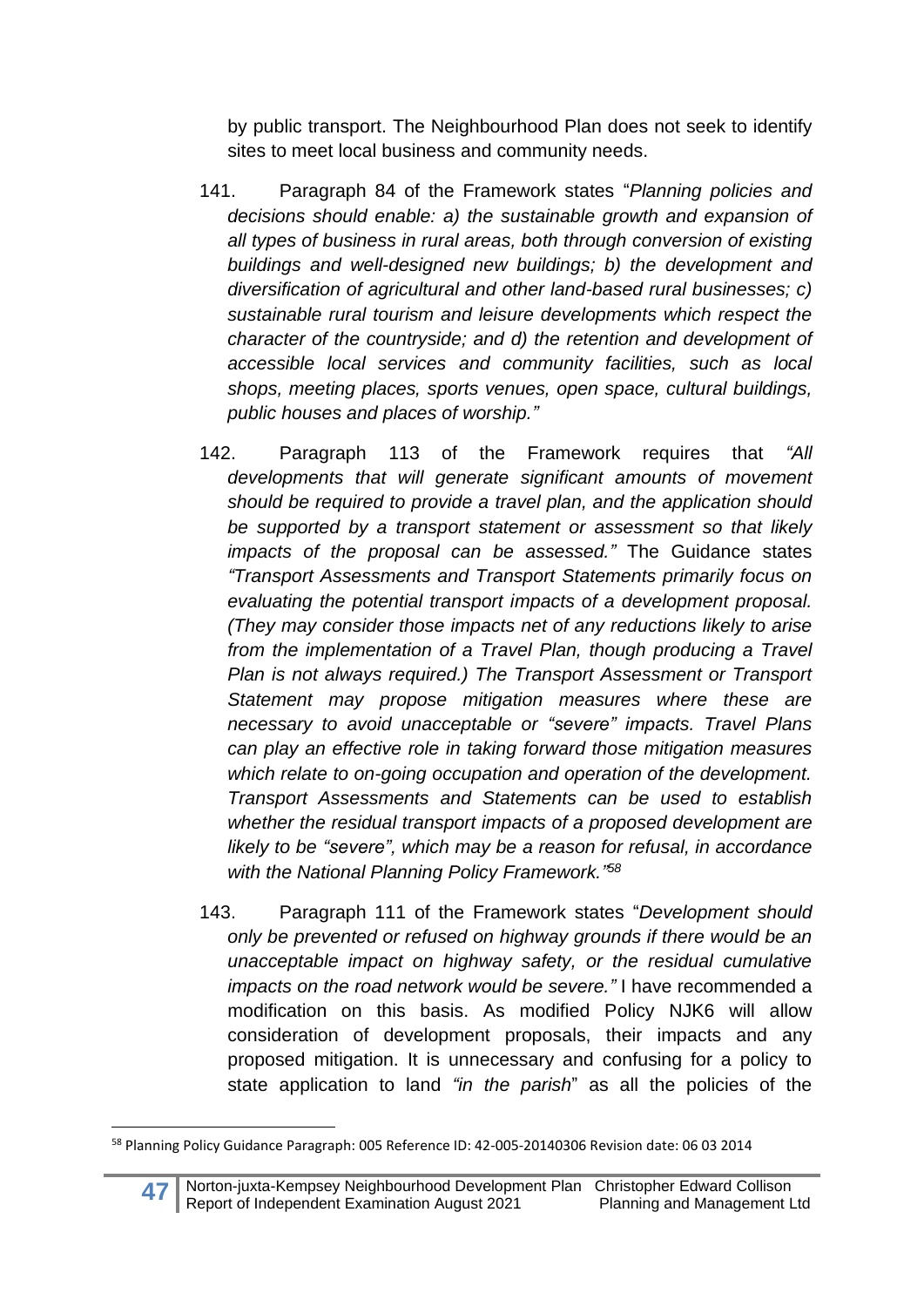by public transport. The Neighbourhood Plan does not seek to identify sites to meet local business and community needs.

141. Paragraph 84 of the Framework states "*Planning policies and decisions should enable: a) the sustainable growth and expansion of all types of business in rural areas, both through conversion of existing buildings and well-designed new buildings; b) the development and diversification of agricultural and other land-based rural businesses; c) sustainable rural tourism and leisure developments which respect the character of the countryside; and d) the retention and development of accessible local services and community facilities, such as local shops, meeting places, sports venues, open space, cultural buildings, public houses and places of worship."*

142. Paragraph 113 of the Framework requires that *"All developments that will generate significant amounts of movement should be required to provide a travel plan, and the application should be supported by a transport statement or assessment so that likely impacts of the proposal can be assessed."* The Guidance states *"Transport Assessments and Transport Statements primarily focus on evaluating the potential transport impacts of a development proposal. (They may consider those impacts net of any reductions likely to arise from the implementation of a Travel Plan, though producing a Travel Plan is not always required.) The Transport Assessment or Transport Statement may propose mitigation measures where these are necessary to avoid unacceptable or "severe" impacts. Travel Plans can play an effective role in taking forward those mitigation measures which relate to on-going occupation and operation of the development. Transport Assessments and Statements can be used to establish whether the residual transport impacts of a proposed development are likely to be "severe", which may be a reason for refusal, in accordance with the National Planning Policy Framework."*[58]

143. Paragraph 111 of the Framework states "*Development should only be prevented or refused on highway grounds if there would be an unacceptable impact on highway safety, or the residual cumulative impacts on the road network would be severe."* I have recommended a modification on this basis. As modified Policy NJK6 will allow consideration of development proposals, their impacts and any proposed mitigation. It is unnecessary and confusing for a policy to state application to land *"in the parish*" as all the policies of the

---

[58] Planning Policy Guidance Paragraph: 005 Reference ID: 42-005-20140306 Revision date: 06 03 2014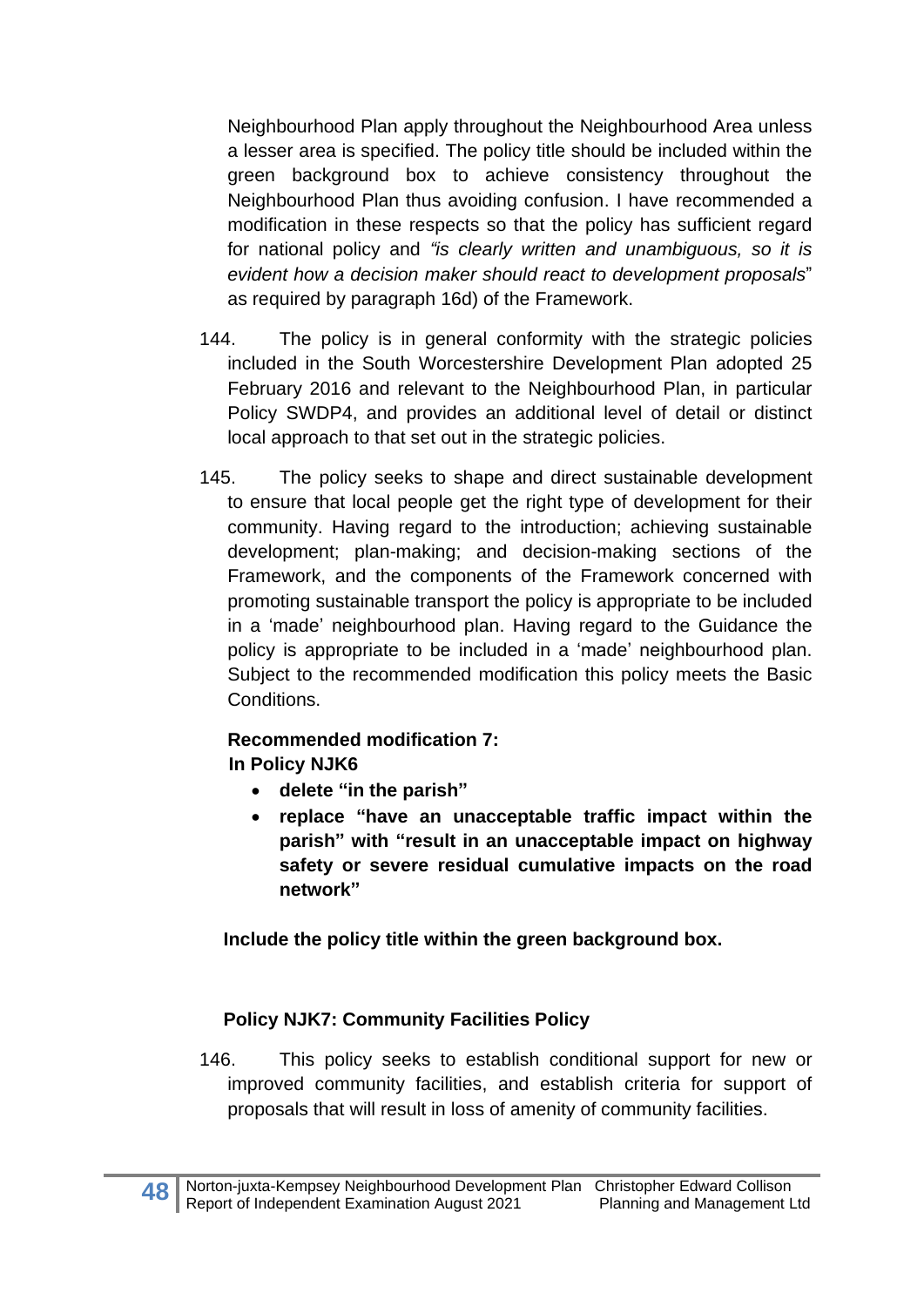Neighbourhood Plan apply throughout the Neighbourhood Area unless a lesser area is specified. The policy title should be included within the green background box to achieve consistency throughout the Neighbourhood Plan thus avoiding confusion. I have recommended a modification in these respects so that the policy has sufficient regard for national policy and *"is clearly written and unambiguous, so it is evident how a decision maker should react to development proposals*" as required by paragraph 16d) of the Framework.

144. The policy is in general conformity with the strategic policies included in the South Worcestershire Development Plan adopted 25 February 2016 and relevant to the Neighbourhood Plan, in particular Policy SWDP4, and provides an additional level of detail or distinct local approach to that set out in the strategic policies.

145. The policy seeks to shape and direct sustainable development to ensure that local people get the right type of development for their community. Having regard to the introduction; achieving sustainable development; plan-making; and decision-making sections of the Framework, and the components of the Framework concerned with promoting sustainable transport the policy is appropriate to be included in a 'made' neighbourhood plan. Having regard to the Guidance the policy is appropriate to be included in a 'made' neighbourhood plan. Subject to the recommended modification this policy meets the Basic Conditions.

**Recommended modification 7:**
**In Policy NJK6**

- **delete "in the parish"**
- **replace "have an unacceptable traffic impact within the parish" with "result in an unacceptable impact on highway safety or severe residual cumulative impacts on the road network"**

**Include the policy title within the green background box.**

**Policy NJK7: Community Facilities Policy**

146. This policy seeks to establish conditional support for new or improved community facilities, and establish criteria for support of proposals that will result in loss of amenity of community facilities.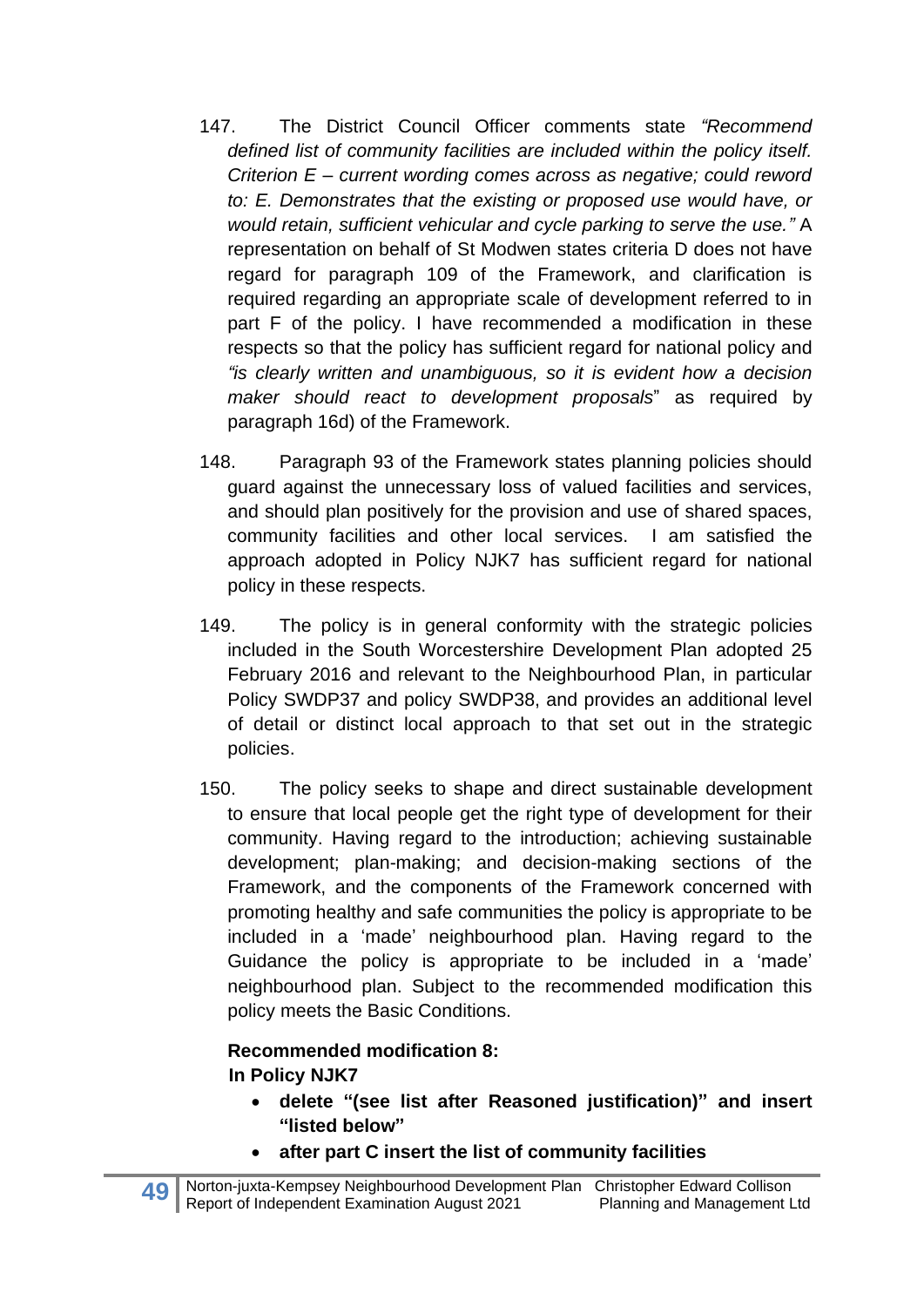147. The District Council Officer comments state *"Recommend defined list of community facilities are included within the policy itself. Criterion E – current wording comes across as negative; could reword to: E. Demonstrates that the existing or proposed use would have, or would retain, sufficient vehicular and cycle parking to serve the use."* A representation on behalf of St Modwen states criteria D does not have regard for paragraph 109 of the Framework, and clarification is required regarding an appropriate scale of development referred to in part F of the policy. I have recommended a modification in these respects so that the policy has sufficient regard for national policy and *"is clearly written and unambiguous, so it is evident how a decision maker should react to development proposals*" as required by paragraph 16d) of the Framework.

148. Paragraph 93 of the Framework states planning policies should guard against the unnecessary loss of valued facilities and services, and should plan positively for the provision and use of shared spaces, community facilities and other local services. I am satisfied the approach adopted in Policy NJK7 has sufficient regard for national policy in these respects.

149. The policy is in general conformity with the strategic policies included in the South Worcestershire Development Plan adopted 25 February 2016 and relevant to the Neighbourhood Plan, in particular Policy SWDP37 and policy SWDP38, and provides an additional level of detail or distinct local approach to that set out in the strategic policies.

150. The policy seeks to shape and direct sustainable development to ensure that local people get the right type of development for their community. Having regard to the introduction; achieving sustainable development; plan-making; and decision-making sections of the Framework, and the components of the Framework concerned with promoting healthy and safe communities the policy is appropriate to be included in a 'made' neighbourhood plan. Having regard to the Guidance the policy is appropriate to be included in a 'made' neighbourhood plan. Subject to the recommended modification this policy meets the Basic Conditions.

**Recommended modification 8:**
**In Policy NJK7**

- **delete "(see list after Reasoned justification)" and insert "listed below"**
- **after part C insert the list of community facilities**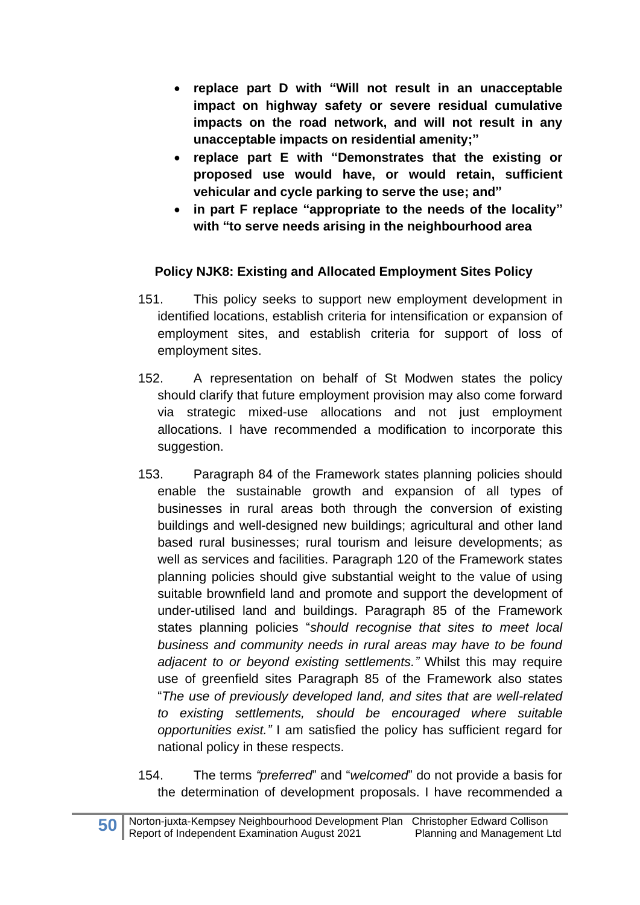- **replace part D with "Will not result in an unacceptable impact on highway safety or severe residual cumulative impacts on the road network, and will not result in any unacceptable impacts on residential amenity;"**
- **replace part E with "Demonstrates that the existing or proposed use would have, or would retain, sufficient vehicular and cycle parking to serve the use; and"**
- **in part F replace "appropriate to the needs of the locality" with "to serve needs arising in the neighbourhood area**

**Policy NJK8: Existing and Allocated Employment Sites Policy**

151. This policy seeks to support new employment development in identified locations, establish criteria for intensification or expansion of employment sites, and establish criteria for support of loss of employment sites.

152. A representation on behalf of St Modwen states the policy should clarify that future employment provision may also come forward via strategic mixed-use allocations and not just employment allocations. I have recommended a modification to incorporate this suggestion.

153. Paragraph 84 of the Framework states planning policies should enable the sustainable growth and expansion of all types of businesses in rural areas both through the conversion of existing buildings and well-designed new buildings; agricultural and other land based rural businesses; rural tourism and leisure developments; as well as services and facilities. Paragraph 120 of the Framework states planning policies should give substantial weight to the value of using suitable brownfield land and promote and support the development of under-utilised land and buildings. Paragraph 85 of the Framework states planning policies "*should recognise that sites to meet local business and community needs in rural areas may have to be found adjacent to or beyond existing settlements."* Whilst this may require use of greenfield sites Paragraph 85 of the Framework also states "*The use of previously developed land, and sites that are well-related to existing settlements, should be encouraged where suitable opportunities exist."* I am satisfied the policy has sufficient regard for national policy in these respects.

154. The terms *"preferred*" and "*welcomed*" do not provide a basis for the determination of development proposals. I have recommended a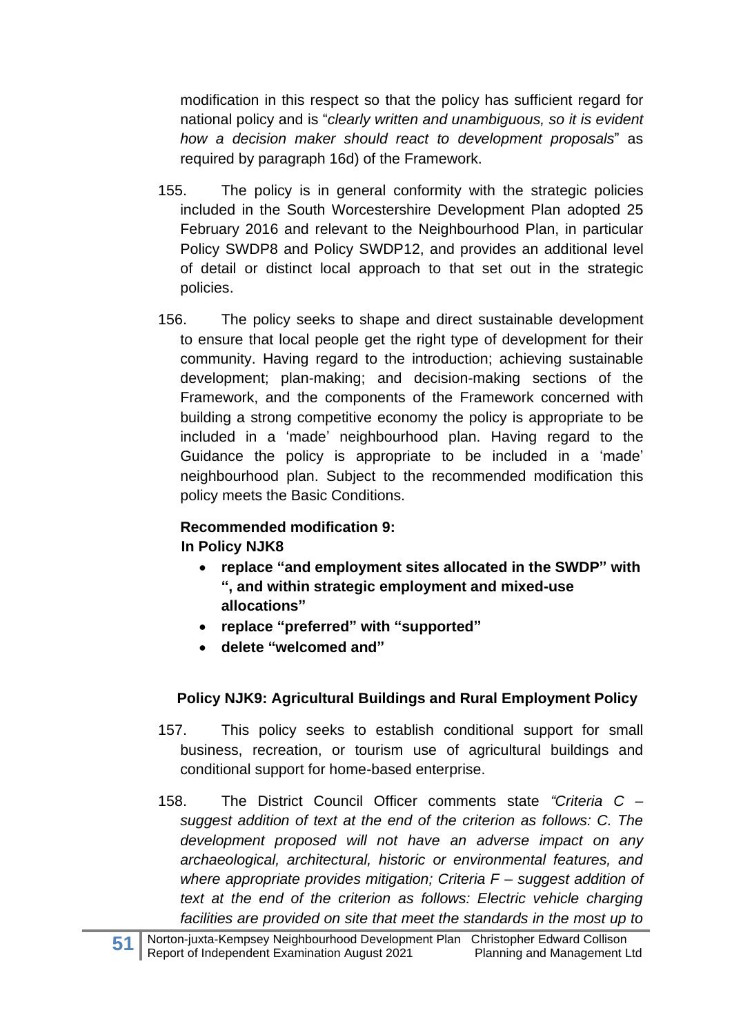modification in this respect so that the policy has sufficient regard for national policy and is "*clearly written and unambiguous, so it is evident how a decision maker should react to development proposals*" as required by paragraph 16d) of the Framework.

155. The policy is in general conformity with the strategic policies included in the South Worcestershire Development Plan adopted 25 February 2016 and relevant to the Neighbourhood Plan, in particular Policy SWDP8 and Policy SWDP12, and provides an additional level of detail or distinct local approach to that set out in the strategic policies.

156. The policy seeks to shape and direct sustainable development to ensure that local people get the right type of development for their community. Having regard to the introduction; achieving sustainable development; plan-making; and decision-making sections of the Framework, and the components of the Framework concerned with building a strong competitive economy the policy is appropriate to be included in a 'made' neighbourhood plan. Having regard to the Guidance the policy is appropriate to be included in a 'made' neighbourhood plan. Subject to the recommended modification this policy meets the Basic Conditions.

**Recommended modification 9:**
**In Policy NJK8**

- **replace "and employment sites allocated in the SWDP" with ", and within strategic employment and mixed-use allocations"**
- **replace "preferred" with "supported"**
- **delete "welcomed and"**

### Policy NJK9: Agricultural Buildings and Rural Employment Policy

157. This policy seeks to establish conditional support for small business, recreation, or tourism use of agricultural buildings and conditional support for home-based enterprise.

158. The District Council Officer comments state *"Criteria C – suggest addition of text at the end of the criterion as follows: C. The development proposed will not have an adverse impact on any archaeological, architectural, historic or environmental features, and where appropriate provides mitigation; Criteria F – suggest addition of text at the end of the criterion as follows: Electric vehicle charging facilities are provided on site that meet the standards in the most up to*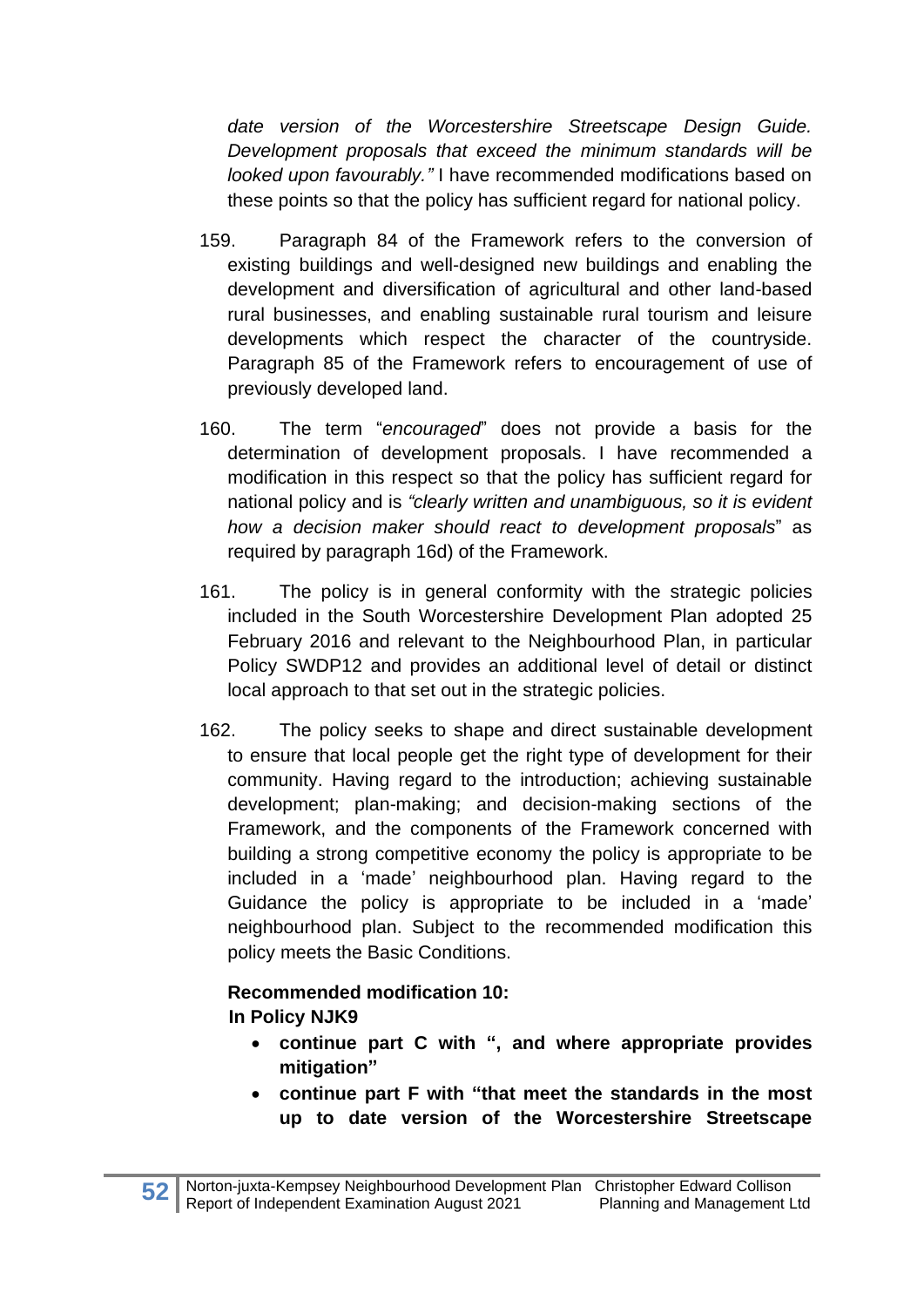*date version of the Worcestershire Streetscape Design Guide. Development proposals that exceed the minimum standards will be looked upon favourably."* I have recommended modifications based on these points so that the policy has sufficient regard for national policy.

159. Paragraph 84 of the Framework refers to the conversion of existing buildings and well-designed new buildings and enabling the development and diversification of agricultural and other land-based rural businesses, and enabling sustainable rural tourism and leisure developments which respect the character of the countryside. Paragraph 85 of the Framework refers to encouragement of use of previously developed land.

160. The term "*encouraged*" does not provide a basis for the determination of development proposals. I have recommended a modification in this respect so that the policy has sufficient regard for national policy and is *"clearly written and unambiguous, so it is evident how a decision maker should react to development proposals*" as required by paragraph 16d) of the Framework.

161. The policy is in general conformity with the strategic policies included in the South Worcestershire Development Plan adopted 25 February 2016 and relevant to the Neighbourhood Plan, in particular Policy SWDP12 and provides an additional level of detail or distinct local approach to that set out in the strategic policies.

162. The policy seeks to shape and direct sustainable development to ensure that local people get the right type of development for their community. Having regard to the introduction; achieving sustainable development; plan-making; and decision-making sections of the Framework, and the components of the Framework concerned with building a strong competitive economy the policy is appropriate to be included in a 'made' neighbourhood plan. Having regard to the Guidance the policy is appropriate to be included in a 'made' neighbourhood plan. Subject to the recommended modification this policy meets the Basic Conditions.

**Recommended modification 10:**
**In Policy NJK9**

- **continue part C with ", and where appropriate provides mitigation"**
- **continue part F with "that meet the standards in the most up to date version of the Worcestershire Streetscape**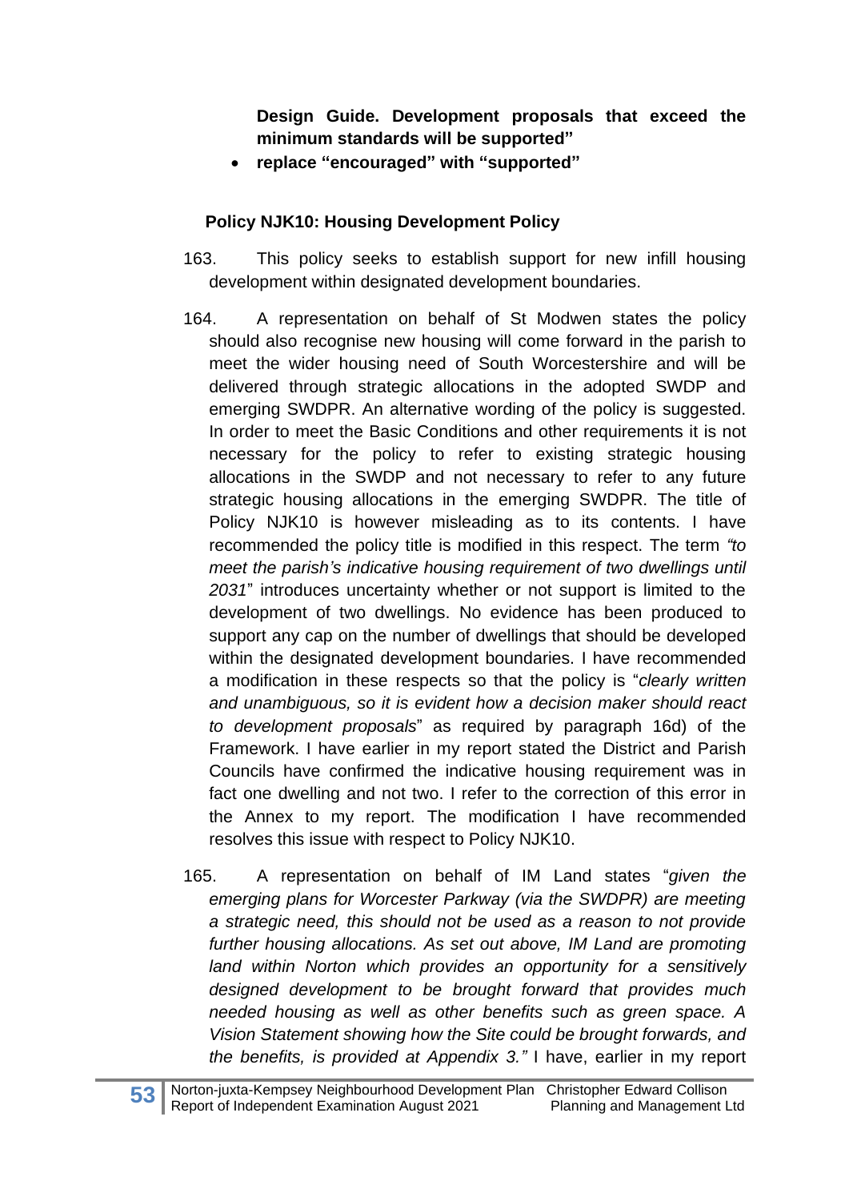**Design Guide. Development proposals that exceed the minimum standards will be supported"**

- **replace "encouraged" with "supported"**

**Policy NJK10: Housing Development Policy**

163. This policy seeks to establish support for new infill housing development within designated development boundaries.

164. A representation on behalf of St Modwen states the policy should also recognise new housing will come forward in the parish to meet the wider housing need of South Worcestershire and will be delivered through strategic allocations in the adopted SWDP and emerging SWDPR. An alternative wording of the policy is suggested. In order to meet the Basic Conditions and other requirements it is not necessary for the policy to refer to existing strategic housing allocations in the SWDP and not necessary to refer to any future strategic housing allocations in the emerging SWDPR. The title of Policy NJK10 is however misleading as to its contents. I have recommended the policy title is modified in this respect. The term *"to meet the parish's indicative housing requirement of two dwellings until 2031*" introduces uncertainty whether or not support is limited to the development of two dwellings. No evidence has been produced to support any cap on the number of dwellings that should be developed within the designated development boundaries. I have recommended a modification in these respects so that the policy is "*clearly written and unambiguous, so it is evident how a decision maker should react to development proposals*" as required by paragraph 16d) of the Framework. I have earlier in my report stated the District and Parish Councils have confirmed the indicative housing requirement was in fact one dwelling and not two. I refer to the correction of this error in the Annex to my report. The modification I have recommended resolves this issue with respect to Policy NJK10.

165. A representation on behalf of IM Land states "*given the emerging plans for Worcester Parkway (via the SWDPR) are meeting a strategic need, this should not be used as a reason to not provide further housing allocations. As set out above, IM Land are promoting land within Norton which provides an opportunity for a sensitively designed development to be brought forward that provides much needed housing as well as other benefits such as green space. A Vision Statement showing how the Site could be brought forwards, and the benefits, is provided at Appendix 3."* I have, earlier in my report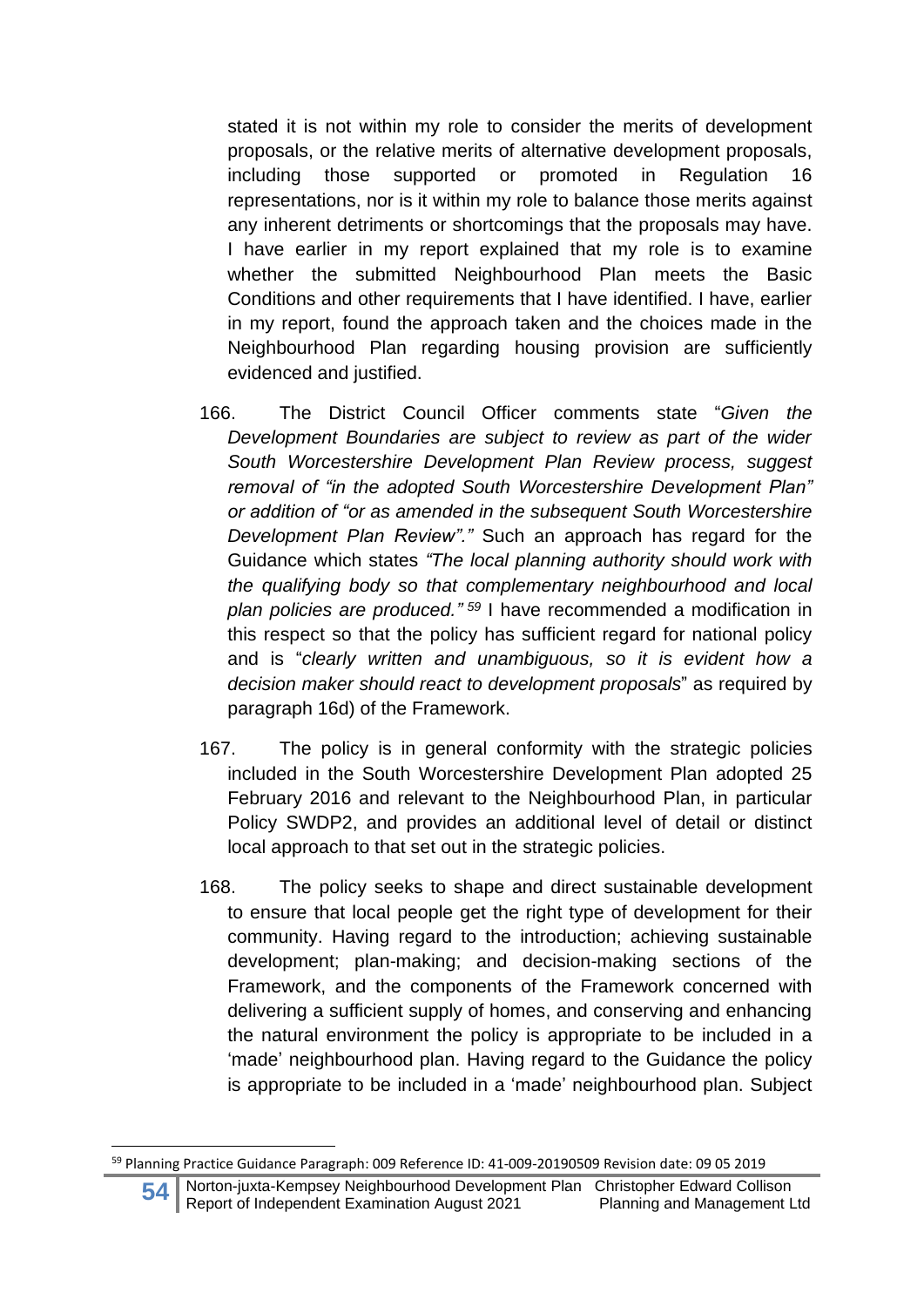stated it is not within my role to consider the merits of development proposals, or the relative merits of alternative development proposals, including those supported or promoted in Regulation 16 representations, nor is it within my role to balance those merits against any inherent detriments or shortcomings that the proposals may have. I have earlier in my report explained that my role is to examine whether the submitted Neighbourhood Plan meets the Basic Conditions and other requirements that I have identified. I have, earlier in my report, found the approach taken and the choices made in the Neighbourhood Plan regarding housing provision are sufficiently evidenced and justified.

166. The District Council Officer comments state "*Given the Development Boundaries are subject to review as part of the wider South Worcestershire Development Plan Review process, suggest removal of "in the adopted South Worcestershire Development Plan" or addition of "or as amended in the subsequent South Worcestershire Development Plan Review"."* Such an approach has regard for the Guidance which states *"The local planning authority should work with the qualifying body so that complementary neighbourhood and local plan policies are produced."* [59] I have recommended a modification in this respect so that the policy has sufficient regard for national policy and is "*clearly written and unambiguous, so it is evident how a decision maker should react to development proposals*" as required by paragraph 16d) of the Framework.

167. The policy is in general conformity with the strategic policies included in the South Worcestershire Development Plan adopted 25 February 2016 and relevant to the Neighbourhood Plan, in particular Policy SWDP2, and provides an additional level of detail or distinct local approach to that set out in the strategic policies.

168. The policy seeks to shape and direct sustainable development to ensure that local people get the right type of development for their community. Having regard to the introduction; achieving sustainable development; plan-making; and decision-making sections of the Framework, and the components of the Framework concerned with delivering a sufficient supply of homes, and conserving and enhancing the natural environment the policy is appropriate to be included in a 'made' neighbourhood plan. Having regard to the Guidance the policy is appropriate to be included in a 'made' neighbourhood plan. Subject

[59] Planning Practice Guidance Paragraph: 009 Reference ID: 41-009-20190509 Revision date: 09 05 2019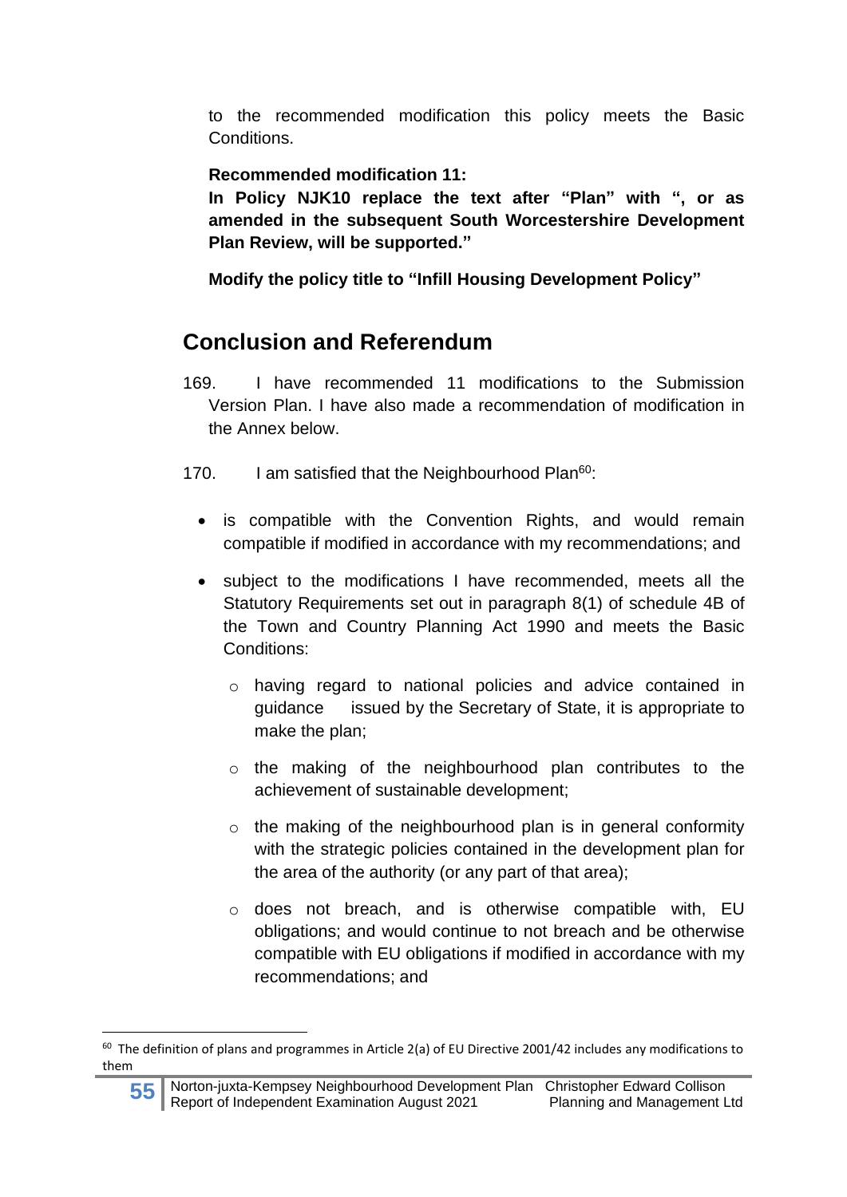to the recommended modification this policy meets the Basic Conditions.

**Recommended modification 11:**
**In Policy NJK10 replace the text after "Plan" with ", or as amended in the subsequent South Worcestershire Development Plan Review, will be supported."**

**Modify the policy title to "Infill Housing Development Policy"**

## Conclusion and Referendum

169. I have recommended 11 modifications to the Submission Version Plan. I have also made a recommendation of modification in the Annex below.

170. I am satisfied that the Neighbourhood Plan[60]:

- is compatible with the Convention Rights, and would remain compatible if modified in accordance with my recommendations; and
- subject to the modifications I have recommended, meets all the Statutory Requirements set out in paragraph 8(1) of schedule 4B of the Town and Country Planning Act 1990 and meets the Basic Conditions:
  - having regard to national policies and advice contained in guidance issued by the Secretary of State, it is appropriate to make the plan;
  - the making of the neighbourhood plan contributes to the achievement of sustainable development;
  - the making of the neighbourhood plan is in general conformity with the strategic policies contained in the development plan for the area of the authority (or any part of that area);
  - does not breach, and is otherwise compatible with, EU obligations; and would continue to not breach and be otherwise compatible with EU obligations if modified in accordance with my recommendations; and

[60] The definition of plans and programmes in Article 2(a) of EU Directive 2001/42 includes any modifications to them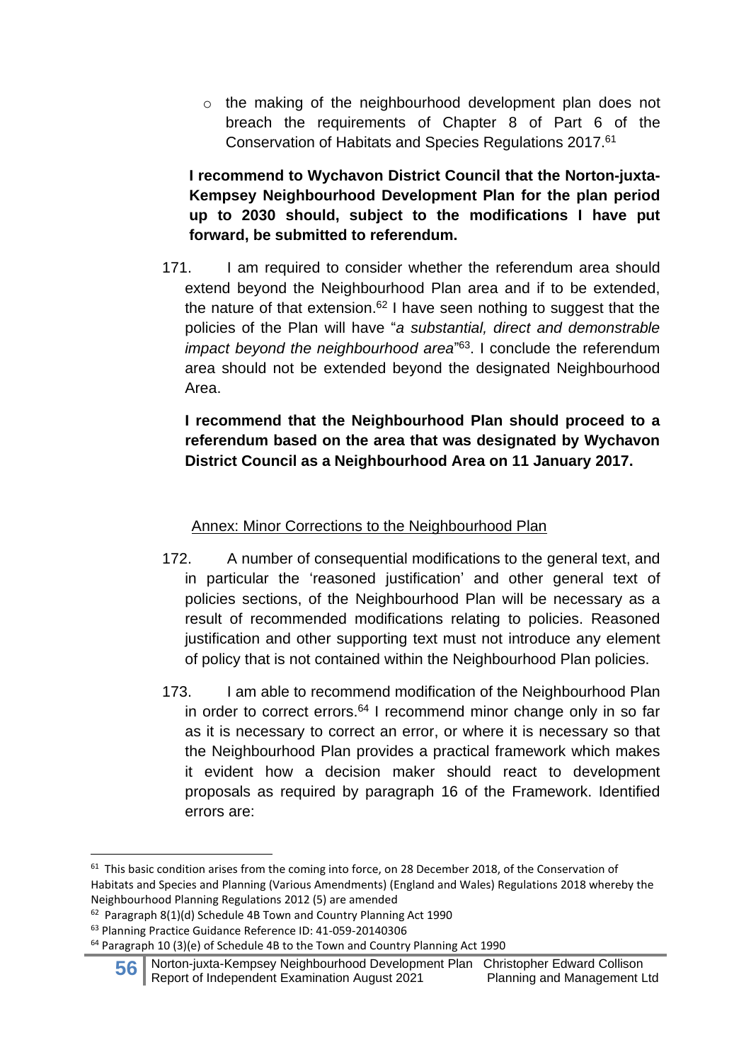- the making of the neighbourhood development plan does not breach the requirements of Chapter 8 of Part 6 of the Conservation of Habitats and Species Regulations 2017.[61]

**I recommend to Wychavon District Council that the Norton-juxta-Kempsey Neighbourhood Development Plan for the plan period up to 2030 should, subject to the modifications I have put forward, be submitted to referendum.**

171. I am required to consider whether the referendum area should extend beyond the Neighbourhood Plan area and if to be extended, the nature of that extension.[62] I have seen nothing to suggest that the policies of the Plan will have "*a substantial, direct and demonstrable impact beyond the neighbourhood area*"[63]. I conclude the referendum area should not be extended beyond the designated Neighbourhood Area.

**I recommend that the Neighbourhood Plan should proceed to a referendum based on the area that was designated by Wychavon District Council as a Neighbourhood Area on 11 January 2017.**

## Annex: Minor Corrections to the Neighbourhood Plan

172. A number of consequential modifications to the general text, and in particular the 'reasoned justification' and other general text of policies sections, of the Neighbourhood Plan will be necessary as a result of recommended modifications relating to policies. Reasoned justification and other supporting text must not introduce any element of policy that is not contained within the Neighbourhood Plan policies.

173. I am able to recommend modification of the Neighbourhood Plan in order to correct errors.[64] I recommend minor change only in so far as it is necessary to correct an error, or where it is necessary so that the Neighbourhood Plan provides a practical framework which makes it evident how a decision maker should react to development proposals as required by paragraph 16 of the Framework. Identified errors are:

---

[61] This basic condition arises from the coming into force, on 28 December 2018, of the Conservation of Habitats and Species and Planning (Various Amendments) (England and Wales) Regulations 2018 whereby the Neighbourhood Planning Regulations 2012 (5) are amended

[62] Paragraph 8(1)(d) Schedule 4B Town and Country Planning Act 1990

[63] Planning Practice Guidance Reference ID: 41-059-20140306

[64] Paragraph 10 (3)(e) of Schedule 4B to the Town and Country Planning Act 1990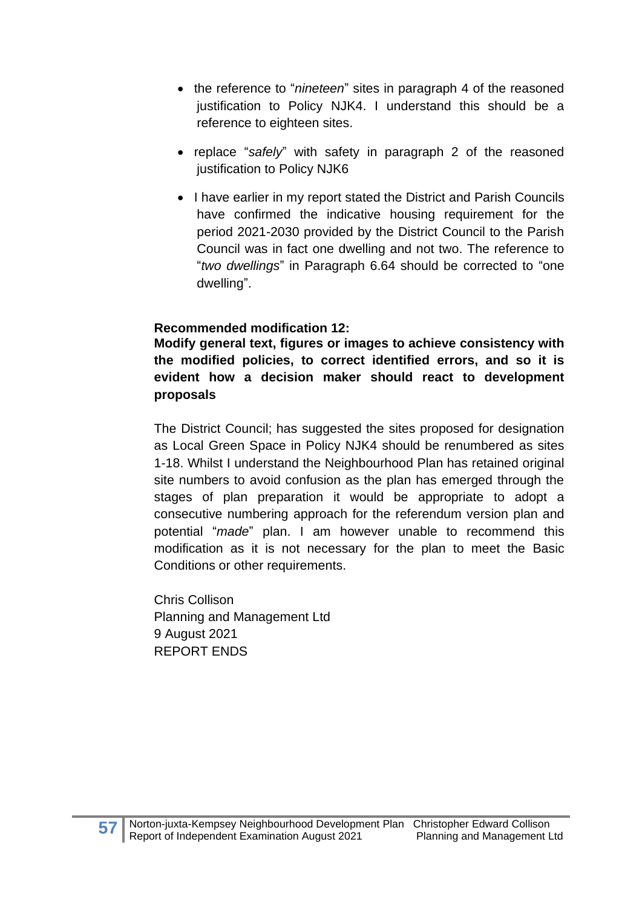- the reference to "*nineteen*" sites in paragraph 4 of the reasoned justification to Policy NJK4. I understand this should be a reference to eighteen sites.
- replace "*safely*" with safety in paragraph 2 of the reasoned justification to Policy NJK6
- I have earlier in my report stated the District and Parish Councils have confirmed the indicative housing requirement for the period 2021-2030 provided by the District Council to the Parish Council was in fact one dwelling and not two. The reference to "*two dwellings*" in Paragraph 6.64 should be corrected to "one dwelling".

**Recommended modification 12:**
**Modify general text, figures or images to achieve consistency with the modified policies, to correct identified errors, and so it is evident how a decision maker should react to development proposals**

The District Council; has suggested the sites proposed for designation as Local Green Space in Policy NJK4 should be renumbered as sites 1-18. Whilst I understand the Neighbourhood Plan has retained original site numbers to avoid confusion as the plan has emerged through the stages of plan preparation it would be appropriate to adopt a consecutive numbering approach for the referendum version plan and potential "*made*" plan. I am however unable to recommend this modification as it is not necessary for the plan to meet the Basic Conditions or other requirements.

Chris Collison
Planning and Management Ltd
9 August 2021
REPORT ENDS